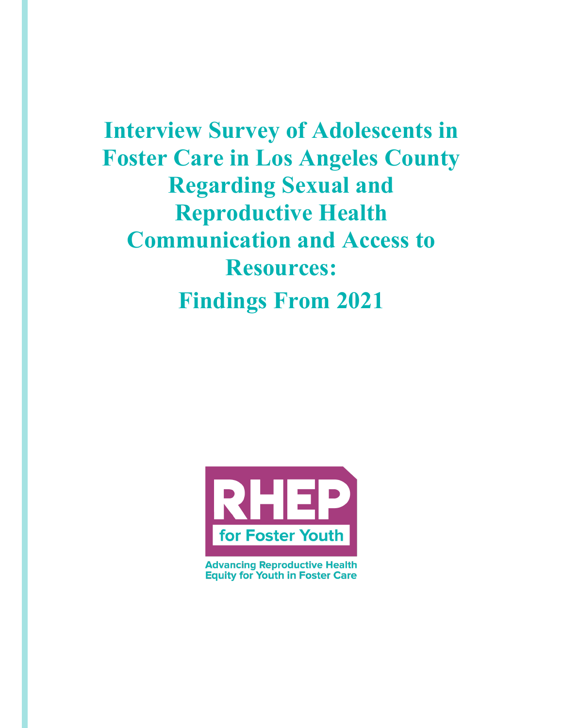# Interview Survey of Adolescents in Foster Care in Los Angeles County Regarding Sexual and Reproductive Health Communication and Access to Resources:

## Findings From 2021

RHEP for Foster Youth

Advancing Reproductive Health Equity for Youth in Foster Care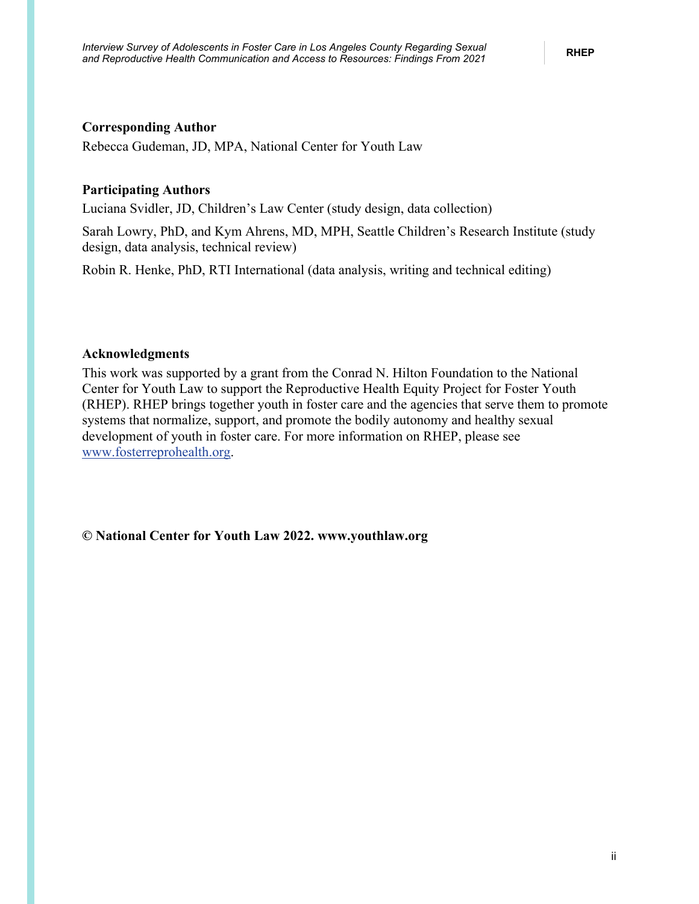**Corresponding Author**

Rebecca Gudeman, JD, MPA, National Center for Youth Law

**Participating Authors**

Luciana Svidler, JD, Children's Law Center (study design, data collection)

Sarah Lowry, PhD, and Kym Ahrens, MD, MPH, Seattle Children's Research Institute (study design, data analysis, technical review)

Robin R. Henke, PhD, RTI International (data analysis, writing and technical editing)

**Acknowledgments**

This work was supported by a grant from the Conrad N. Hilton Foundation to the National Center for Youth Law to support the Reproductive Health Equity Project for Foster Youth (RHEP). RHEP brings together youth in foster care and the agencies that serve them to promote systems that normalize, support, and promote the bodily autonomy and healthy sexual development of youth in foster care. For more information on RHEP, please see www.fosterreprohealth.org.

**© National Center for Youth Law 2022. www.youthlaw.org**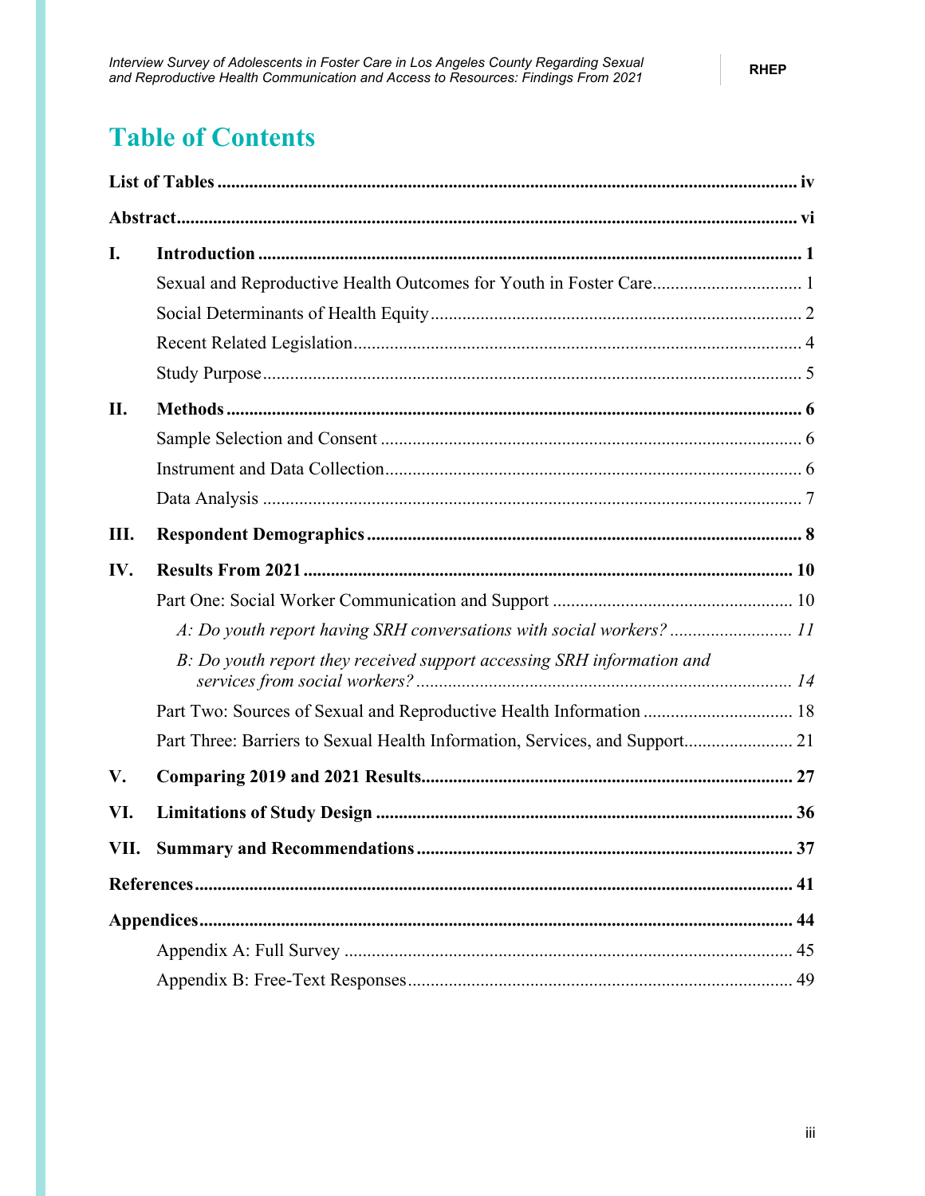# Table of Contents

**List of Tables** ............................................................ iv

**Abstract** ............................................................ vi

**I. Introduction** ............................................................ 1

- Sexual and Reproductive Health Outcomes for Youth in Foster Care ............ 1
- Social Determinants of Health Equity ............ 2
- Recent Related Legislation ............ 4
- Study Purpose ............ 5

**II. Methods** ............................................................ 6

- Sample Selection and Consent ............ 6
- Instrument and Data Collection ............ 6
- Data Analysis ............ 7

**III. Respondent Demographics** ............................................................ 8

**IV. Results From 2021** ............................................................ 10

- Part One: Social Worker Communication and Support ............ 10
  - *A: Do youth report having SRH conversations with social workers?* ............ *11*
  - *B: Do youth report they received support accessing SRH information and services from social workers?* ............ *14*
- Part Two: Sources of Sexual and Reproductive Health Information ............ 18
- Part Three: Barriers to Sexual Health Information, Services, and Support ............ 21

**V. Comparing 2019 and 2021 Results** ............................................................ 27

**VI. Limitations of Study Design** ............................................................ 36

**VII. Summary and Recommendations** ............................................................ 37

**References** ............................................................ 41

**Appendices** ............................................................ 44

- Appendix A: Full Survey ............ 45
- Appendix B: Free-Text Responses ............ 49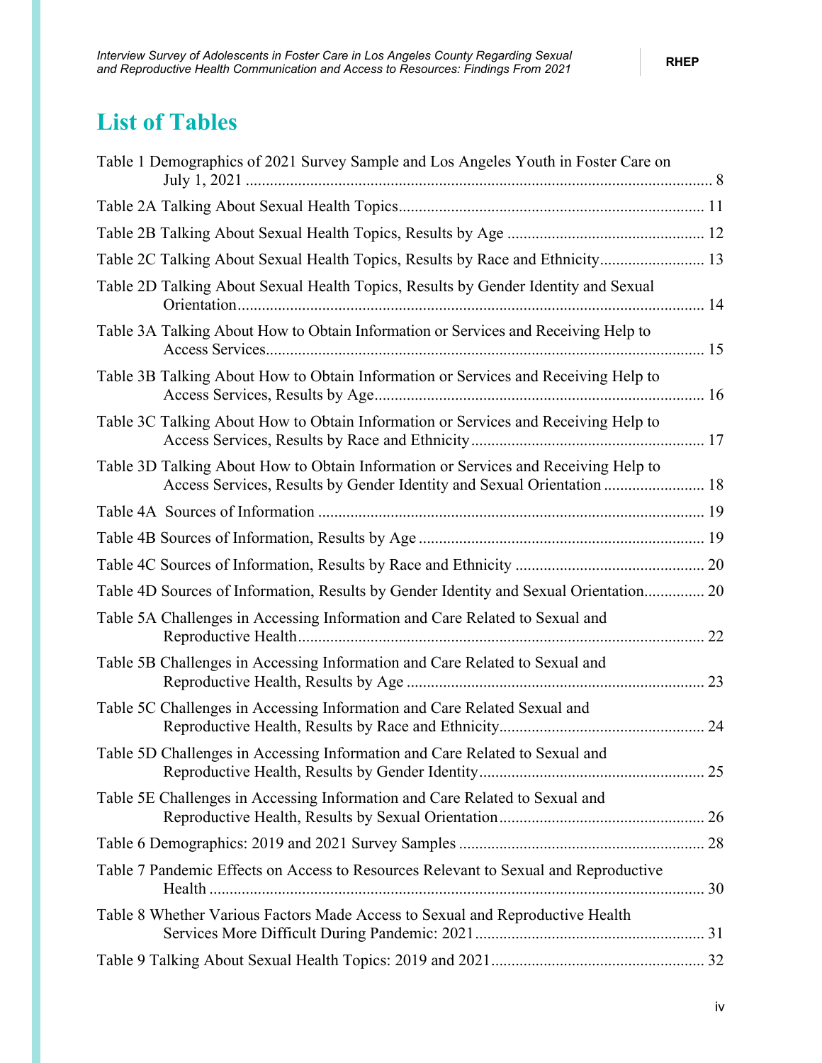# List of Tables

Table 1 Demographics of 2021 Survey Sample and Los Angeles Youth in Foster Care on July 1, 2021 .......... 8

Table 2A Talking About Sexual Health Topics .......... 11

Table 2B Talking About Sexual Health Topics, Results by Age .......... 12

Table 2C Talking About Sexual Health Topics, Results by Race and Ethnicity .......... 13

Table 2D Talking About Sexual Health Topics, Results by Gender Identity and Sexual Orientation .......... 14

Table 3A Talking About How to Obtain Information or Services and Receiving Help to Access Services .......... 15

Table 3B Talking About How to Obtain Information or Services and Receiving Help to Access Services, Results by Age .......... 16

Table 3C Talking About How to Obtain Information or Services and Receiving Help to Access Services, Results by Race and Ethnicity .......... 17

Table 3D Talking About How to Obtain Information or Services and Receiving Help to Access Services, Results by Gender Identity and Sexual Orientation .......... 18

Table 4A Sources of Information .......... 19

Table 4B Sources of Information, Results by Age .......... 19

Table 4C Sources of Information, Results by Race and Ethnicity .......... 20

Table 4D Sources of Information, Results by Gender Identity and Sexual Orientation .......... 20

Table 5A Challenges in Accessing Information and Care Related to Sexual and Reproductive Health .......... 22

Table 5B Challenges in Accessing Information and Care Related to Sexual and Reproductive Health, Results by Age .......... 23

Table 5C Challenges in Accessing Information and Care Related Sexual and Reproductive Health, Results by Race and Ethnicity .......... 24

Table 5D Challenges in Accessing Information and Care Related to Sexual and Reproductive Health, Results by Gender Identity .......... 25

Table 5E Challenges in Accessing Information and Care Related to Sexual and Reproductive Health, Results by Sexual Orientation .......... 26

Table 6 Demographics: 2019 and 2021 Survey Samples .......... 28

Table 7 Pandemic Effects on Access to Resources Relevant to Sexual and Reproductive Health .......... 30

Table 8 Whether Various Factors Made Access to Sexual and Reproductive Health Services More Difficult During Pandemic: 2021 .......... 31

Table 9 Talking About Sexual Health Topics: 2019 and 2021 .......... 32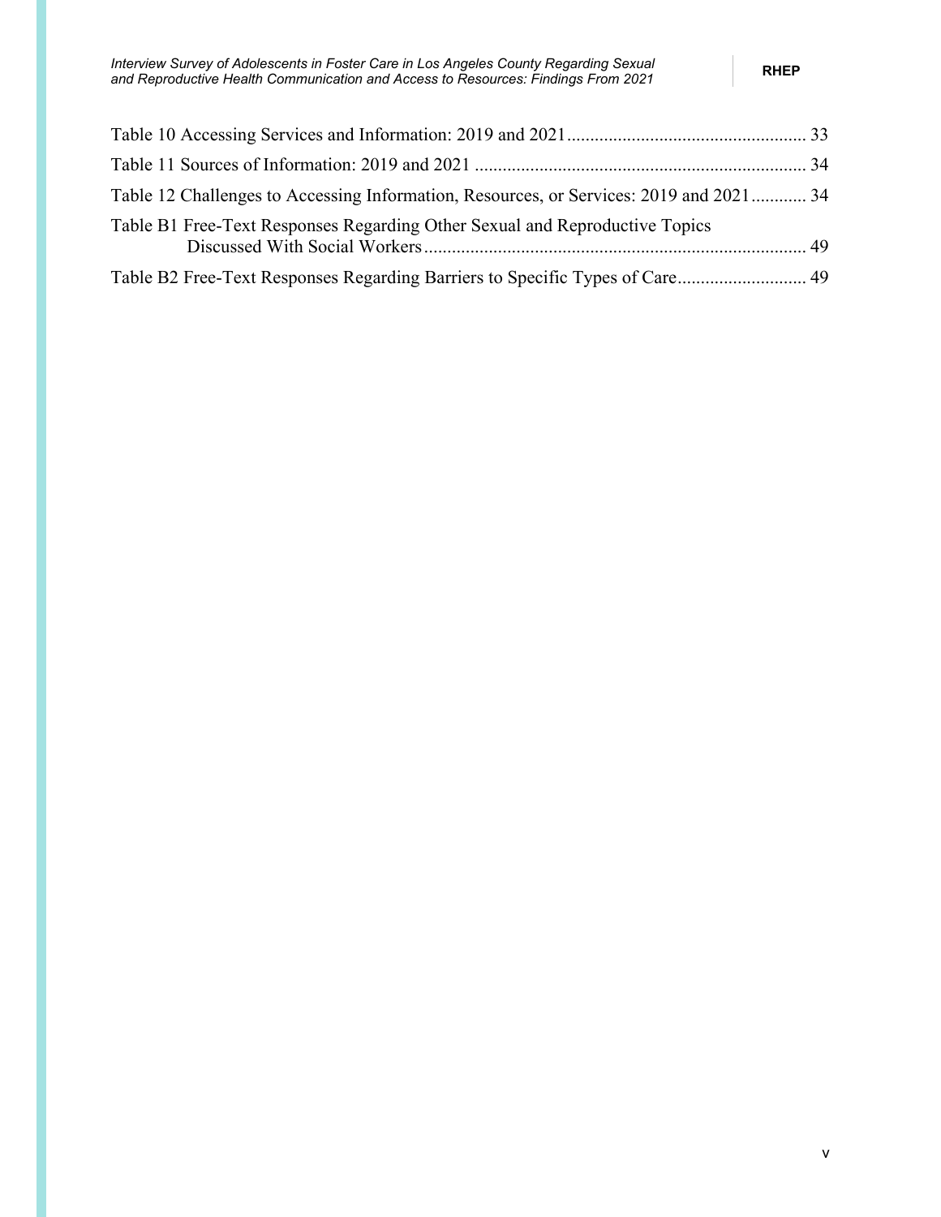Table 10 Accessing Services and Information: 2019 and 2021 .................................................... 33

Table 11 Sources of Information: 2019 and 2021 ....................................................................... 34

Table 12 Challenges to Accessing Information, Resources, or Services: 2019 and 2021 ............ 34

Table B1 Free-Text Responses Regarding Other Sexual and Reproductive Topics Discussed With Social Workers .................................................................................. 49

Table B2 Free-Text Responses Regarding Barriers to Specific Types of Care ............................ 49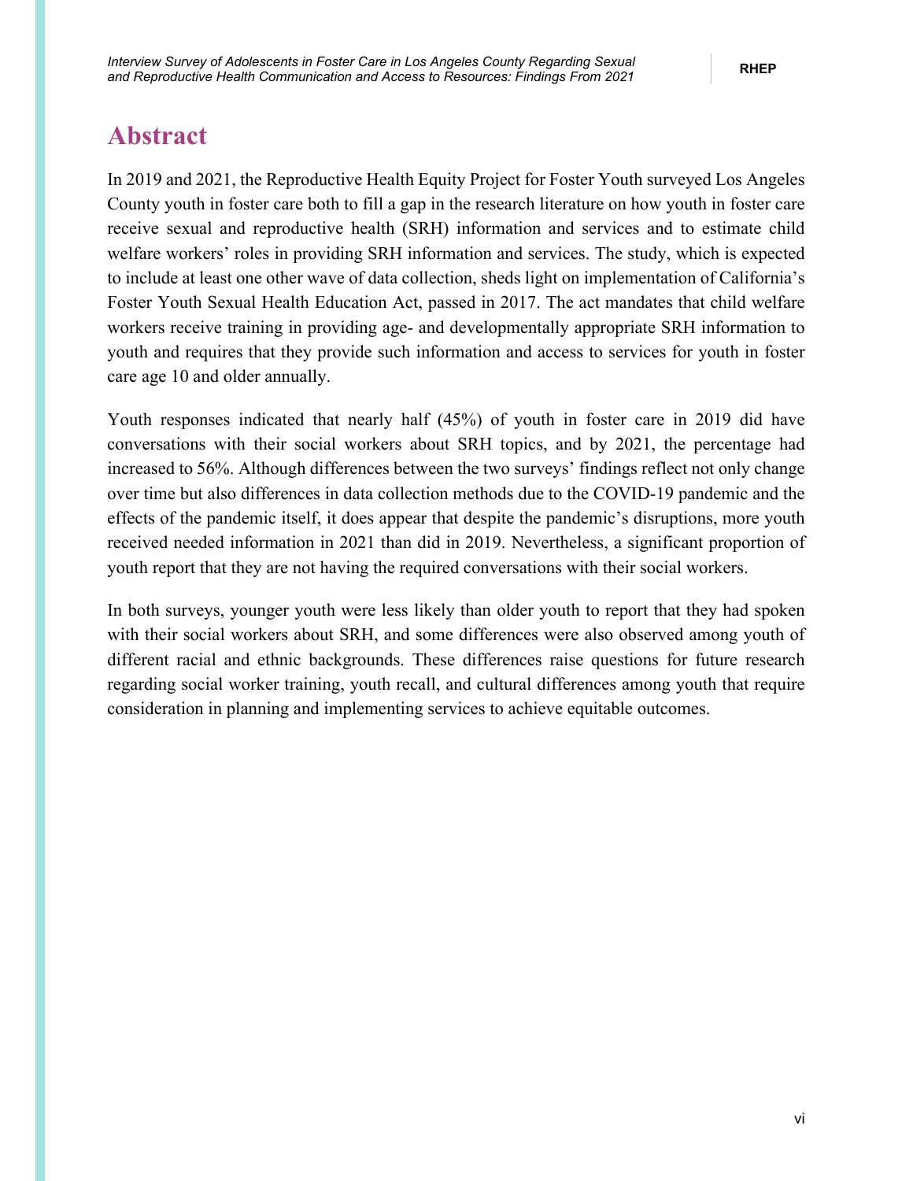# Abstract

In 2019 and 2021, the Reproductive Health Equity Project for Foster Youth surveyed Los Angeles County youth in foster care both to fill a gap in the research literature on how youth in foster care receive sexual and reproductive health (SRH) information and services and to estimate child welfare workers' roles in providing SRH information and services. The study, which is expected to include at least one other wave of data collection, sheds light on implementation of California's Foster Youth Sexual Health Education Act, passed in 2017. The act mandates that child welfare workers receive training in providing age- and developmentally appropriate SRH information to youth and requires that they provide such information and access to services for youth in foster care age 10 and older annually.

Youth responses indicated that nearly half (45%) of youth in foster care in 2019 did have conversations with their social workers about SRH topics, and by 2021, the percentage had increased to 56%. Although differences between the two surveys' findings reflect not only change over time but also differences in data collection methods due to the COVID-19 pandemic and the effects of the pandemic itself, it does appear that despite the pandemic's disruptions, more youth received needed information in 2021 than did in 2019. Nevertheless, a significant proportion of youth report that they are not having the required conversations with their social workers.

In both surveys, younger youth were less likely than older youth to report that they had spoken with their social workers about SRH, and some differences were also observed among youth of different racial and ethnic backgrounds. These differences raise questions for future research regarding social worker training, youth recall, and cultural differences among youth that require consideration in planning and implementing services to achieve equitable outcomes.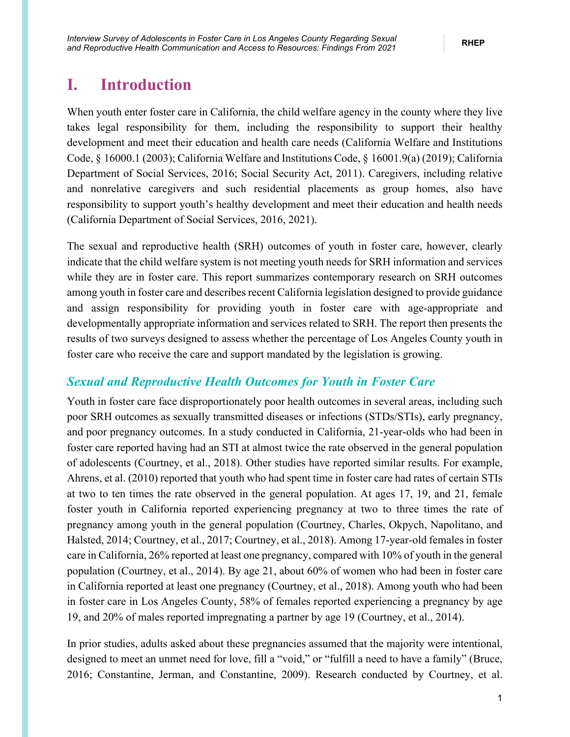# I. Introduction

When youth enter foster care in California, the child welfare agency in the county where they live takes legal responsibility for them, including the responsibility to support their healthy development and meet their education and health care needs (California Welfare and Institutions Code, § 16000.1 (2003); California Welfare and Institutions Code, § 16001.9(a) (2019); California Department of Social Services, 2016; Social Security Act, 2011). Caregivers, including relative and nonrelative caregivers and such residential placements as group homes, also have responsibility to support youth's healthy development and meet their education and health needs (California Department of Social Services, 2016, 2021).

The sexual and reproductive health (SRH) outcomes of youth in foster care, however, clearly indicate that the child welfare system is not meeting youth needs for SRH information and services while they are in foster care. This report summarizes contemporary research on SRH outcomes among youth in foster care and describes recent California legislation designed to provide guidance and assign responsibility for providing youth in foster care with age-appropriate and developmentally appropriate information and services related to SRH. The report then presents the results of two surveys designed to assess whether the percentage of Los Angeles County youth in foster care who receive the care and support mandated by the legislation is growing.

## *Sexual and Reproductive Health Outcomes for Youth in Foster Care*

Youth in foster care face disproportionately poor health outcomes in several areas, including such poor SRH outcomes as sexually transmitted diseases or infections (STDs/STIs), early pregnancy, and poor pregnancy outcomes. In a study conducted in California, 21-year-olds who had been in foster care reported having had an STI at almost twice the rate observed in the general population of adolescents (Courtney, et al., 2018). Other studies have reported similar results. For example, Ahrens, et al. (2010) reported that youth who had spent time in foster care had rates of certain STIs at two to ten times the rate observed in the general population. At ages 17, 19, and 21, female foster youth in California reported experiencing pregnancy at two to three times the rate of pregnancy among youth in the general population (Courtney, Charles, Okpych, Napolitano, and Halsted, 2014; Courtney, et al., 2017; Courtney, et al., 2018). Among 17-year-old females in foster care in California, 26% reported at least one pregnancy, compared with 10% of youth in the general population (Courtney, et al., 2014). By age 21, about 60% of women who had been in foster care in California reported at least one pregnancy (Courtney, et al., 2018). Among youth who had been in foster care in Los Angeles County, 58% of females reported experiencing a pregnancy by age 19, and 20% of males reported impregnating a partner by age 19 (Courtney, et al., 2014).

In prior studies, adults asked about these pregnancies assumed that the majority were intentional, designed to meet an unmet need for love, fill a "void," or "fulfill a need to have a family" (Bruce, 2016; Constantine, Jerman, and Constantine, 2009). Research conducted by Courtney, et al.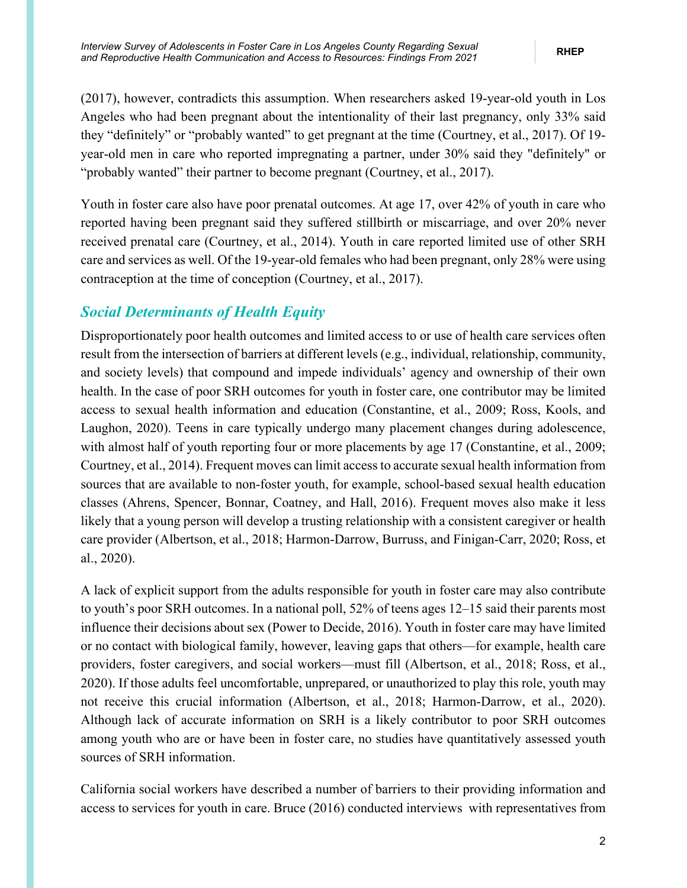(2017), however, contradicts this assumption. When researchers asked 19-year-old youth in Los Angeles who had been pregnant about the intentionality of their last pregnancy, only 33% said they "definitely" or "probably wanted" to get pregnant at the time (Courtney, et al., 2017). Of 19-year-old men in care who reported impregnating a partner, under 30% said they "definitely" or "probably wanted" their partner to become pregnant (Courtney, et al., 2017).

Youth in foster care also have poor prenatal outcomes. At age 17, over 42% of youth in care who reported having been pregnant said they suffered stillbirth or miscarriage, and over 20% never received prenatal care (Courtney, et al., 2014). Youth in care reported limited use of other SRH care and services as well. Of the 19-year-old females who had been pregnant, only 28% were using contraception at the time of conception (Courtney, et al., 2017).

## *Social Determinants of Health Equity*

Disproportionately poor health outcomes and limited access to or use of health care services often result from the intersection of barriers at different levels (e.g., individual, relationship, community, and society levels) that compound and impede individuals' agency and ownership of their own health. In the case of poor SRH outcomes for youth in foster care, one contributor may be limited access to sexual health information and education (Constantine, et al., 2009; Ross, Kools, and Laughon, 2020). Teens in care typically undergo many placement changes during adolescence, with almost half of youth reporting four or more placements by age 17 (Constantine, et al., 2009; Courtney, et al., 2014). Frequent moves can limit access to accurate sexual health information from sources that are available to non-foster youth, for example, school-based sexual health education classes (Ahrens, Spencer, Bonnar, Coatney, and Hall, 2016). Frequent moves also make it less likely that a young person will develop a trusting relationship with a consistent caregiver or health care provider (Albertson, et al., 2018; Harmon-Darrow, Burruss, and Finigan-Carr, 2020; Ross, et al., 2020).

A lack of explicit support from the adults responsible for youth in foster care may also contribute to youth's poor SRH outcomes. In a national poll, 52% of teens ages 12–15 said their parents most influence their decisions about sex (Power to Decide, 2016). Youth in foster care may have limited or no contact with biological family, however, leaving gaps that others—for example, health care providers, foster caregivers, and social workers—must fill (Albertson, et al., 2018; Ross, et al., 2020). If those adults feel uncomfortable, unprepared, or unauthorized to play this role, youth may not receive this crucial information (Albertson, et al., 2018; Harmon-Darrow, et al., 2020). Although lack of accurate information on SRH is a likely contributor to poor SRH outcomes among youth who are or have been in foster care, no studies have quantitatively assessed youth sources of SRH information.

California social workers have described a number of barriers to their providing information and access to services for youth in care. Bruce (2016) conducted interviews with representatives from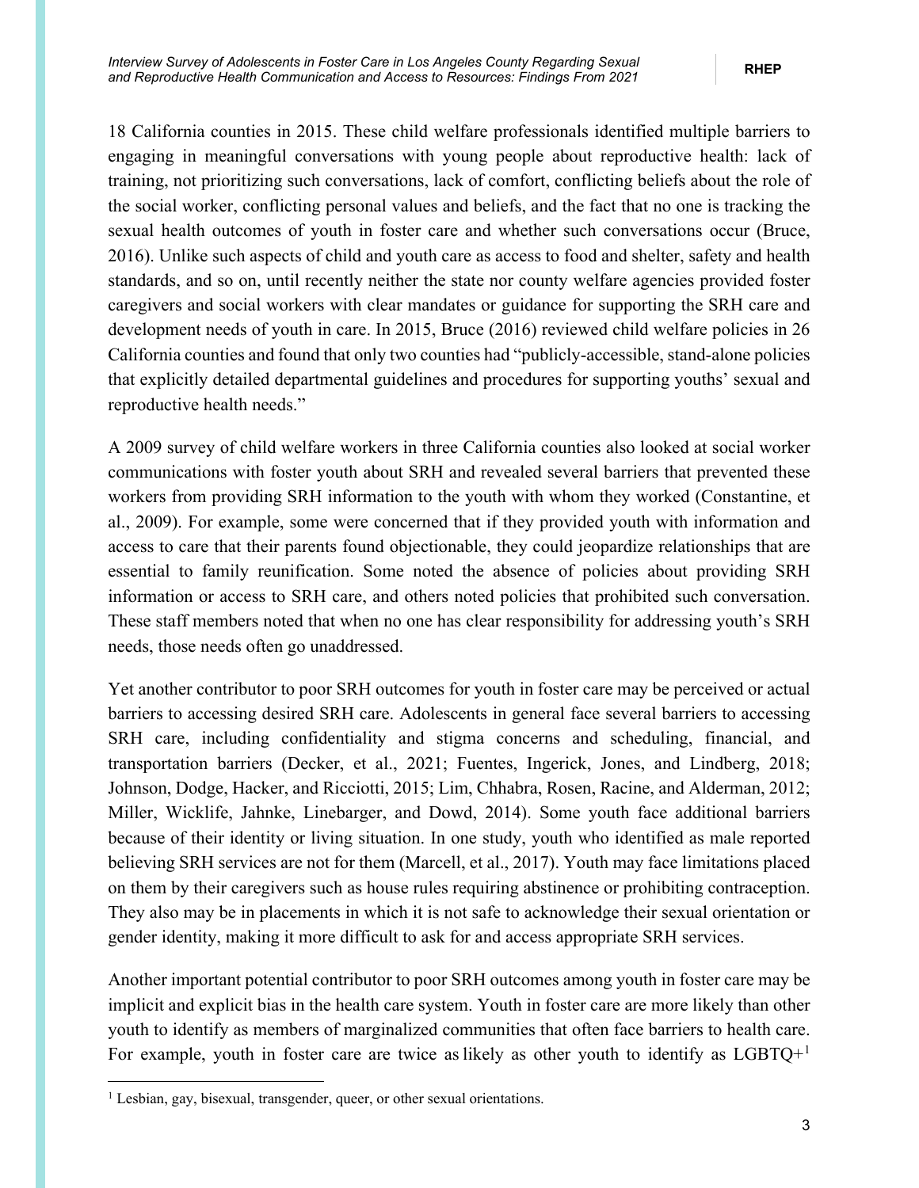18 California counties in 2015. These child welfare professionals identified multiple barriers to engaging in meaningful conversations with young people about reproductive health: lack of training, not prioritizing such conversations, lack of comfort, conflicting beliefs about the role of the social worker, conflicting personal values and beliefs, and the fact that no one is tracking the sexual health outcomes of youth in foster care and whether such conversations occur (Bruce, 2016). Unlike such aspects of child and youth care as access to food and shelter, safety and health standards, and so on, until recently neither the state nor county welfare agencies provided foster caregivers and social workers with clear mandates or guidance for supporting the SRH care and development needs of youth in care. In 2015, Bruce (2016) reviewed child welfare policies in 26 California counties and found that only two counties had "publicly-accessible, stand-alone policies that explicitly detailed departmental guidelines and procedures for supporting youths' sexual and reproductive health needs."

A 2009 survey of child welfare workers in three California counties also looked at social worker communications with foster youth about SRH and revealed several barriers that prevented these workers from providing SRH information to the youth with whom they worked (Constantine, et al., 2009). For example, some were concerned that if they provided youth with information and access to care that their parents found objectionable, they could jeopardize relationships that are essential to family reunification. Some noted the absence of policies about providing SRH information or access to SRH care, and others noted policies that prohibited such conversation. These staff members noted that when no one has clear responsibility for addressing youth's SRH needs, those needs often go unaddressed.

Yet another contributor to poor SRH outcomes for youth in foster care may be perceived or actual barriers to accessing desired SRH care. Adolescents in general face several barriers to accessing SRH care, including confidentiality and stigma concerns and scheduling, financial, and transportation barriers (Decker, et al., 2021; Fuentes, Ingerick, Jones, and Lindberg, 2018; Johnson, Dodge, Hacker, and Ricciotti, 2015; Lim, Chhabra, Rosen, Racine, and Alderman, 2012; Miller, Wicklife, Jahnke, Linebarger, and Dowd, 2014). Some youth face additional barriers because of their identity or living situation. In one study, youth who identified as male reported believing SRH services are not for them (Marcell, et al., 2017). Youth may face limitations placed on them by their caregivers such as house rules requiring abstinence or prohibiting contraception. They also may be in placements in which it is not safe to acknowledge their sexual orientation or gender identity, making it more difficult to ask for and access appropriate SRH services.

Another important potential contributor to poor SRH outcomes among youth in foster care may be implicit and explicit bias in the health care system. Youth in foster care are more likely than other youth to identify as members of marginalized communities that often face barriers to health care. For example, youth in foster care are twice as likely as other youth to identify as LGBTQ+[1]

[1] Lesbian, gay, bisexual, transgender, queer, or other sexual orientations.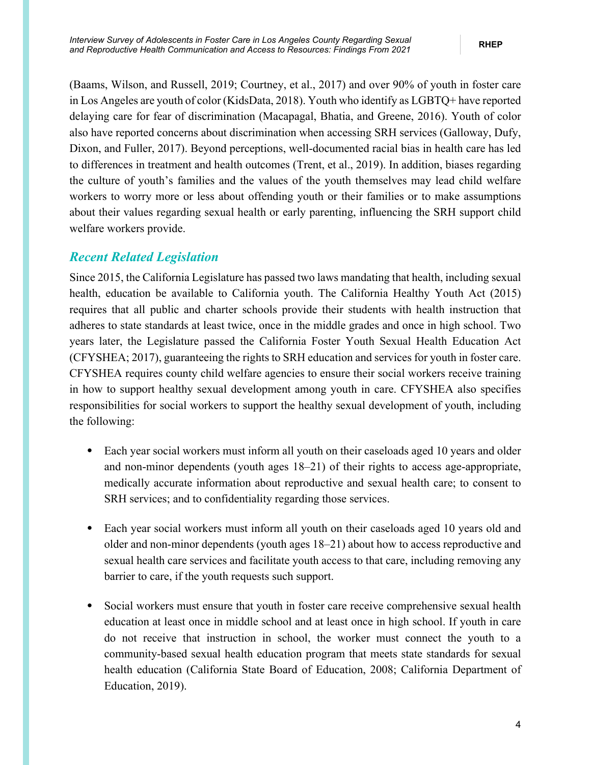(Baams, Wilson, and Russell, 2019; Courtney, et al., 2017) and over 90% of youth in foster care in Los Angeles are youth of color (KidsData, 2018). Youth who identify as LGBTQ+ have reported delaying care for fear of discrimination (Macapagal, Bhatia, and Greene, 2016). Youth of color also have reported concerns about discrimination when accessing SRH services (Galloway, Dufy, Dixon, and Fuller, 2017). Beyond perceptions, well-documented racial bias in health care has led to differences in treatment and health outcomes (Trent, et al., 2019). In addition, biases regarding the culture of youth's families and the values of the youth themselves may lead child welfare workers to worry more or less about offending youth or their families or to make assumptions about their values regarding sexual health or early parenting, influencing the SRH support child welfare workers provide.

### *Recent Related Legislation*

Since 2015, the California Legislature has passed two laws mandating that health, including sexual health, education be available to California youth. The California Healthy Youth Act (2015) requires that all public and charter schools provide their students with health instruction that adheres to state standards at least twice, once in the middle grades and once in high school. Two years later, the Legislature passed the California Foster Youth Sexual Health Education Act (CFYSHEA; 2017), guaranteeing the rights to SRH education and services for youth in foster care. CFYSHEA requires county child welfare agencies to ensure their social workers receive training in how to support healthy sexual development among youth in care. CFYSHEA also specifies responsibilities for social workers to support the healthy sexual development of youth, including the following:

- Each year social workers must inform all youth on their caseloads aged 10 years and older and non-minor dependents (youth ages 18–21) of their rights to access age-appropriate, medically accurate information about reproductive and sexual health care; to consent to SRH services; and to confidentiality regarding those services.
- Each year social workers must inform all youth on their caseloads aged 10 years old and older and non-minor dependents (youth ages 18–21) about how to access reproductive and sexual health care services and facilitate youth access to that care, including removing any barrier to care, if the youth requests such support.
- Social workers must ensure that youth in foster care receive comprehensive sexual health education at least once in middle school and at least once in high school. If youth in care do not receive that instruction in school, the worker must connect the youth to a community-based sexual health education program that meets state standards for sexual health education (California State Board of Education, 2008; California Department of Education, 2019).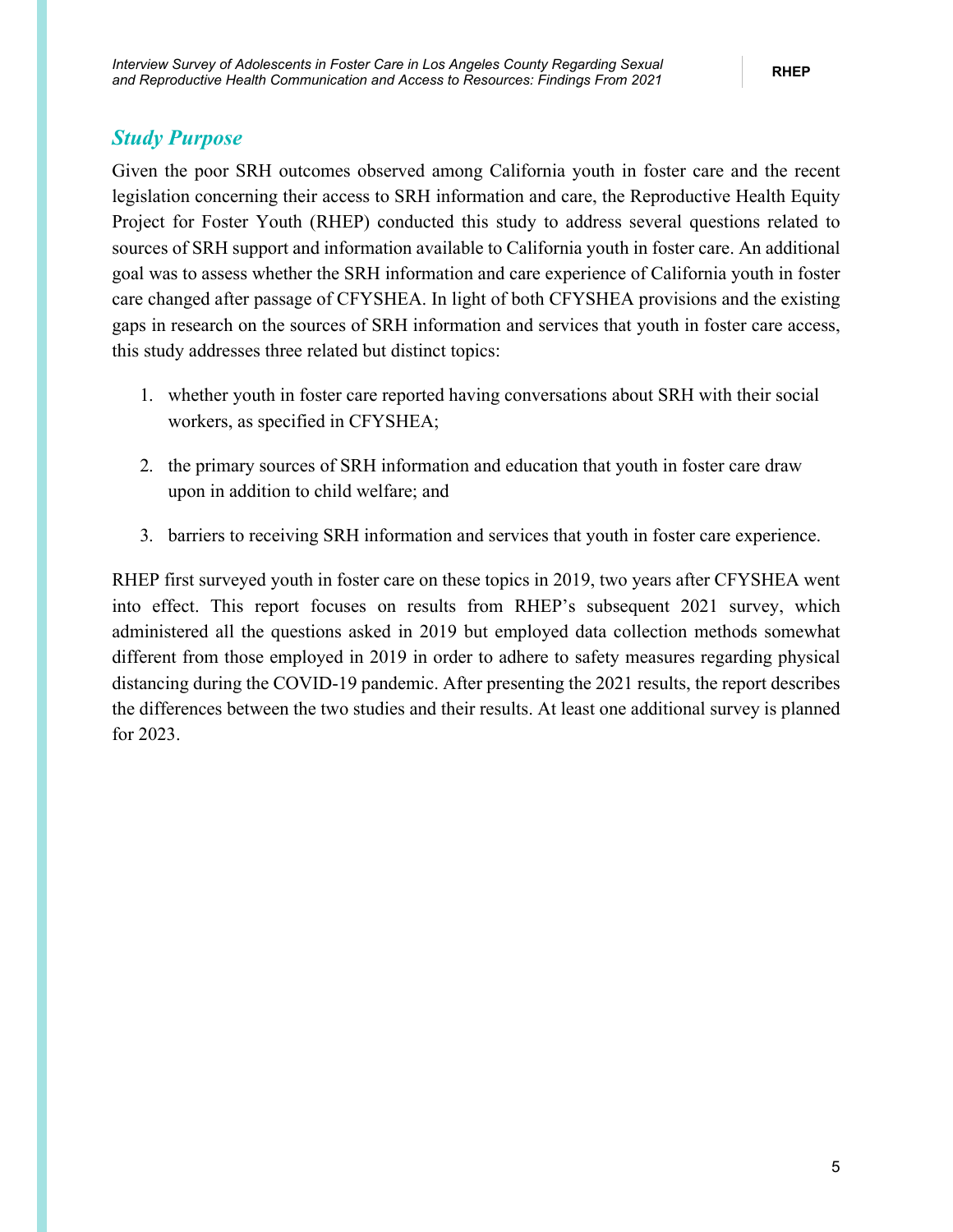## *Study Purpose*

Given the poor SRH outcomes observed among California youth in foster care and the recent legislation concerning their access to SRH information and care, the Reproductive Health Equity Project for Foster Youth (RHEP) conducted this study to address several questions related to sources of SRH support and information available to California youth in foster care. An additional goal was to assess whether the SRH information and care experience of California youth in foster care changed after passage of CFYSHEA. In light of both CFYSHEA provisions and the existing gaps in research on the sources of SRH information and services that youth in foster care access, this study addresses three related but distinct topics:

1. whether youth in foster care reported having conversations about SRH with their social workers, as specified in CFYSHEA;
2. the primary sources of SRH information and education that youth in foster care draw upon in addition to child welfare; and
3. barriers to receiving SRH information and services that youth in foster care experience.

RHEP first surveyed youth in foster care on these topics in 2019, two years after CFYSHEA went into effect. This report focuses on results from RHEP's subsequent 2021 survey, which administered all the questions asked in 2019 but employed data collection methods somewhat different from those employed in 2019 in order to adhere to safety measures regarding physical distancing during the COVID-19 pandemic. After presenting the 2021 results, the report describes the differences between the two studies and their results. At least one additional survey is planned for 2023.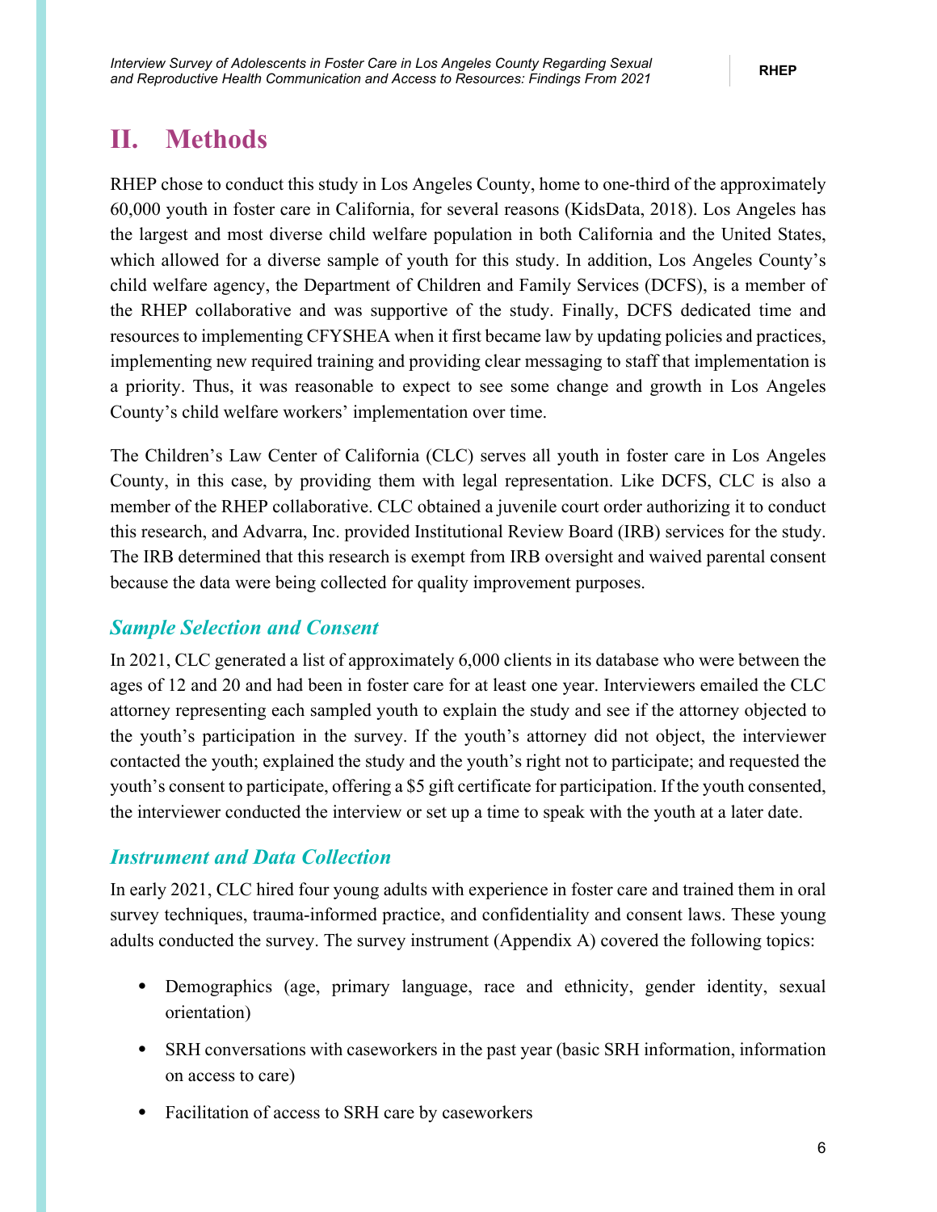## II. Methods

RHEP chose to conduct this study in Los Angeles County, home to one-third of the approximately 60,000 youth in foster care in California, for several reasons (KidsData, 2018). Los Angeles has the largest and most diverse child welfare population in both California and the United States, which allowed for a diverse sample of youth for this study. In addition, Los Angeles County's child welfare agency, the Department of Children and Family Services (DCFS), is a member of the RHEP collaborative and was supportive of the study. Finally, DCFS dedicated time and resources to implementing CFYSHEA when it first became law by updating policies and practices, implementing new required training and providing clear messaging to staff that implementation is a priority. Thus, it was reasonable to expect to see some change and growth in Los Angeles County's child welfare workers' implementation over time.

The Children's Law Center of California (CLC) serves all youth in foster care in Los Angeles County, in this case, by providing them with legal representation. Like DCFS, CLC is also a member of the RHEP collaborative. CLC obtained a juvenile court order authorizing it to conduct this research, and Advarra, Inc. provided Institutional Review Board (IRB) services for the study. The IRB determined that this research is exempt from IRB oversight and waived parental consent because the data were being collected for quality improvement purposes.

### *Sample Selection and Consent*

In 2021, CLC generated a list of approximately 6,000 clients in its database who were between the ages of 12 and 20 and had been in foster care for at least one year. Interviewers emailed the CLC attorney representing each sampled youth to explain the study and see if the attorney objected to the youth's participation in the survey. If the youth's attorney did not object, the interviewer contacted the youth; explained the study and the youth's right not to participate; and requested the youth's consent to participate, offering a $5 gift certificate for participation. If the youth consented, the interviewer conducted the interview or set up a time to speak with the youth at a later date.

### *Instrument and Data Collection*

In early 2021, CLC hired four young adults with experience in foster care and trained them in oral survey techniques, trauma-informed practice, and confidentiality and consent laws. These young adults conducted the survey. The survey instrument (Appendix A) covered the following topics:

- Demographics (age, primary language, race and ethnicity, gender identity, sexual orientation)
- SRH conversations with caseworkers in the past year (basic SRH information, information on access to care)
- Facilitation of access to SRH care by caseworkers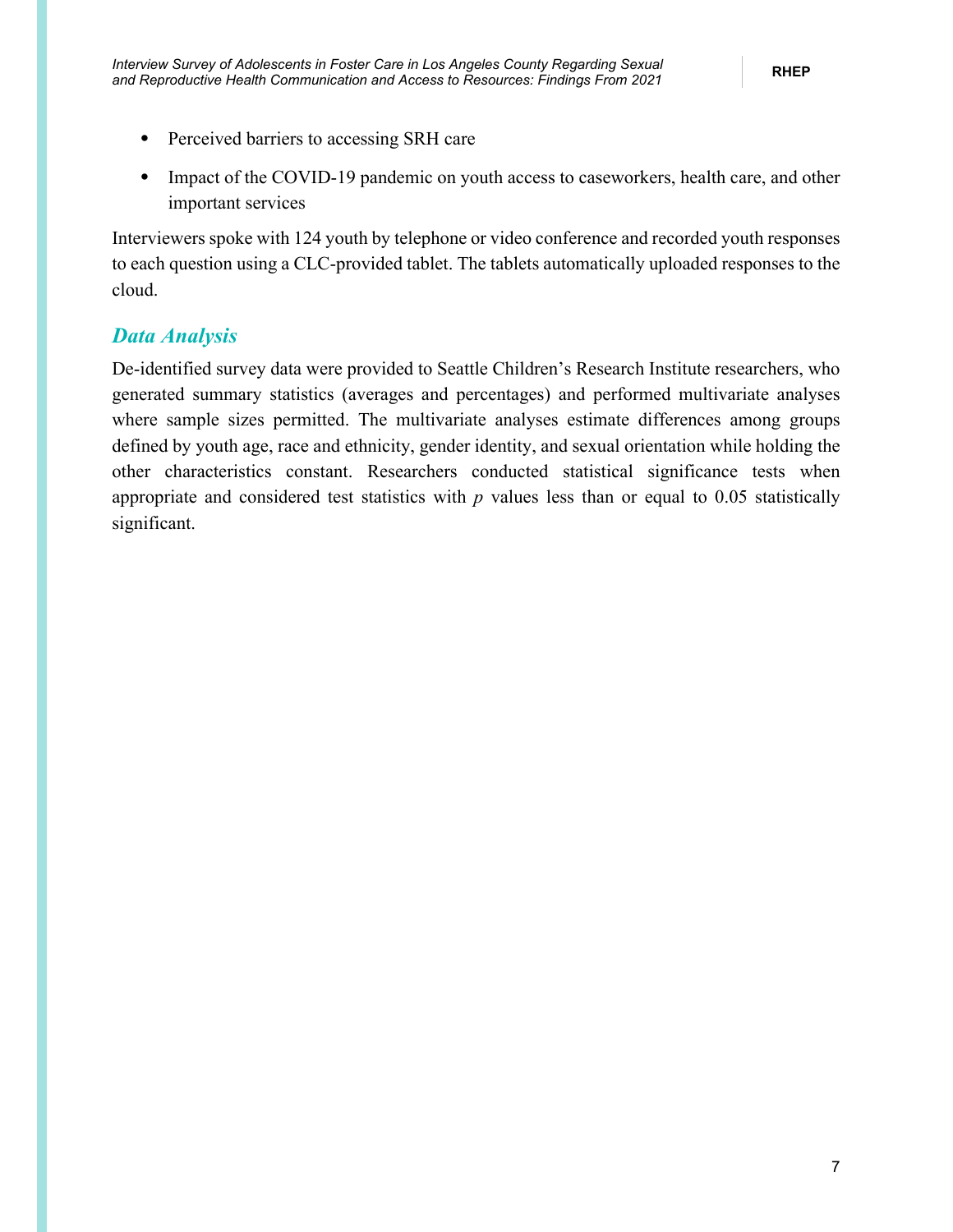- Perceived barriers to accessing SRH care
- Impact of the COVID-19 pandemic on youth access to caseworkers, health care, and other important services

Interviewers spoke with 124 youth by telephone or video conference and recorded youth responses to each question using a CLC-provided tablet. The tablets automatically uploaded responses to the cloud.

## *Data Analysis*

De-identified survey data were provided to Seattle Children's Research Institute researchers, who generated summary statistics (averages and percentages) and performed multivariate analyses where sample sizes permitted. The multivariate analyses estimate differences among groups defined by youth age, race and ethnicity, gender identity, and sexual orientation while holding the other characteristics constant. Researchers conducted statistical significance tests when appropriate and considered test statistics with $p$ values less than or equal to 0.05 statistically significant.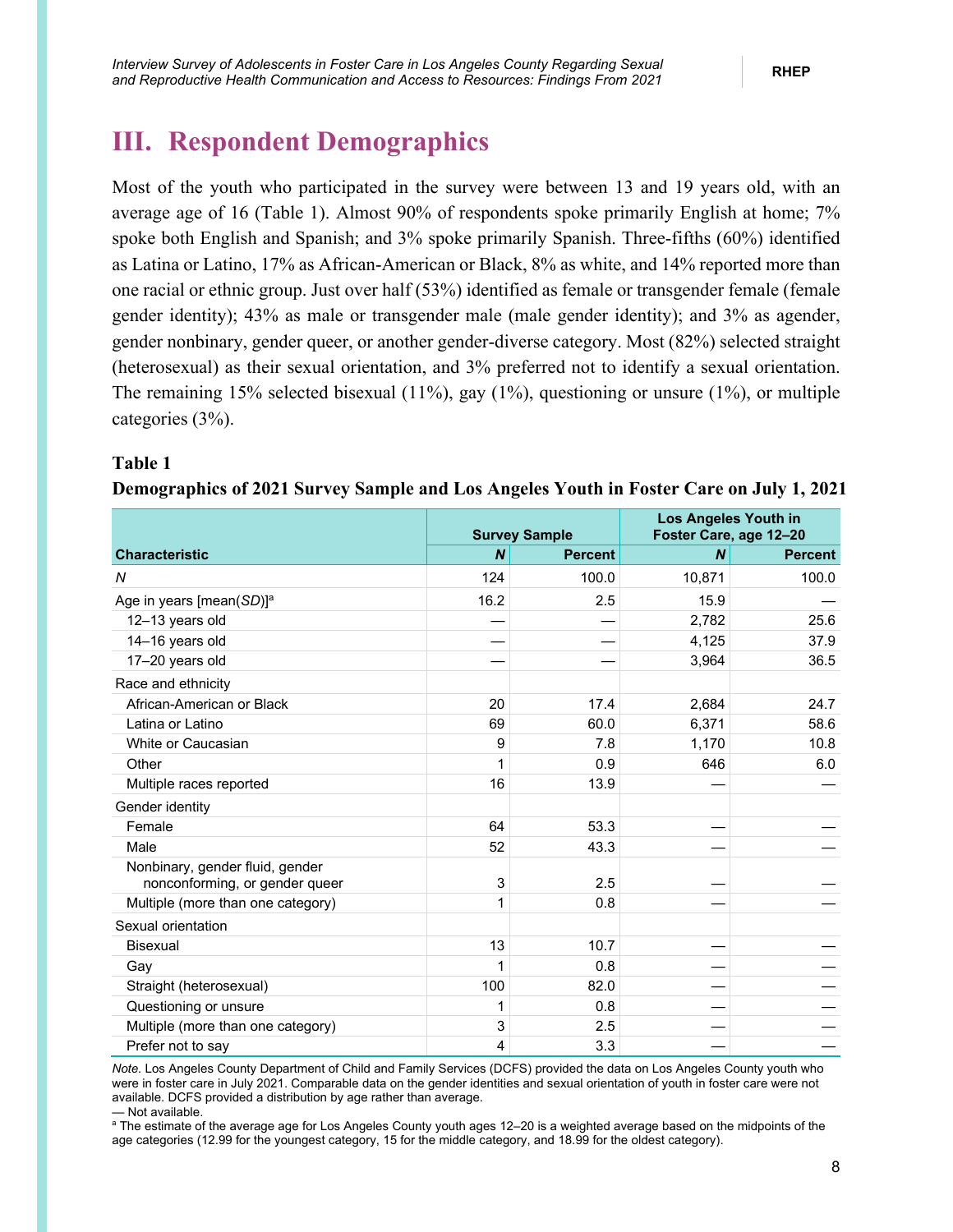# III. Respondent Demographics

Most of the youth who participated in the survey were between 13 and 19 years old, with an average age of 16 (Table 1). Almost 90% of respondents spoke primarily English at home; 7% spoke both English and Spanish; and 3% spoke primarily Spanish. Three-fifths (60%) identified as Latina or Latino, 17% as African-American or Black, 8% as white, and 14% reported more than one racial or ethnic group. Just over half (53%) identified as female or transgender female (female gender identity); 43% as male or transgender male (male gender identity); and 3% as agender, gender nonbinary, gender queer, or another gender-diverse category. Most (82%) selected straight (heterosexual) as their sexual orientation, and 3% preferred not to identify a sexual orientation. The remaining 15% selected bisexual (11%), gay (1%), questioning or unsure (1%), or multiple categories (3%).

**Table 1**

**Demographics of 2021 Survey Sample and Los Angeles Youth in Foster Care on July 1, 2021**

| Characteristic | Survey Sample | | Los Angeles Youth in Foster Care, age 12–20 | |
|---|---|---|---|---|
| | ***N*** | **Percent** | ***N*** | **Percent** |
| *N* | 124 | 100.0 | 10,871 | 100.0 |
| Age in years [mean(*SD*)][a] | 16.2 | 2.5 | 15.9 | — |
| 12–13 years old | — | — | 2,782 | 25.6 |
| 14–16 years old | — | — | 4,125 | 37.9 |
| 17–20 years old | — | — | 3,964 | 36.5 |
| Race and ethnicity | | | | |
| African-American or Black | 20 | 17.4 | 2,684 | 24.7 |
| Latina or Latino | 69 | 60.0 | 6,371 | 58.6 |
| White or Caucasian | 9 | 7.8 | 1,170 | 10.8 |
| Other | 1 | 0.9 | 646 | 6.0 |
| Multiple races reported | 16 | 13.9 | — | — |
| Gender identity | | | | |
| Female | 64 | 53.3 | — | — |
| Male | 52 | 43.3 | — | — |
| Nonbinary, gender fluid, gender nonconforming, or gender queer | 3 | 2.5 | — | — |
| Multiple (more than one category) | 1 | 0.8 | — | — |
| Sexual orientation | | | | |
| Bisexual | 13 | 10.7 | — | — |
| Gay | 1 | 0.8 | — | — |
| Straight (heterosexual) | 100 | 82.0 | — | — |
| Questioning or unsure | 1 | 0.8 | — | — |
| Multiple (more than one category) | 3 | 2.5 | — | — |
| Prefer not to say | 4 | 3.3 | — | — |

*Note.* Los Angeles County Department of Child and Family Services (DCFS) provided the data on Los Angeles County youth who were in foster care in July 2021. Comparable data on the gender identities and sexual orientation of youth in foster care were not available. DCFS provided a distribution by age rather than average.

— Not available.

[a] The estimate of the average age for Los Angeles County youth ages 12–20 is a weighted average based on the midpoints of the age categories (12.99 for the youngest category, 15 for the middle category, and 18.99 for the oldest category).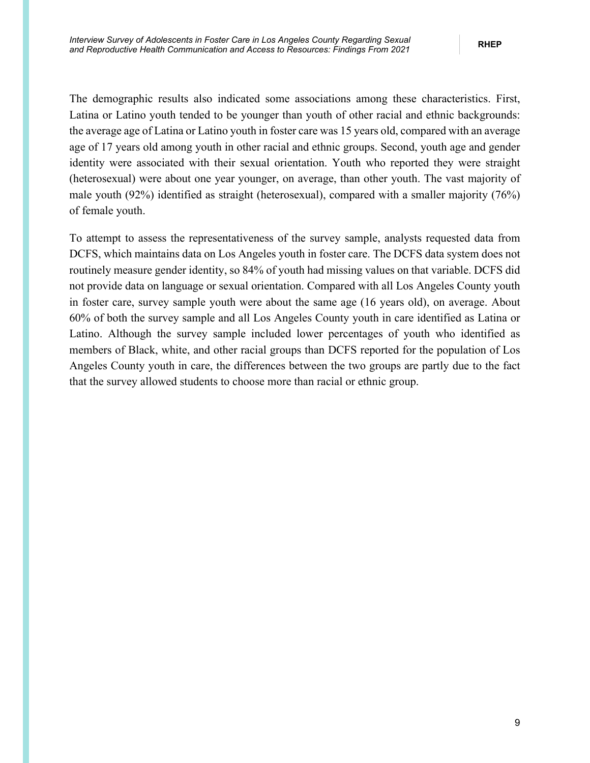The demographic results also indicated some associations among these characteristics. First, Latina or Latino youth tended to be younger than youth of other racial and ethnic backgrounds: the average age of Latina or Latino youth in foster care was 15 years old, compared with an average age of 17 years old among youth in other racial and ethnic groups. Second, youth age and gender identity were associated with their sexual orientation. Youth who reported they were straight (heterosexual) were about one year younger, on average, than other youth. The vast majority of male youth (92%) identified as straight (heterosexual), compared with a smaller majority (76%) of female youth.

To attempt to assess the representativeness of the survey sample, analysts requested data from DCFS, which maintains data on Los Angeles youth in foster care. The DCFS data system does not routinely measure gender identity, so 84% of youth had missing values on that variable. DCFS did not provide data on language or sexual orientation. Compared with all Los Angeles County youth in foster care, survey sample youth were about the same age (16 years old), on average. About 60% of both the survey sample and all Los Angeles County youth in care identified as Latina or Latino. Although the survey sample included lower percentages of youth who identified as members of Black, white, and other racial groups than DCFS reported for the population of Los Angeles County youth in care, the differences between the two groups are partly due to the fact that the survey allowed students to choose more than racial or ethnic group.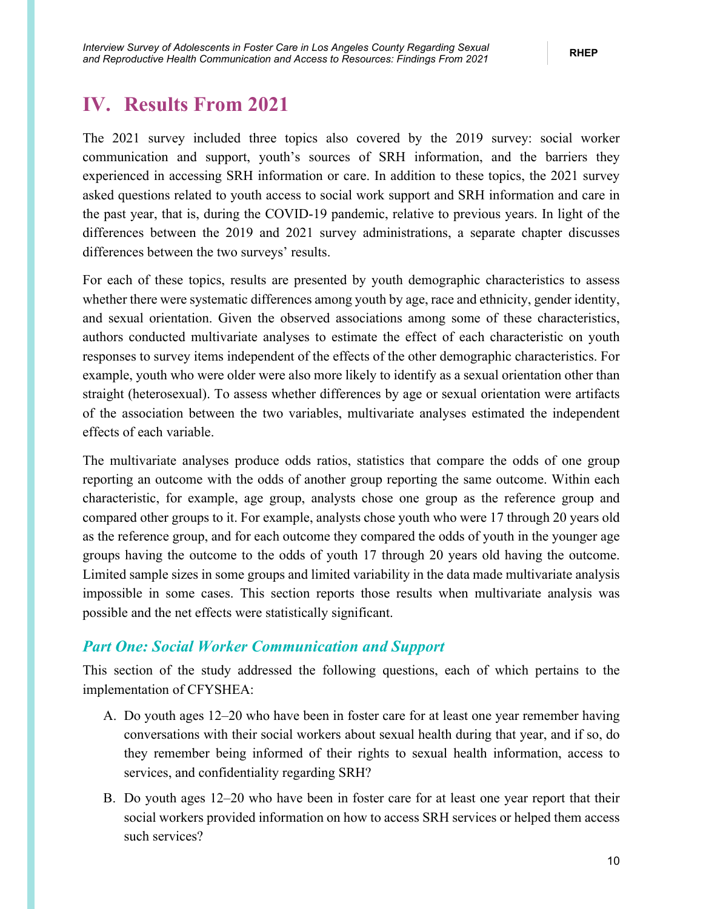# IV. Results From 2021

The 2021 survey included three topics also covered by the 2019 survey: social worker communication and support, youth's sources of SRH information, and the barriers they experienced in accessing SRH information or care. In addition to these topics, the 2021 survey asked questions related to youth access to social work support and SRH information and care in the past year, that is, during the COVID-19 pandemic, relative to previous years. In light of the differences between the 2019 and 2021 survey administrations, a separate chapter discusses differences between the two surveys' results.

For each of these topics, results are presented by youth demographic characteristics to assess whether there were systematic differences among youth by age, race and ethnicity, gender identity, and sexual orientation. Given the observed associations among some of these characteristics, authors conducted multivariate analyses to estimate the effect of each characteristic on youth responses to survey items independent of the effects of the other demographic characteristics. For example, youth who were older were also more likely to identify as a sexual orientation other than straight (heterosexual). To assess whether differences by age or sexual orientation were artifacts of the association between the two variables, multivariate analyses estimated the independent effects of each variable.

The multivariate analyses produce odds ratios, statistics that compare the odds of one group reporting an outcome with the odds of another group reporting the same outcome. Within each characteristic, for example, age group, analysts chose one group as the reference group and compared other groups to it. For example, analysts chose youth who were 17 through 20 years old as the reference group, and for each outcome they compared the odds of youth in the younger age groups having the outcome to the odds of youth 17 through 20 years old having the outcome. Limited sample sizes in some groups and limited variability in the data made multivariate analysis impossible in some cases. This section reports those results when multivariate analysis was possible and the net effects were statistically significant.

## *Part One: Social Worker Communication and Support*

This section of the study addressed the following questions, each of which pertains to the implementation of CFYSHEA:

A. Do youth ages 12–20 who have been in foster care for at least one year remember having conversations with their social workers about sexual health during that year, and if so, do they remember being informed of their rights to sexual health information, access to services, and confidentiality regarding SRH?

B. Do youth ages 12–20 who have been in foster care for at least one year report that their social workers provided information on how to access SRH services or helped them access such services?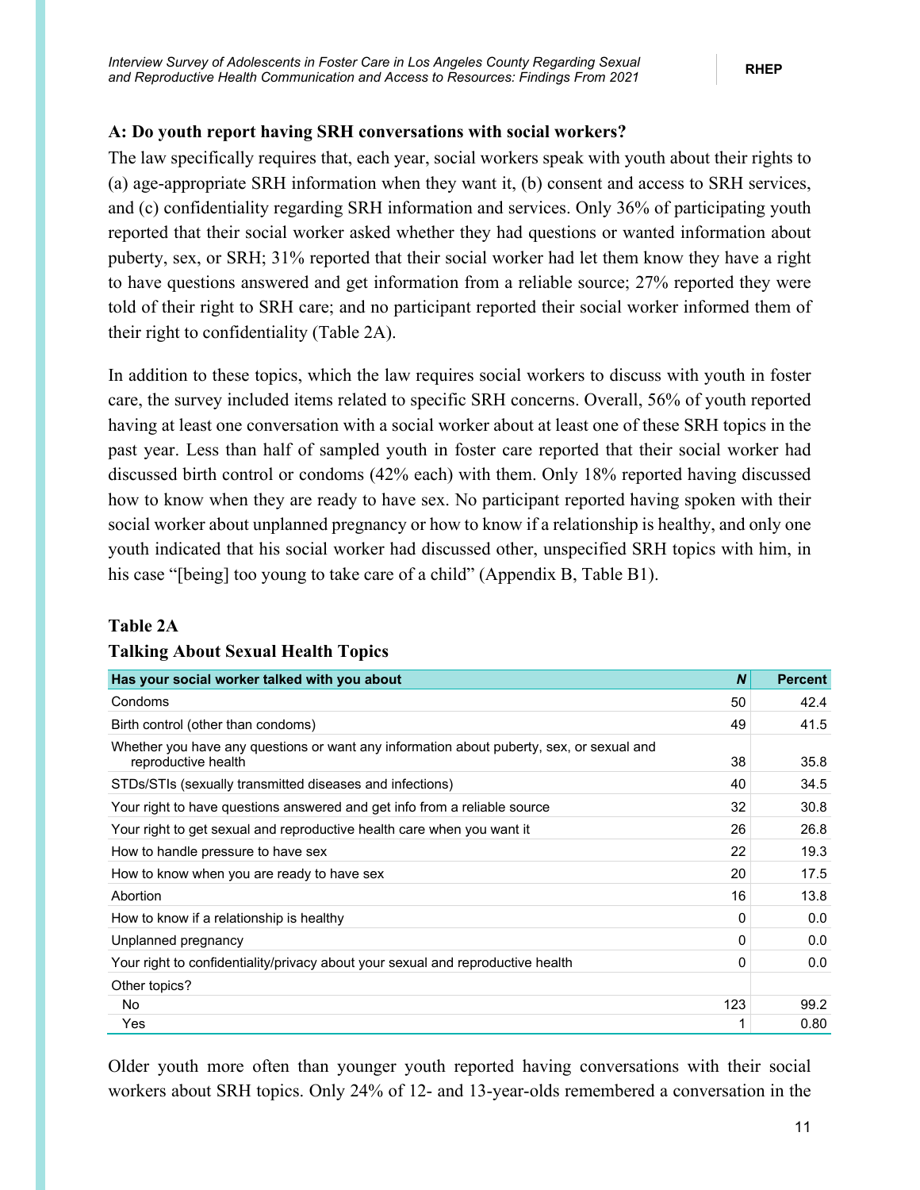### A: Do youth report having SRH conversations with social workers?

The law specifically requires that, each year, social workers speak with youth about their rights to (a) age-appropriate SRH information when they want it, (b) consent and access to SRH services, and (c) confidentiality regarding SRH information and services. Only 36% of participating youth reported that their social worker asked whether they had questions or wanted information about puberty, sex, or SRH; 31% reported that their social worker had let them know they have a right to have questions answered and get information from a reliable source; 27% reported they were told of their right to SRH care; and no participant reported their social worker informed them of their right to confidentiality (Table 2A).

In addition to these topics, which the law requires social workers to discuss with youth in foster care, the survey included items related to specific SRH concerns. Overall, 56% of youth reported having at least one conversation with a social worker about at least one of these SRH topics in the past year. Less than half of sampled youth in foster care reported that their social worker had discussed birth control or condoms (42% each) with them. Only 18% reported having discussed how to know when they are ready to have sex. No participant reported having spoken with their social worker about unplanned pregnancy or how to know if a relationship is healthy, and only one youth indicated that his social worker had discussed other, unspecified SRH topics with him, in his case "[being] too young to take care of a child" (Appendix B, Table B1).

**Table 2A**

**Talking About Sexual Health Topics**

| Has your social worker talked with you about | *N* | Percent |
|---|---|---|
| Condoms | 50 | 42.4 |
| Birth control (other than condoms) | 49 | 41.5 |
| Whether you have any questions or want any information about puberty, sex, or sexual and reproductive health | 38 | 35.8 |
| STDs/STIs (sexually transmitted diseases and infections) | 40 | 34.5 |
| Your right to have questions answered and get info from a reliable source | 32 | 30.8 |
| Your right to get sexual and reproductive health care when you want it | 26 | 26.8 |
| How to handle pressure to have sex | 22 | 19.3 |
| How to know when you are ready to have sex | 20 | 17.5 |
| Abortion | 16 | 13.8 |
| How to know if a relationship is healthy | 0 | 0.0 |
| Unplanned pregnancy | 0 | 0.0 |
| Your right to confidentiality/privacy about your sexual and reproductive health | 0 | 0.0 |
| Other topics? | | |
| No | 123 | 99.2 |
| Yes | 1 | 0.80 |

Older youth more often than younger youth reported having conversations with their social workers about SRH topics. Only 24% of 12- and 13-year-olds remembered a conversation in the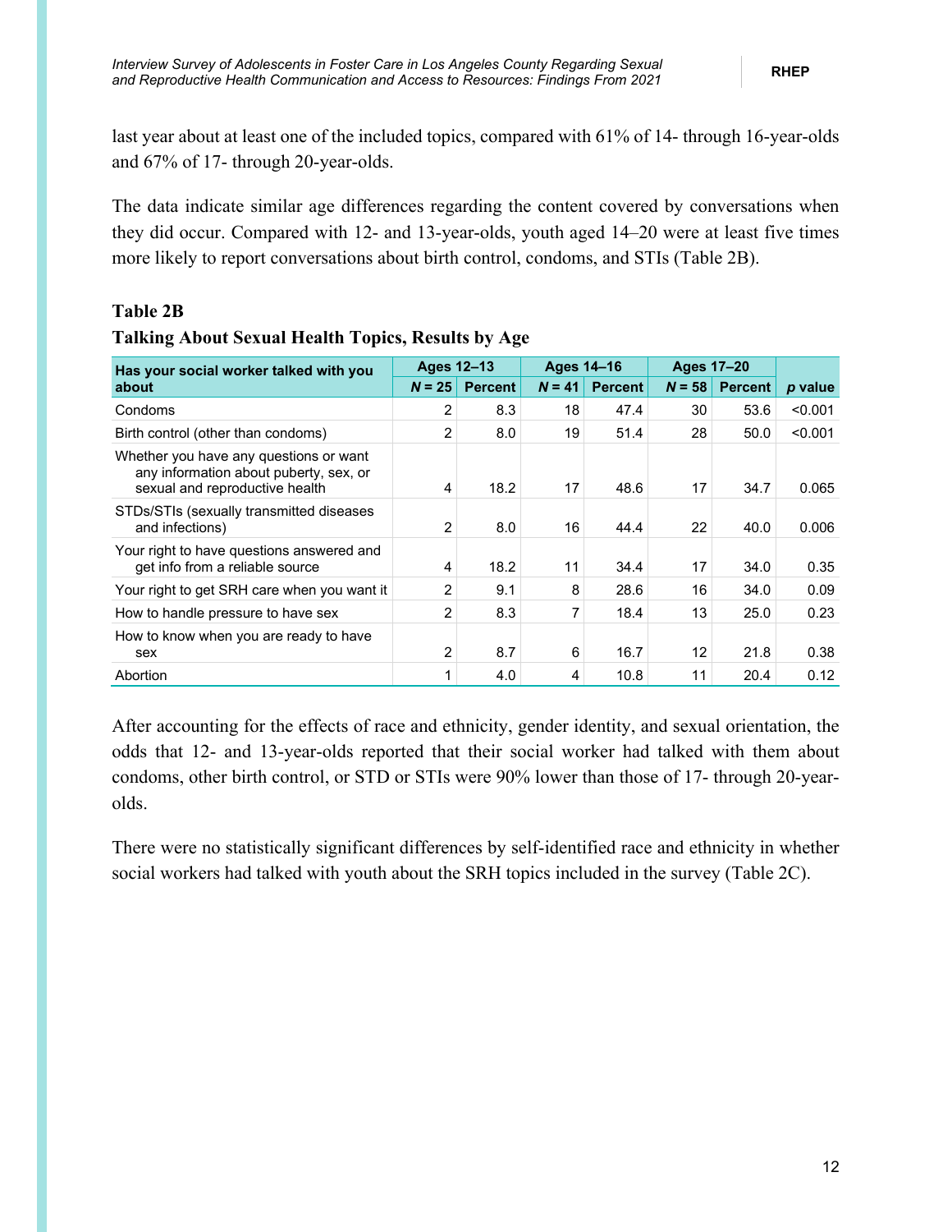last year about at least one of the included topics, compared with 61% of 14- through 16-year-olds and 67% of 17- through 20-year-olds.

The data indicate similar age differences regarding the content covered by conversations when they did occur. Compared with 12- and 13-year-olds, youth aged 14–20 were at least five times more likely to report conversations about birth control, condoms, and STIs (Table 2B).

**Table 2B**

**Talking About Sexual Health Topics, Results by Age**

| Has your social worker talked with you about | Ages 12–13 | | Ages 14–16 | | Ages 17–20 | | |
|---|---|---|---|---|---|---|---|
| | *N* = 25 | Percent | *N* = 41 | Percent | *N* = 58 | Percent | *p* value |
| Condoms | 2 | 8.3 | 18 | 47.4 | 30 | 53.6 | <0.001 |
| Birth control (other than condoms) | 2 | 8.0 | 19 | 51.4 | 28 | 50.0 | <0.001 |
| Whether you have any questions or want any information about puberty, sex, or sexual and reproductive health | 4 | 18.2 | 17 | 48.6 | 17 | 34.7 | 0.065 |
| STDs/STIs (sexually transmitted diseases and infections) | 2 | 8.0 | 16 | 44.4 | 22 | 40.0 | 0.006 |
| Your right to have questions answered and get info from a reliable source | 4 | 18.2 | 11 | 34.4 | 17 | 34.0 | 0.35 |
| Your right to get SRH care when you want it | 2 | 9.1 | 8 | 28.6 | 16 | 34.0 | 0.09 |
| How to handle pressure to have sex | 2 | 8.3 | 7 | 18.4 | 13 | 25.0 | 0.23 |
| How to know when you are ready to have sex | 2 | 8.7 | 6 | 16.7 | 12 | 21.8 | 0.38 |
| Abortion | 1 | 4.0 | 4 | 10.8 | 11 | 20.4 | 0.12 |

After accounting for the effects of race and ethnicity, gender identity, and sexual orientation, the odds that 12- and 13-year-olds reported that their social worker had talked with them about condoms, other birth control, or STD or STIs were 90% lower than those of 17- through 20-year-olds.

There were no statistically significant differences by self-identified race and ethnicity in whether social workers had talked with youth about the SRH topics included in the survey (Table 2C).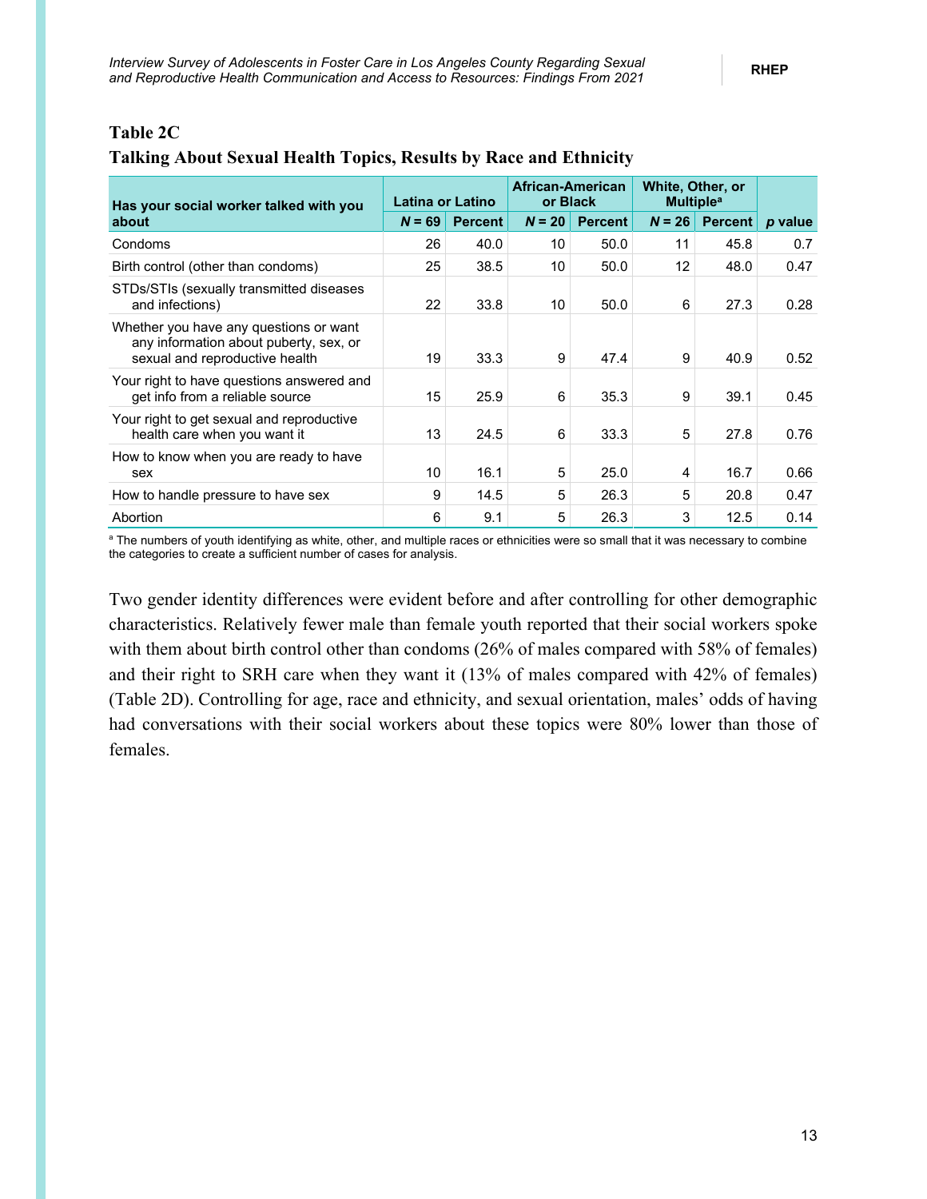**Table 2C**

**Talking About Sexual Health Topics, Results by Race and Ethnicity**

| Has your social worker talked with you about | Latina or Latino | | African-American or Black | | White, Other, or Multiple[a] | | |
|---|---|---|---|---|---|---|---|
| | *N* = 69 | Percent | *N* = 20 | Percent | *N* = 26 | Percent | *p* value |
| Condoms | 26 | 40.0 | 10 | 50.0 | 11 | 45.8 | 0.7 |
| Birth control (other than condoms) | 25 | 38.5 | 10 | 50.0 | 12 | 48.0 | 0.47 |
| STDs/STIs (sexually transmitted diseases and infections) | 22 | 33.8 | 10 | 50.0 | 6 | 27.3 | 0.28 |
| Whether you have any questions or want any information about puberty, sex, or sexual and reproductive health | 19 | 33.3 | 9 | 47.4 | 9 | 40.9 | 0.52 |
| Your right to have questions answered and get info from a reliable source | 15 | 25.9 | 6 | 35.3 | 9 | 39.1 | 0.45 |
| Your right to get sexual and reproductive health care when you want it | 13 | 24.5 | 6 | 33.3 | 5 | 27.8 | 0.76 |
| How to know when you are ready to have sex | 10 | 16.1 | 5 | 25.0 | 4 | 16.7 | 0.66 |
| How to handle pressure to have sex | 9 | 14.5 | 5 | 26.3 | 5 | 20.8 | 0.47 |
| Abortion | 6 | 9.1 | 5 | 26.3 | 3 | 12.5 | 0.14 |

[a] The numbers of youth identifying as white, other, and multiple races or ethnicities were so small that it was necessary to combine the categories to create a sufficient number of cases for analysis.

Two gender identity differences were evident before and after controlling for other demographic characteristics. Relatively fewer male than female youth reported that their social workers spoke with them about birth control other than condoms (26% of males compared with 58% of females) and their right to SRH care when they want it (13% of males compared with 42% of females) (Table 2D). Controlling for age, race and ethnicity, and sexual orientation, males' odds of having had conversations with their social workers about these topics were 80% lower than those of females.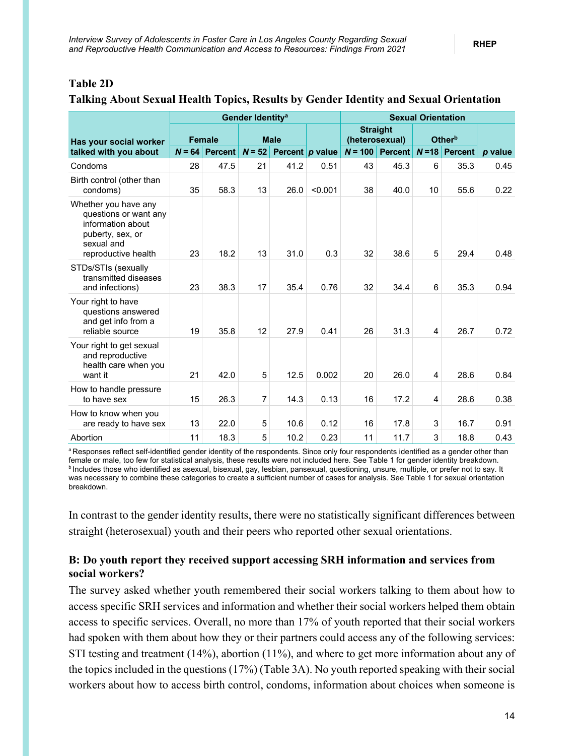**Table 2D**

**Talking About Sexual Health Topics, Results by Gender Identity and Sexual Orientation**

| Has your social worker talked with you about | Gender Identity[a] | | | | | Sexual Orientation | | | | |
|---|---|---|---|---|---|---|---|---|---|---|
| | Female | | Male | | | Straight (heterosexual) | | Other[b] | | |
| | N = 64 | Percent | N = 52 | Percent | p value | N = 100 | Percent | N =18 | Percent | p value |
| Condoms | 28 | 47.5 | 21 | 41.2 | 0.51 | 43 | 45.3 | 6 | 35.3 | 0.45 |
| Birth control (other than condoms) | 35 | 58.3 | 13 | 26.0 | <0.001 | 38 | 40.0 | 10 | 55.6 | 0.22 |
| Whether you have any questions or want any information about puberty, sex, or sexual and reproductive health | 23 | 18.2 | 13 | 31.0 | 0.3 | 32 | 38.6 | 5 | 29.4 | 0.48 |
| STDs/STIs (sexually transmitted diseases and infections) | 23 | 38.3 | 17 | 35.4 | 0.76 | 32 | 34.4 | 6 | 35.3 | 0.94 |
| Your right to have questions answered and get info from a reliable source | 19 | 35.8 | 12 | 27.9 | 0.41 | 26 | 31.3 | 4 | 26.7 | 0.72 |
| Your right to get sexual and reproductive health care when you want it | 21 | 42.0 | 5 | 12.5 | 0.002 | 20 | 26.0 | 4 | 28.6 | 0.84 |
| How to handle pressure to have sex | 15 | 26.3 | 7 | 14.3 | 0.13 | 16 | 17.2 | 4 | 28.6 | 0.38 |
| How to know when you are ready to have sex | 13 | 22.0 | 5 | 10.6 | 0.12 | 16 | 17.8 | 3 | 16.7 | 0.91 |
| Abortion | 11 | 18.3 | 5 | 10.2 | 0.23 | 11 | 11.7 | 3 | 18.8 | 0.43 |

[a] Responses reflect self-identified gender identity of the respondents. Since only four respondents identified as a gender other than female or male, too few for statistical analysis, these results were not included here. See Table 1 for gender identity breakdown.
[b] Includes those who identified as asexual, bisexual, gay, lesbian, pansexual, questioning, unsure, multiple, or prefer not to say. It was necessary to combine these categories to create a sufficient number of cases for analysis. See Table 1 for sexual orientation breakdown.

In contrast to the gender identity results, there were no statistically significant differences between straight (heterosexual) youth and their peers who reported other sexual orientations.

### B: Do youth report they received support accessing SRH information and services from social workers?

The survey asked whether youth remembered their social workers talking to them about how to access specific SRH services and information and whether their social workers helped them obtain access to specific services. Overall, no more than 17% of youth reported that their social workers had spoken with them about how they or their partners could access any of the following services: STI testing and treatment (14%), abortion (11%), and where to get more information about any of the topics included in the questions (17%) (Table 3A). No youth reported speaking with their social workers about how to access birth control, condoms, information about choices when someone is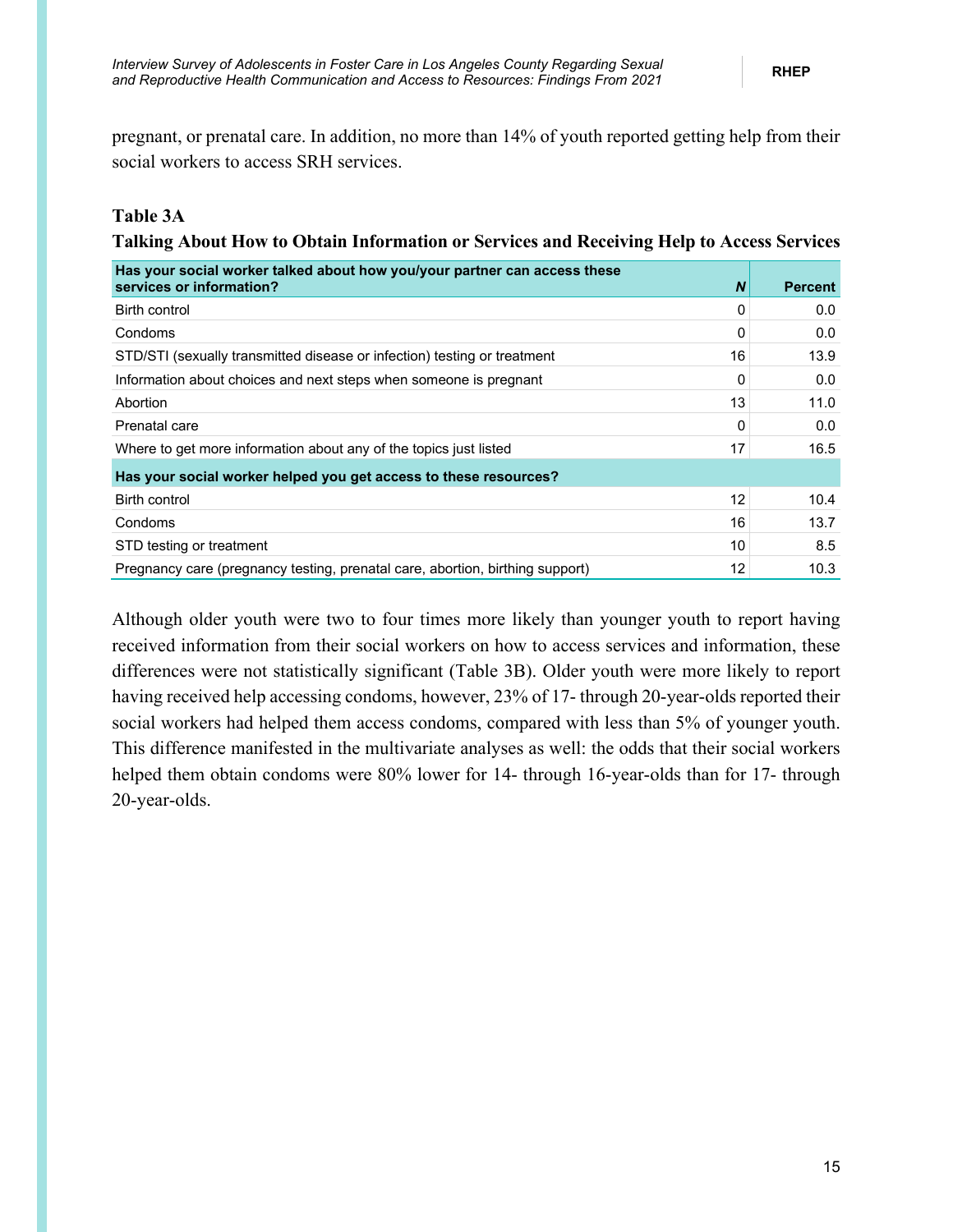pregnant, or prenatal care. In addition, no more than 14% of youth reported getting help from their social workers to access SRH services.

**Table 3A**

**Talking About How to Obtain Information or Services and Receiving Help to Access Services**

| Has your social worker talked about how you/your partner can access these services or information? | *N* | Percent |
|---|---|---|
| Birth control | 0 | 0.0 |
| Condoms | 0 | 0.0 |
| STD/STI (sexually transmitted disease or infection) testing or treatment | 16 | 13.9 |
| Information about choices and next steps when someone is pregnant | 0 | 0.0 |
| Abortion | 13 | 11.0 |
| Prenatal care | 0 | 0.0 |
| Where to get more information about any of the topics just listed | 17 | 16.5 |
| **Has your social worker helped you get access to these resources?** | | |
| Birth control | 12 | 10.4 |
| Condoms | 16 | 13.7 |
| STD testing or treatment | 10 | 8.5 |
| Pregnancy care (pregnancy testing, prenatal care, abortion, birthing support) | 12 | 10.3 |

Although older youth were two to four times more likely than younger youth to report having received information from their social workers on how to access services and information, these differences were not statistically significant (Table 3B). Older youth were more likely to report having received help accessing condoms, however, 23% of 17- through 20-year-olds reported their social workers had helped them access condoms, compared with less than 5% of younger youth. This difference manifested in the multivariate analyses as well: the odds that their social workers helped them obtain condoms were 80% lower for 14- through 16-year-olds than for 17- through 20-year-olds.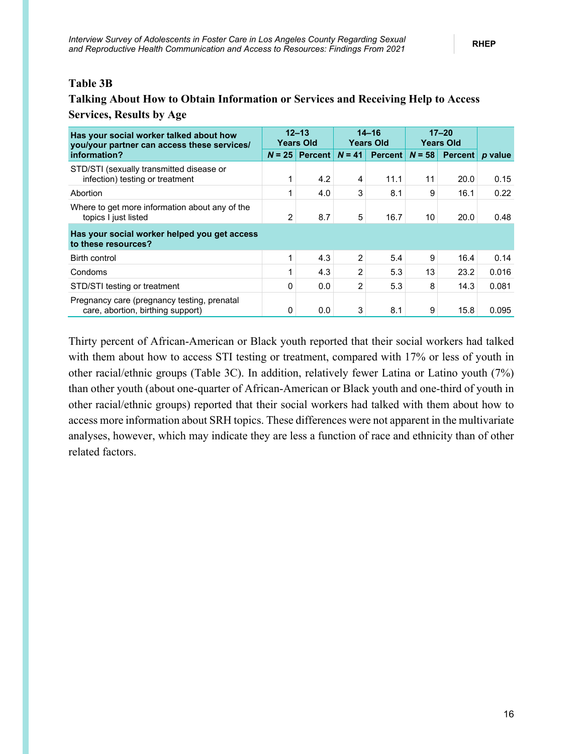**Table 3B**

**Talking About How to Obtain Information or Services and Receiving Help to Access Services, Results by Age**

| Has your social worker talked about how you/your partner can access these services/ information? | 12–13 Years Old | | 14–16 Years Old | | 17–20 Years Old | | |
|---|---|---|---|---|---|---|---|
| | *N* = 25 | Percent | *N* = 41 | Percent | *N* = 58 | Percent | *p* value |
| STD/STI (sexually transmitted disease or infection) testing or treatment | 1 | 4.2 | 4 | 11.1 | 11 | 20.0 | 0.15 |
| Abortion | 1 | 4.0 | 3 | 8.1 | 9 | 16.1 | 0.22 |
| Where to get more information about any of the topics I just listed | 2 | 8.7 | 5 | 16.7 | 10 | 20.0 | 0.48 |
| **Has your social worker helped you get access to these resources?** | | | | | | | |
| Birth control | 1 | 4.3 | 2 | 5.4 | 9 | 16.4 | 0.14 |
| Condoms | 1 | 4.3 | 2 | 5.3 | 13 | 23.2 | 0.016 |
| STD/STI testing or treatment | 0 | 0.0 | 2 | 5.3 | 8 | 14.3 | 0.081 |
| Pregnancy care (pregnancy testing, prenatal care, abortion, birthing support) | 0 | 0.0 | 3 | 8.1 | 9 | 15.8 | 0.095 |

Thirty percent of African-American or Black youth reported that their social workers had talked with them about how to access STI testing or treatment, compared with 17% or less of youth in other racial/ethnic groups (Table 3C). In addition, relatively fewer Latina or Latino youth (7%) than other youth (about one-quarter of African-American or Black youth and one-third of youth in other racial/ethnic groups) reported that their social workers had talked with them about how to access more information about SRH topics. These differences were not apparent in the multivariate analyses, however, which may indicate they are less a function of race and ethnicity than of other related factors.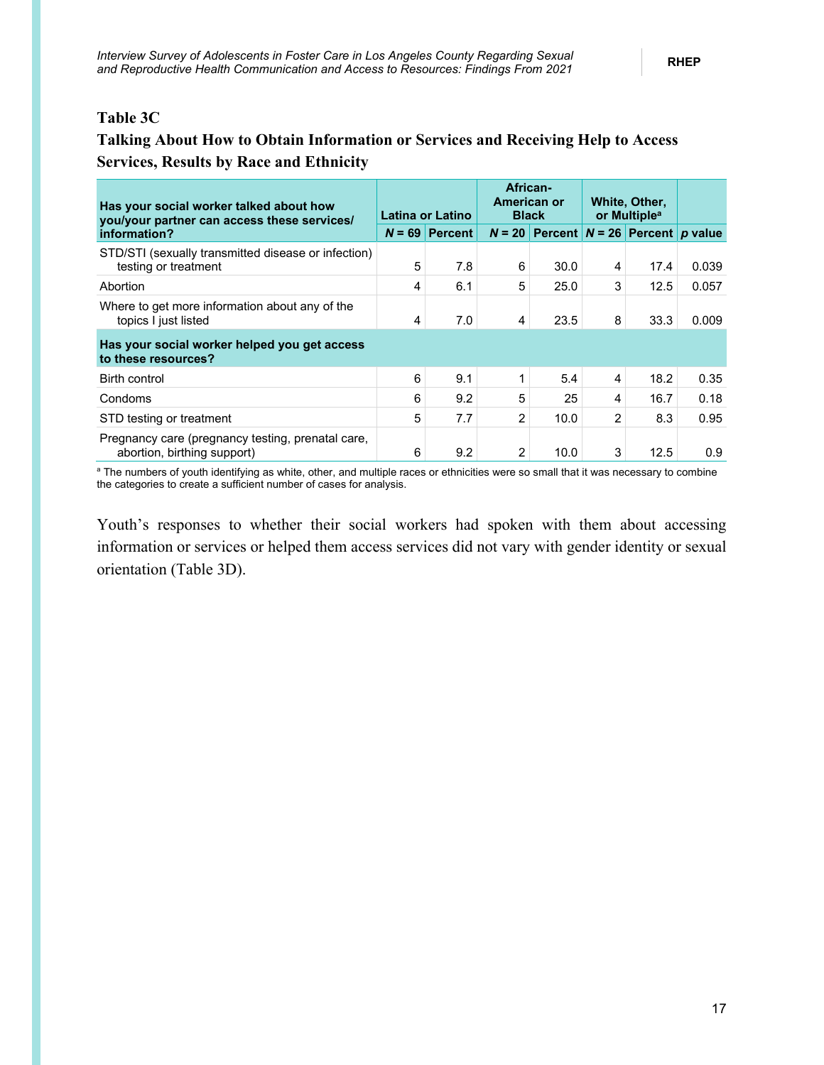**Table 3C**

**Talking About How to Obtain Information or Services and Receiving Help to Access Services, Results by Race and Ethnicity**

| Has your social worker talked about how you/your partner can access these services/information? | Latina or Latino | | African-American or Black | | White, Other, or Multiple[a] | | |
|---|---|---|---|---|---|---|---|
| | *N* = 69 | Percent | *N* = 20 | Percent | *N* = 26 | Percent | *p* value |
| STD/STI (sexually transmitted disease or infection) testing or treatment | 5 | 7.8 | 6 | 30.0 | 4 | 17.4 | 0.039 |
| Abortion | 4 | 6.1 | 5 | 25.0 | 3 | 12.5 | 0.057 |
| Where to get more information about any of the topics I just listed | 4 | 7.0 | 4 | 23.5 | 8 | 33.3 | 0.009 |
| **Has your social worker helped you get access to these resources?** | | | | | | | |
| Birth control | 6 | 9.1 | 1 | 5.4 | 4 | 18.2 | 0.35 |
| Condoms | 6 | 9.2 | 5 | 25 | 4 | 16.7 | 0.18 |
| STD testing or treatment | 5 | 7.7 | 2 | 10.0 | 2 | 8.3 | 0.95 |
| Pregnancy care (pregnancy testing, prenatal care, abortion, birthing support) | 6 | 9.2 | 2 | 10.0 | 3 | 12.5 | 0.9 |

[a] The numbers of youth identifying as white, other, and multiple races or ethnicities were so small that it was necessary to combine the categories to create a sufficient number of cases for analysis.

Youth's responses to whether their social workers had spoken with them about accessing information or services or helped them access services did not vary with gender identity or sexual orientation (Table 3D).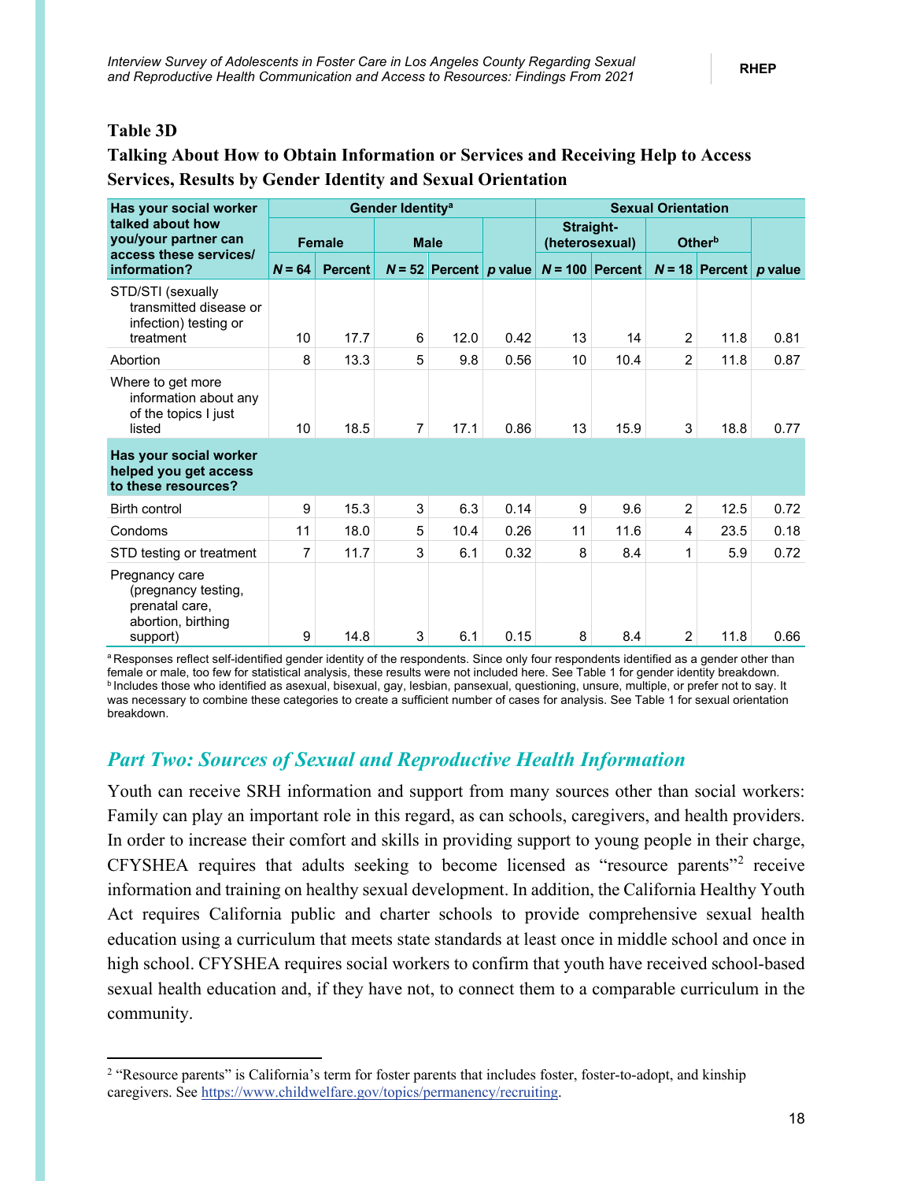### Table 3D

### Talking About How to Obtain Information or Services and Receiving Help to Access Services, Results by Gender Identity and Sexual Orientation

| Has your social worker talked about how you/your partner can access these services/information? | Gender Identity[a] | | | | | Sexual Orientation | | | | |
|---|---|---|---|---|---|---|---|---|---|---|
| | Female | | Male | | | Straight-(heterosexual) | | Other[b] | | |
| | N = 64 | Percent | N = 52 | Percent | p value | N = 100 | Percent | N = 18 | Percent | p value |
| STD/STI (sexually transmitted disease or infection) testing or treatment | 10 | 17.7 | 6 | 12.0 | 0.42 | 13 | 14 | 2 | 11.8 | 0.81 |
| Abortion | 8 | 13.3 | 5 | 9.8 | 0.56 | 10 | 10.4 | 2 | 11.8 | 0.87 |
| Where to get more information about any of the topics I just listed | 10 | 18.5 | 7 | 17.1 | 0.86 | 13 | 15.9 | 3 | 18.8 | 0.77 |
| **Has your social worker helped you get access to these resources?** | | | | | | | | | | |
| Birth control | 9 | 15.3 | 3 | 6.3 | 0.14 | 9 | 9.6 | 2 | 12.5 | 0.72 |
| Condoms | 11 | 18.0 | 5 | 10.4 | 0.26 | 11 | 11.6 | 4 | 23.5 | 0.18 |
| STD testing or treatment | 7 | 11.7 | 3 | 6.1 | 0.32 | 8 | 8.4 | 1 | 5.9 | 0.72 |
| Pregnancy care (pregnancy testing, prenatal care, abortion, birthing support) | 9 | 14.8 | 3 | 6.1 | 0.15 | 8 | 8.4 | 2 | 11.8 | 0.66 |

[a] Responses reflect self-identified gender identity of the respondents. Since only four respondents identified as a gender other than female or male, too few for statistical analysis, these results were not included here. See Table 1 for gender identity breakdown.
[b] Includes those who identified as asexual, bisexual, gay, lesbian, pansexual, questioning, unsure, multiple, or prefer not to say. It was necessary to combine these categories to create a sufficient number of cases for analysis. See Table 1 for sexual orientation breakdown.

## *Part Two: Sources of Sexual and Reproductive Health Information*

Youth can receive SRH information and support from many sources other than social workers: Family can play an important role in this regard, as can schools, caregivers, and health providers. In order to increase their comfort and skills in providing support to young people in their charge, CFYSHEA requires that adults seeking to become licensed as "resource parents"[2] receive information and training on healthy sexual development. In addition, the California Healthy Youth Act requires California public and charter schools to provide comprehensive sexual health education using a curriculum that meets state standards at least once in middle school and once in high school. CFYSHEA requires social workers to confirm that youth have received school-based sexual health education and, if they have not, to connect them to a comparable curriculum in the community.

[2] "Resource parents" is California's term for foster parents that includes foster, foster-to-adopt, and kinship caregivers. See https://www.childwelfare.gov/topics/permanency/recruiting.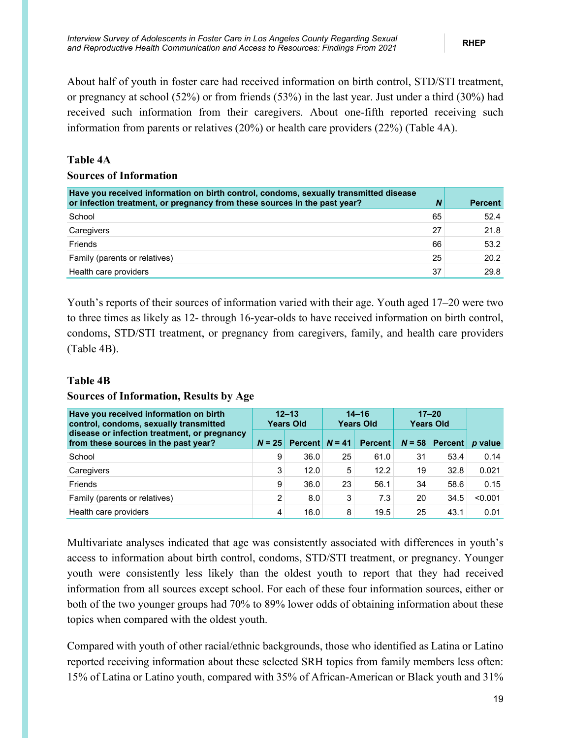About half of youth in foster care had received information on birth control, STD/STI treatment, or pregnancy at school (52%) or from friends (53%) in the last year. Just under a third (30%) had received such information from their caregivers. About one-fifth reported receiving such information from parents or relatives (20%) or health care providers (22%) (Table 4A).

**Table 4A**

**Sources of Information**

| Have you received information on birth control, condoms, sexually transmitted disease or infection treatment, or pregnancy from these sources in the past year? | *N* | Percent |
|---|---|---|
| School | 65 | 52.4 |
| Caregivers | 27 | 21.8 |
| Friends | 66 | 53.2 |
| Family (parents or relatives) | 25 | 20.2 |
| Health care providers | 37 | 29.8 |

Youth's reports of their sources of information varied with their age. Youth aged 17–20 were two to three times as likely as 12- through 16-year-olds to have received information on birth control, condoms, STD/STI treatment, or pregnancy from caregivers, family, and health care providers (Table 4B).

**Table 4B**

**Sources of Information, Results by Age**

| Have you received information on birth control, condoms, sexually transmitted disease or infection treatment, or pregnancy from these sources in the past year? | 12–13 Years Old | | 14–16 Years Old | | 17–20 Years Old | | |
|---|---|---|---|---|---|---|---|
| | *N* = 25 | Percent | *N* = 41 | Percent | *N* = 58 | Percent | *p* value |
| School | 9 | 36.0 | 25 | 61.0 | 31 | 53.4 | 0.14 |
| Caregivers | 3 | 12.0 | 5 | 12.2 | 19 | 32.8 | 0.021 |
| Friends | 9 | 36.0 | 23 | 56.1 | 34 | 58.6 | 0.15 |
| Family (parents or relatives) | 2 | 8.0 | 3 | 7.3 | 20 | 34.5 | <0.001 |
| Health care providers | 4 | 16.0 | 8 | 19.5 | 25 | 43.1 | 0.01 |

Multivariate analyses indicated that age was consistently associated with differences in youth's access to information about birth control, condoms, STD/STI treatment, or pregnancy. Younger youth were consistently less likely than the oldest youth to report that they had received information from all sources except school. For each of these four information sources, either or both of the two younger groups had 70% to 89% lower odds of obtaining information about these topics when compared with the oldest youth.

Compared with youth of other racial/ethnic backgrounds, those who identified as Latina or Latino reported receiving information about these selected SRH topics from family members less often: 15% of Latina or Latino youth, compared with 35% of African-American or Black youth and 31%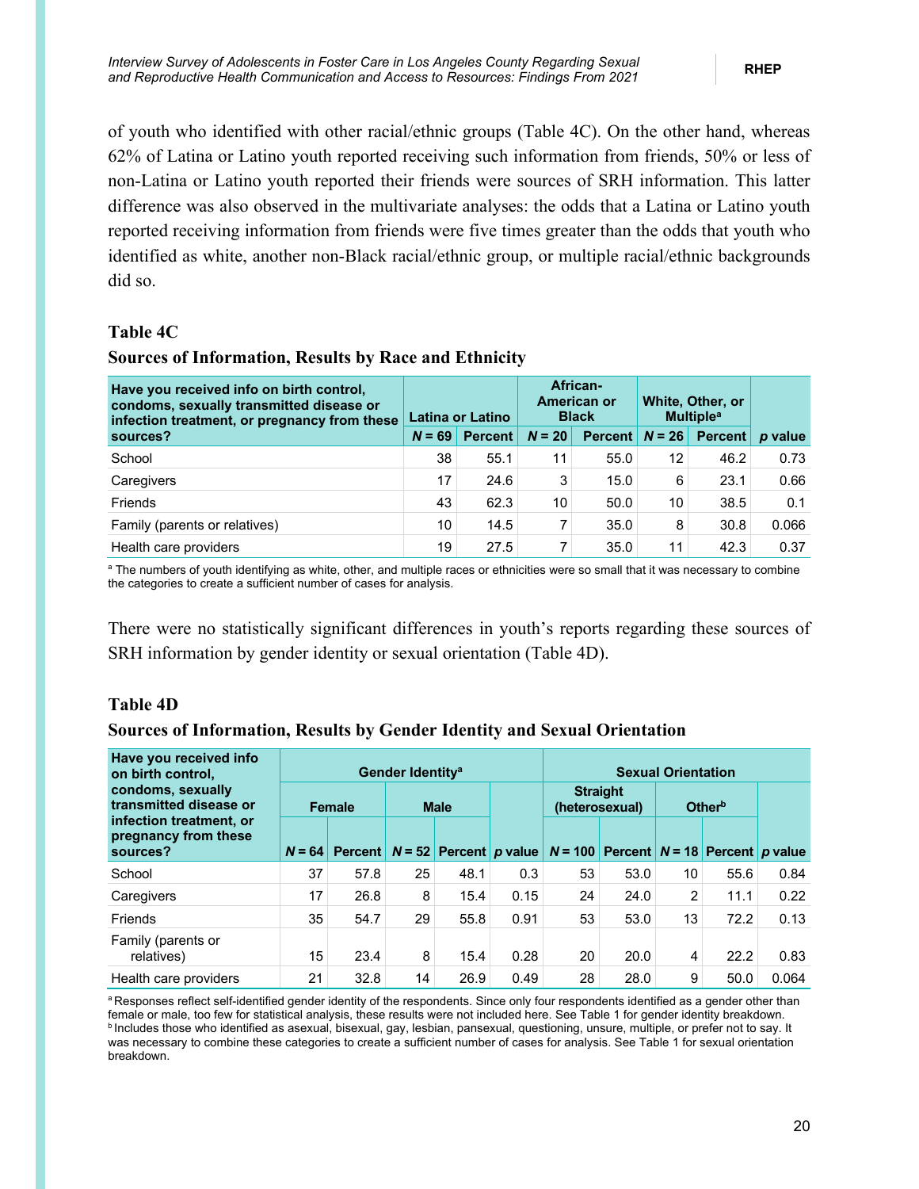of youth who identified with other racial/ethnic groups (Table 4C). On the other hand, whereas 62% of Latina or Latino youth reported receiving such information from friends, 50% or less of non-Latina or Latino youth reported their friends were sources of SRH information. This latter difference was also observed in the multivariate analyses: the odds that a Latina or Latino youth reported receiving information from friends were five times greater than the odds that youth who identified as white, another non-Black racial/ethnic group, or multiple racial/ethnic backgrounds did so.

**Table 4C**

**Sources of Information, Results by Race and Ethnicity**

| Have you received info on birth control, condoms, sexually transmitted disease or infection treatment, or pregnancy from these sources? | Latina or Latino | | African-American or Black | | White, Other, or Multiple[a] | | |
|---|---|---|---|---|---|---|---|
| | *N* = 69 | Percent | *N* = 20 | Percent | *N* = 26 | Percent | *p* value |
| School | 38 | 55.1 | 11 | 55.0 | 12 | 46.2 | 0.73 |
| Caregivers | 17 | 24.6 | 3 | 15.0 | 6 | 23.1 | 0.66 |
| Friends | 43 | 62.3 | 10 | 50.0 | 10 | 38.5 | 0.1 |
| Family (parents or relatives) | 10 | 14.5 | 7 | 35.0 | 8 | 30.8 | 0.066 |
| Health care providers | 19 | 27.5 | 7 | 35.0 | 11 | 42.3 | 0.37 |

[a] The numbers of youth identifying as white, other, and multiple races or ethnicities were so small that it was necessary to combine the categories to create a sufficient number of cases for analysis.

There were no statistically significant differences in youth's reports regarding these sources of SRH information by gender identity or sexual orientation (Table 4D).

**Table 4D**

**Sources of Information, Results by Gender Identity and Sexual Orientation**

| Have you received info on birth control, condoms, sexually transmitted disease or infection treatment, or pregnancy from these sources? | Gender Identity[a] | | | | | Sexual Orientation | | | | |
|---|---|---|---|---|---|---|---|---|---|---|
| | Female | | Male | | | Straight (heterosexual) | | Other[b] | | |
| | *N* = 64 | Percent | *N* = 52 | Percent | *p* value | *N* = 100 | Percent | *N* = 18 | Percent | *p* value |
| School | 37 | 57.8 | 25 | 48.1 | 0.3 | 53 | 53.0 | 10 | 55.6 | 0.84 |
| Caregivers | 17 | 26.8 | 8 | 15.4 | 0.15 | 24 | 24.0 | 2 | 11.1 | 0.22 |
| Friends | 35 | 54.7 | 29 | 55.8 | 0.91 | 53 | 53.0 | 13 | 72.2 | 0.13 |
| Family (parents or relatives) | 15 | 23.4 | 8 | 15.4 | 0.28 | 20 | 20.0 | 4 | 22.2 | 0.83 |
| Health care providers | 21 | 32.8 | 14 | 26.9 | 0.49 | 28 | 28.0 | 9 | 50.0 | 0.064 |

[a] Responses reflect self-identified gender identity of the respondents. Since only four respondents identified as a gender other than female or male, too few for statistical analysis, these results were not included here. See Table 1 for gender identity breakdown.
[b] Includes those who identified as asexual, bisexual, gay, lesbian, pansexual, questioning, unsure, multiple, or prefer not to say. It was necessary to combine these categories to create a sufficient number of cases for analysis. See Table 1 for sexual orientation breakdown.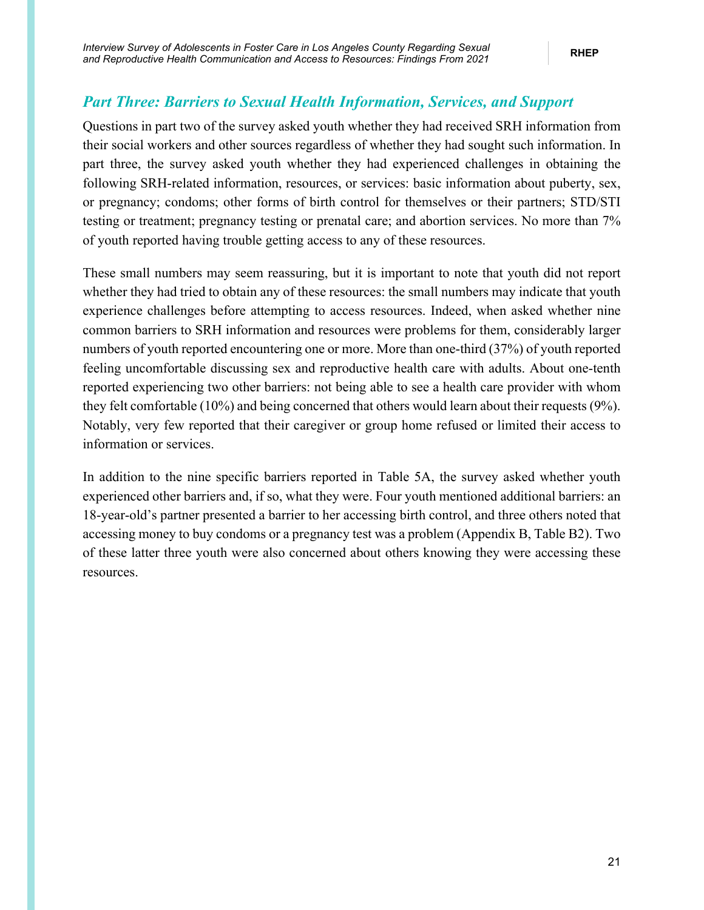## *Part Three: Barriers to Sexual Health Information, Services, and Support*

Questions in part two of the survey asked youth whether they had received SRH information from their social workers and other sources regardless of whether they had sought such information. In part three, the survey asked youth whether they had experienced challenges in obtaining the following SRH-related information, resources, or services: basic information about puberty, sex, or pregnancy; condoms; other forms of birth control for themselves or their partners; STD/STI testing or treatment; pregnancy testing or prenatal care; and abortion services. No more than 7% of youth reported having trouble getting access to any of these resources.

These small numbers may seem reassuring, but it is important to note that youth did not report whether they had tried to obtain any of these resources: the small numbers may indicate that youth experience challenges before attempting to access resources. Indeed, when asked whether nine common barriers to SRH information and resources were problems for them, considerably larger numbers of youth reported encountering one or more. More than one-third (37%) of youth reported feeling uncomfortable discussing sex and reproductive health care with adults. About one-tenth reported experiencing two other barriers: not being able to see a health care provider with whom they felt comfortable (10%) and being concerned that others would learn about their requests (9%). Notably, very few reported that their caregiver or group home refused or limited their access to information or services.

In addition to the nine specific barriers reported in Table 5A, the survey asked whether youth experienced other barriers and, if so, what they were. Four youth mentioned additional barriers: an 18-year-old's partner presented a barrier to her accessing birth control, and three others noted that accessing money to buy condoms or a pregnancy test was a problem (Appendix B, Table B2). Two of these latter three youth were also concerned about others knowing they were accessing these resources.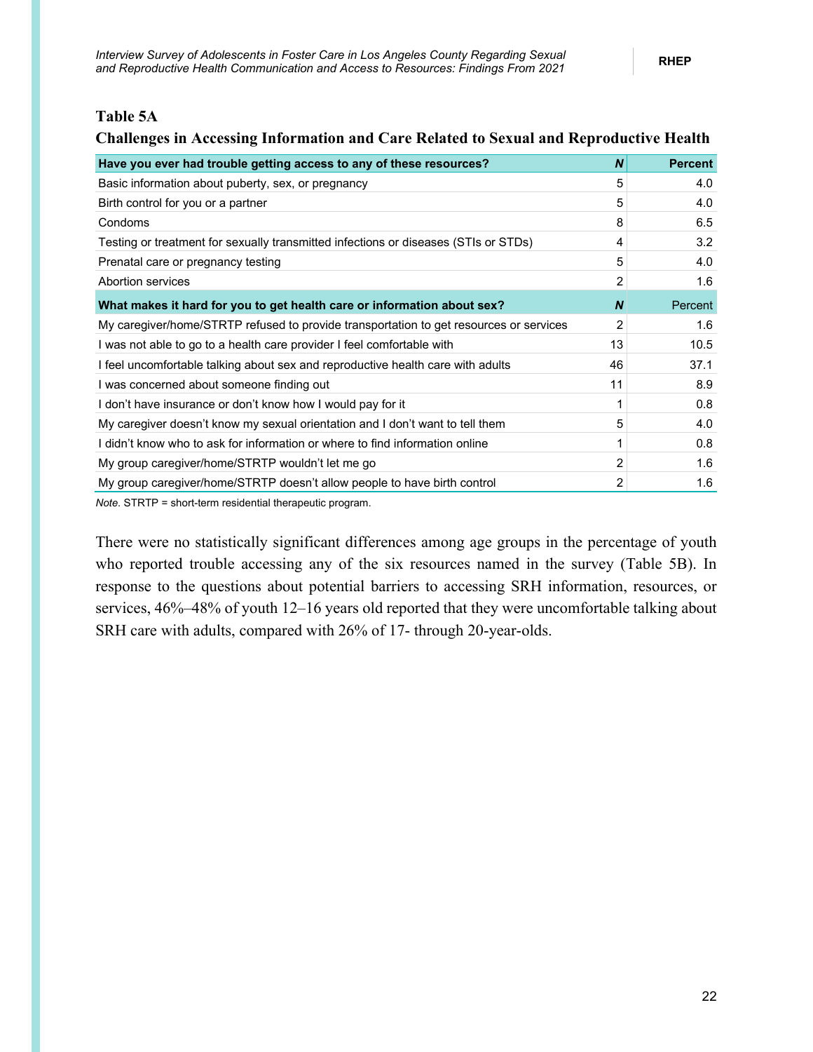**Table 5A**

**Challenges in Accessing Information and Care Related to Sexual and Reproductive Health**

| Have you ever had trouble getting access to any of these resources? | *N* | Percent |
|---|---|---|
| Basic information about puberty, sex, or pregnancy | 5 | 4.0 |
| Birth control for you or a partner | 5 | 4.0 |
| Condoms | 8 | 6.5 |
| Testing or treatment for sexually transmitted infections or diseases (STIs or STDs) | 4 | 3.2 |
| Prenatal care or pregnancy testing | 5 | 4.0 |
| Abortion services | 2 | 1.6 |
| **What makes it hard for you to get health care or information about sex?** | ***N*** | **Percent** |
| My caregiver/home/STRTP refused to provide transportation to get resources or services | 2 | 1.6 |
| I was not able to go to a health care provider I feel comfortable with | 13 | 10.5 |
| I feel uncomfortable talking about sex and reproductive health care with adults | 46 | 37.1 |
| I was concerned about someone finding out | 11 | 8.9 |
| I don't have insurance or don't know how I would pay for it | 1 | 0.8 |
| My caregiver doesn't know my sexual orientation and I don't want to tell them | 5 | 4.0 |
| I didn't know who to ask for information or where to find information online | 1 | 0.8 |
| My group caregiver/home/STRTP wouldn't let me go | 2 | 1.6 |
| My group caregiver/home/STRTP doesn't allow people to have birth control | 2 | 1.6 |

*Note.* STRTP = short-term residential therapeutic program.

There were no statistically significant differences among age groups in the percentage of youth who reported trouble accessing any of the six resources named in the survey (Table 5B). In response to the questions about potential barriers to accessing SRH information, resources, or services, 46%–48% of youth 12–16 years old reported that they were uncomfortable talking about SRH care with adults, compared with 26% of 17- through 20-year-olds.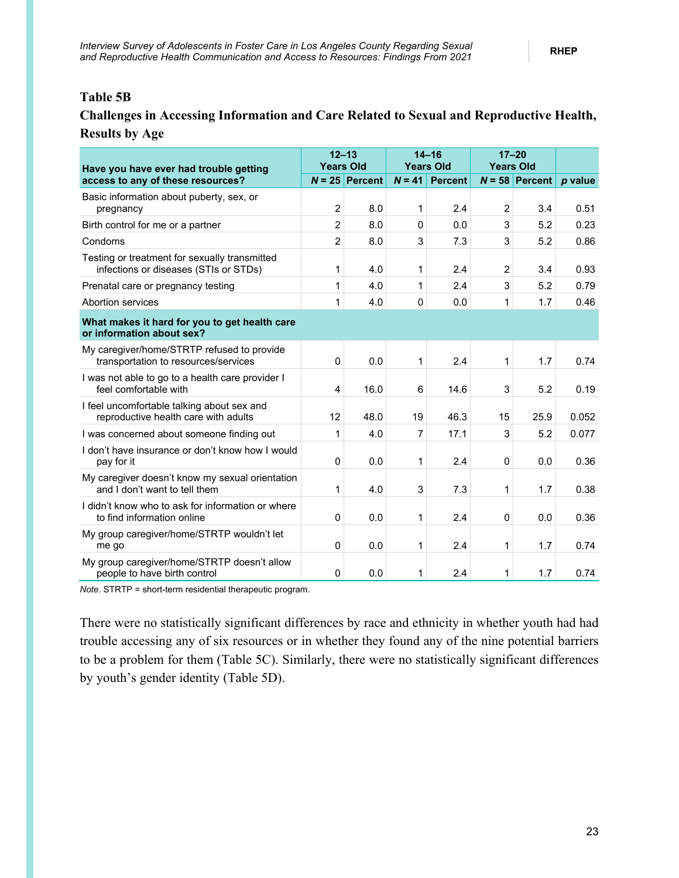**Table 5B**

**Challenges in Accessing Information and Care Related to Sexual and Reproductive Health, Results by Age**

| Have you have ever had trouble getting access to any of these resources? | 12–13 Years Old | | 14–16 Years Old | | 17–20 Years Old | | |
|---|---|---|---|---|---|---|---|
| | *N* = 25 | Percent | *N* = 41 | Percent | *N* = 58 | Percent | *p* value |
| Basic information about puberty, sex, or pregnancy | 2 | 8.0 | 1 | 2.4 | 2 | 3.4 | 0.51 |
| Birth control for me or a partner | 2 | 8.0 | 0 | 0.0 | 3 | 5.2 | 0.23 |
| Condoms | 2 | 8.0 | 3 | 7.3 | 3 | 5.2 | 0.86 |
| Testing or treatment for sexually transmitted infections or diseases (STIs or STDs) | 1 | 4.0 | 1 | 2.4 | 2 | 3.4 | 0.93 |
| Prenatal care or pregnancy testing | 1 | 4.0 | 1 | 2.4 | 3 | 5.2 | 0.79 |
| Abortion services | 1 | 4.0 | 0 | 0.0 | 1 | 1.7 | 0.46 |
| **What makes it hard for you to get health care or information about sex?** | | | | | | | |
| My caregiver/home/STRTP refused to provide transportation to resources/services | 0 | 0.0 | 1 | 2.4 | 1 | 1.7 | 0.74 |
| I was not able to go to a health care provider I feel comfortable with | 4 | 16.0 | 6 | 14.6 | 3 | 5.2 | 0.19 |
| I feel uncomfortable talking about sex and reproductive health care with adults | 12 | 48.0 | 19 | 46.3 | 15 | 25.9 | 0.052 |
| I was concerned about someone finding out | 1 | 4.0 | 7 | 17.1 | 3 | 5.2 | 0.077 |
| I don't have insurance or don't know how I would pay for it | 0 | 0.0 | 1 | 2.4 | 0 | 0.0 | 0.36 |
| My caregiver doesn't know my sexual orientation and I don't want to tell them | 1 | 4.0 | 3 | 7.3 | 1 | 1.7 | 0.38 |
| I didn't know who to ask for information or where to find information online | 0 | 0.0 | 1 | 2.4 | 0 | 0.0 | 0.36 |
| My group caregiver/home/STRTP wouldn't let me go | 0 | 0.0 | 1 | 2.4 | 1 | 1.7 | 0.74 |
| My group caregiver/home/STRTP doesn't allow people to have birth control | 0 | 0.0 | 1 | 2.4 | 1 | 1.7 | 0.74 |

*Note.* STRTP = short-term residential therapeutic program.

There were no statistically significant differences by race and ethnicity in whether youth had had trouble accessing any of six resources or in whether they found any of the nine potential barriers to be a problem for them (Table 5C). Similarly, there were no statistically significant differences by youth's gender identity (Table 5D).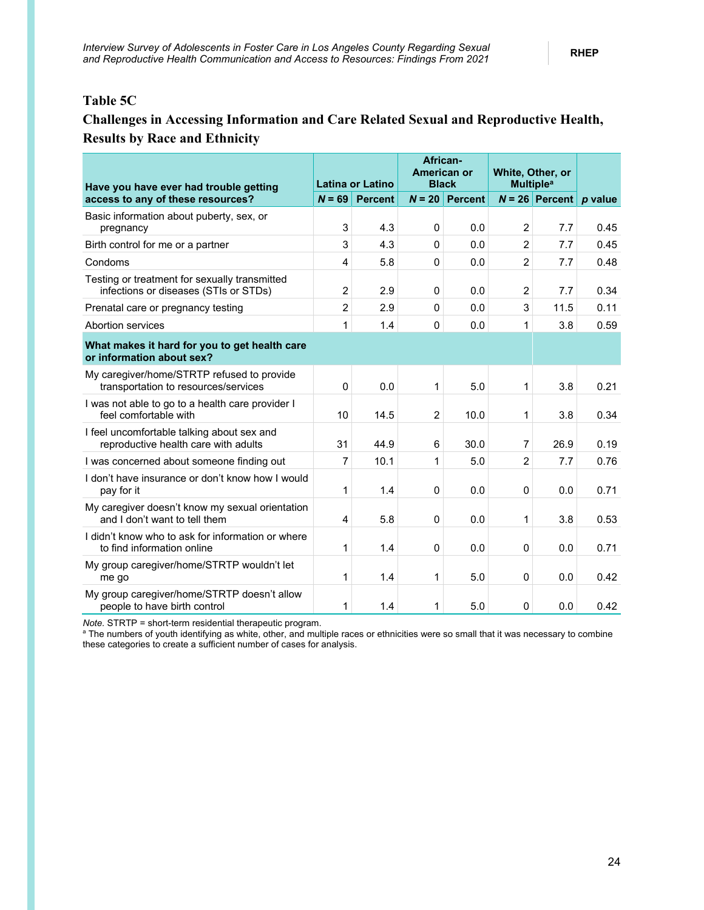## Table 5C

## Challenges in Accessing Information and Care Related Sexual and Reproductive Health, Results by Race and Ethnicity

| Have you have ever had trouble getting access to any of these resources? | Latina or Latino | | African-American or Black | | White, Other, or Multiple[a] | | |
|---|---|---|---|---|---|---|---|
| | *N* = 69 | Percent | *N* = 20 | Percent | *N* = 26 | Percent | *p* value |
| Basic information about puberty, sex, or pregnancy | 3 | 4.3 | 0 | 0.0 | 2 | 7.7 | 0.45 |
| Birth control for me or a partner | 3 | 4.3 | 0 | 0.0 | 2 | 7.7 | 0.45 |
| Condoms | 4 | 5.8 | 0 | 0.0 | 2 | 7.7 | 0.48 |
| Testing or treatment for sexually transmitted infections or diseases (STIs or STDs) | 2 | 2.9 | 0 | 0.0 | 2 | 7.7 | 0.34 |
| Prenatal care or pregnancy testing | 2 | 2.9 | 0 | 0.0 | 3 | 11.5 | 0.11 |
| Abortion services | 1 | 1.4 | 0 | 0.0 | 1 | 3.8 | 0.59 |
| **What makes it hard for you to get health care or information about sex?** | | | | | | | |
| My caregiver/home/STRTP refused to provide transportation to resources/services | 0 | 0.0 | 1 | 5.0 | 1 | 3.8 | 0.21 |
| I was not able to go to a health care provider I feel comfortable with | 10 | 14.5 | 2 | 10.0 | 1 | 3.8 | 0.34 |
| I feel uncomfortable talking about sex and reproductive health care with adults | 31 | 44.9 | 6 | 30.0 | 7 | 26.9 | 0.19 |
| I was concerned about someone finding out | 7 | 10.1 | 1 | 5.0 | 2 | 7.7 | 0.76 |
| I don't have insurance or don't know how I would pay for it | 1 | 1.4 | 0 | 0.0 | 0 | 0.0 | 0.71 |
| My caregiver doesn't know my sexual orientation and I don't want to tell them | 4 | 5.8 | 0 | 0.0 | 1 | 3.8 | 0.53 |
| I didn't know who to ask for information or where to find information online | 1 | 1.4 | 0 | 0.0 | 0 | 0.0 | 0.71 |
| My group caregiver/home/STRTP wouldn't let me go | 1 | 1.4 | 1 | 5.0 | 0 | 0.0 | 0.42 |
| My group caregiver/home/STRTP doesn't allow people to have birth control | 1 | 1.4 | 1 | 5.0 | 0 | 0.0 | 0.42 |

*Note.* STRTP = short-term residential therapeutic program.

[a] The numbers of youth identifying as white, other, and multiple races or ethnicities were so small that it was necessary to combine these categories to create a sufficient number of cases for analysis.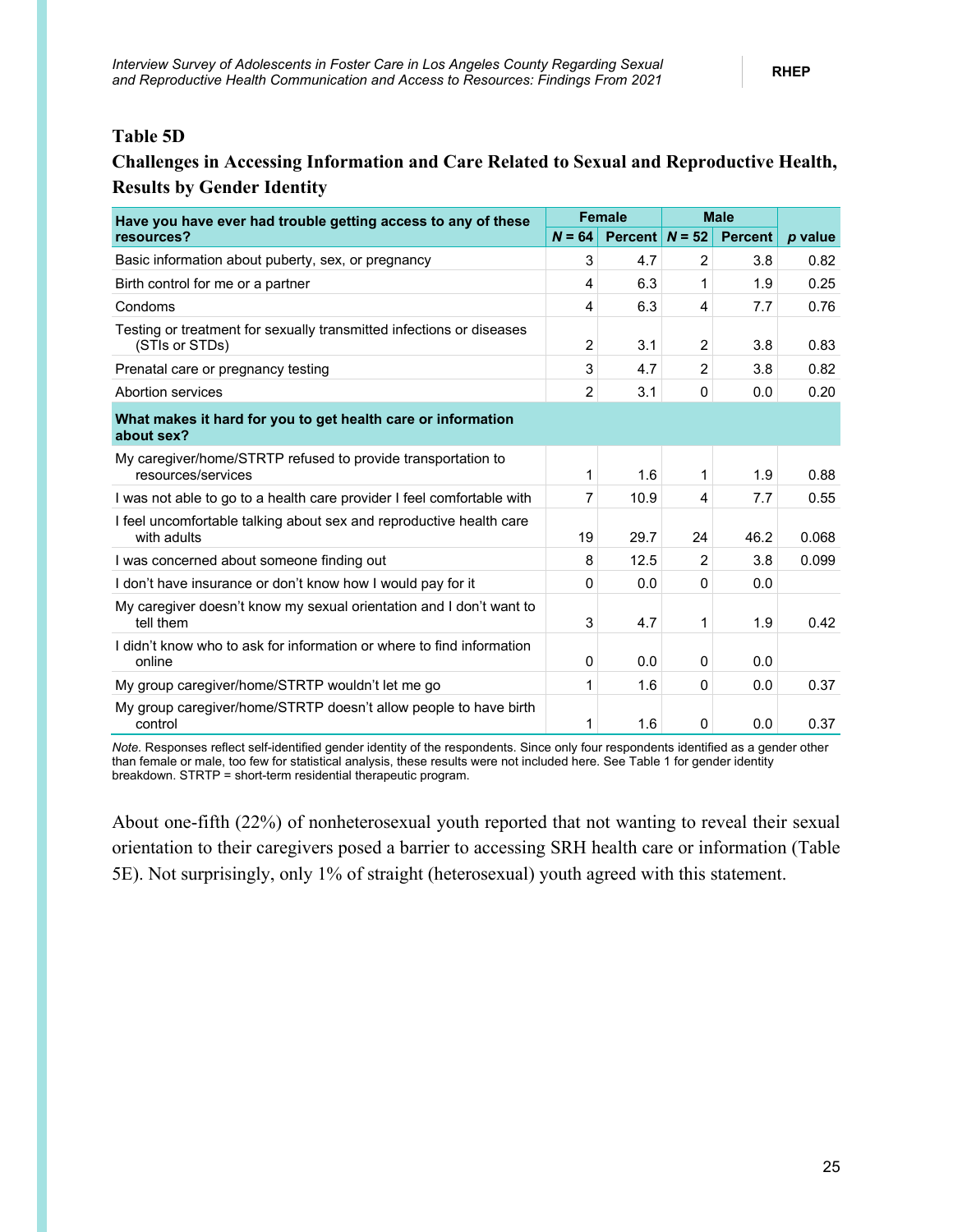### Table 5D

### Challenges in Accessing Information and Care Related to Sexual and Reproductive Health, Results by Gender Identity

| Have you have ever had trouble getting access to any of these resources? | Female | | Male | | |
|---|---|---|---|---|---|
| | *N* = 64 | Percent | *N* = 52 | Percent | *p* value |
| Basic information about puberty, sex, or pregnancy | 3 | 4.7 | 2 | 3.8 | 0.82 |
| Birth control for me or a partner | 4 | 6.3 | 1 | 1.9 | 0.25 |
| Condoms | 4 | 6.3 | 4 | 7.7 | 0.76 |
| Testing or treatment for sexually transmitted infections or diseases (STIs or STDs) | 2 | 3.1 | 2 | 3.8 | 0.83 |
| Prenatal care or pregnancy testing | 3 | 4.7 | 2 | 3.8 | 0.82 |
| Abortion services | 2 | 3.1 | 0 | 0.0 | 0.20 |
| **What makes it hard for you to get health care or information about sex?** | | | | | |
| My caregiver/home/STRTP refused to provide transportation to resources/services | 1 | 1.6 | 1 | 1.9 | 0.88 |
| I was not able to go to a health care provider I feel comfortable with | 7 | 10.9 | 4 | 7.7 | 0.55 |
| I feel uncomfortable talking about sex and reproductive health care with adults | 19 | 29.7 | 24 | 46.2 | 0.068 |
| I was concerned about someone finding out | 8 | 12.5 | 2 | 3.8 | 0.099 |
| I don't have insurance or don't know how I would pay for it | 0 | 0.0 | 0 | 0.0 | |
| My caregiver doesn't know my sexual orientation and I don't want to tell them | 3 | 4.7 | 1 | 1.9 | 0.42 |
| I didn't know who to ask for information or where to find information online | 0 | 0.0 | 0 | 0.0 | |
| My group caregiver/home/STRTP wouldn't let me go | 1 | 1.6 | 0 | 0.0 | 0.37 |
| My group caregiver/home/STRTP doesn't allow people to have birth control | 1 | 1.6 | 0 | 0.0 | 0.37 |

*Note.* Responses reflect self-identified gender identity of the respondents. Since only four respondents identified as a gender other than female or male, too few for statistical analysis, these results were not included here. See Table 1 for gender identity breakdown. STRTP = short-term residential therapeutic program.

About one-fifth (22%) of nonheterosexual youth reported that not wanting to reveal their sexual orientation to their caregivers posed a barrier to accessing SRH health care or information (Table 5E). Not surprisingly, only 1% of straight (heterosexual) youth agreed with this statement.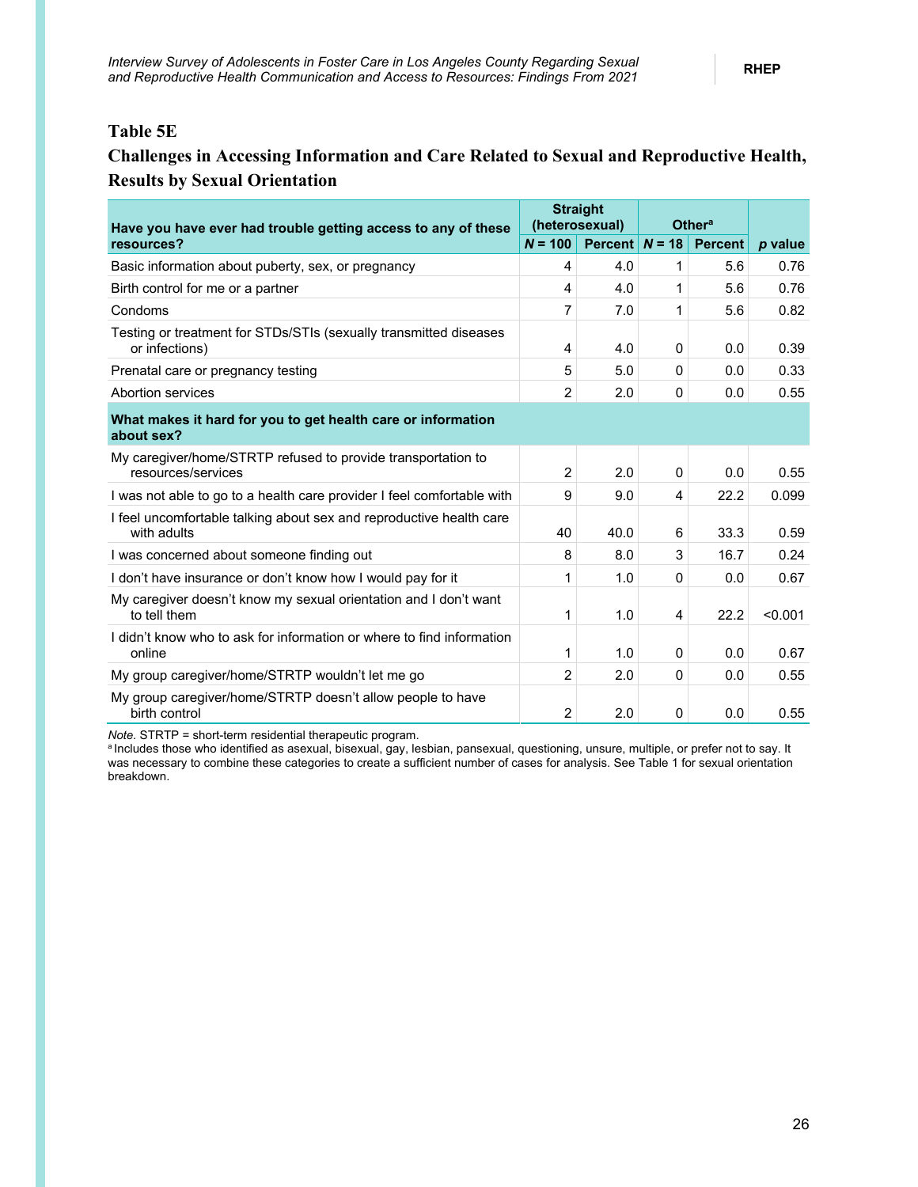### Table 5E

### Challenges in Accessing Information and Care Related to Sexual and Reproductive Health, Results by Sexual Orientation

| Have you have ever had trouble getting access to any of these resources? | Straight (heterosexual) | | Other[a] | | |
|---|---|---|---|---|---|
| | *N* = 100 | Percent | *N* = 18 | Percent | *p* value |
| Basic information about puberty, sex, or pregnancy | 4 | 4.0 | 1 | 5.6 | 0.76 |
| Birth control for me or a partner | 4 | 4.0 | 1 | 5.6 | 0.76 |
| Condoms | 7 | 7.0 | 1 | 5.6 | 0.82 |
| Testing or treatment for STDs/STIs (sexually transmitted diseases or infections) | 4 | 4.0 | 0 | 0.0 | 0.39 |
| Prenatal care or pregnancy testing | 5 | 5.0 | 0 | 0.0 | 0.33 |
| Abortion services | 2 | 2.0 | 0 | 0.0 | 0.55 |
| **What makes it hard for you to get health care or information about sex?** | | | | | |
| My caregiver/home/STRTP refused to provide transportation to resources/services | 2 | 2.0 | 0 | 0.0 | 0.55 |
| I was not able to go to a health care provider I feel comfortable with | 9 | 9.0 | 4 | 22.2 | 0.099 |
| I feel uncomfortable talking about sex and reproductive health care with adults | 40 | 40.0 | 6 | 33.3 | 0.59 |
| I was concerned about someone finding out | 8 | 8.0 | 3 | 16.7 | 0.24 |
| I don't have insurance or don't know how I would pay for it | 1 | 1.0 | 0 | 0.0 | 0.67 |
| My caregiver doesn't know my sexual orientation and I don't want to tell them | 1 | 1.0 | 4 | 22.2 | <0.001 |
| I didn't know who to ask for information or where to find information online | 1 | 1.0 | 0 | 0.0 | 0.67 |
| My group caregiver/home/STRTP wouldn't let me go | 2 | 2.0 | 0 | 0.0 | 0.55 |
| My group caregiver/home/STRTP doesn't allow people to have birth control | 2 | 2.0 | 0 | 0.0 | 0.55 |

*Note*. STRTP = short-term residential therapeutic program.
[a] Includes those who identified as asexual, bisexual, gay, lesbian, pansexual, questioning, unsure, multiple, or prefer not to say. It was necessary to combine these categories to create a sufficient number of cases for analysis. See Table 1 for sexual orientation breakdown.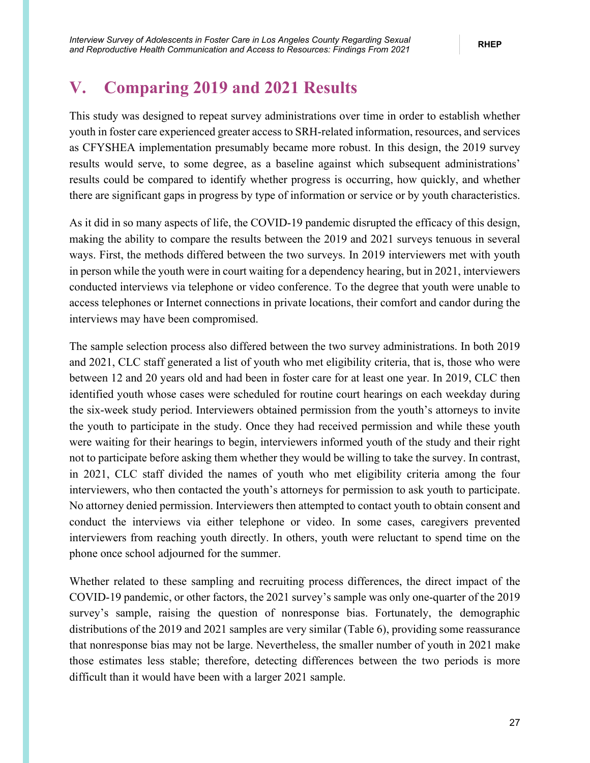# V. Comparing 2019 and 2021 Results

This study was designed to repeat survey administrations over time in order to establish whether youth in foster care experienced greater access to SRH-related information, resources, and services as CFYSHEA implementation presumably became more robust. In this design, the 2019 survey results would serve, to some degree, as a baseline against which subsequent administrations' results could be compared to identify whether progress is occurring, how quickly, and whether there are significant gaps in progress by type of information or service or by youth characteristics.

As it did in so many aspects of life, the COVID-19 pandemic disrupted the efficacy of this design, making the ability to compare the results between the 2019 and 2021 surveys tenuous in several ways. First, the methods differed between the two surveys. In 2019 interviewers met with youth in person while the youth were in court waiting for a dependency hearing, but in 2021, interviewers conducted interviews via telephone or video conference. To the degree that youth were unable to access telephones or Internet connections in private locations, their comfort and candor during the interviews may have been compromised.

The sample selection process also differed between the two survey administrations. In both 2019 and 2021, CLC staff generated a list of youth who met eligibility criteria, that is, those who were between 12 and 20 years old and had been in foster care for at least one year. In 2019, CLC then identified youth whose cases were scheduled for routine court hearings on each weekday during the six-week study period. Interviewers obtained permission from the youth's attorneys to invite the youth to participate in the study. Once they had received permission and while these youth were waiting for their hearings to begin, interviewers informed youth of the study and their right not to participate before asking them whether they would be willing to take the survey. In contrast, in 2021, CLC staff divided the names of youth who met eligibility criteria among the four interviewers, who then contacted the youth's attorneys for permission to ask youth to participate. No attorney denied permission. Interviewers then attempted to contact youth to obtain consent and conduct the interviews via either telephone or video. In some cases, caregivers prevented interviewers from reaching youth directly. In others, youth were reluctant to spend time on the phone once school adjourned for the summer.

Whether related to these sampling and recruiting process differences, the direct impact of the COVID-19 pandemic, or other factors, the 2021 survey's sample was only one-quarter of the 2019 survey's sample, raising the question of nonresponse bias. Fortunately, the demographic distributions of the 2019 and 2021 samples are very similar (Table 6), providing some reassurance that nonresponse bias may not be large. Nevertheless, the smaller number of youth in 2021 make those estimates less stable; therefore, detecting differences between the two periods is more difficult than it would have been with a larger 2021 sample.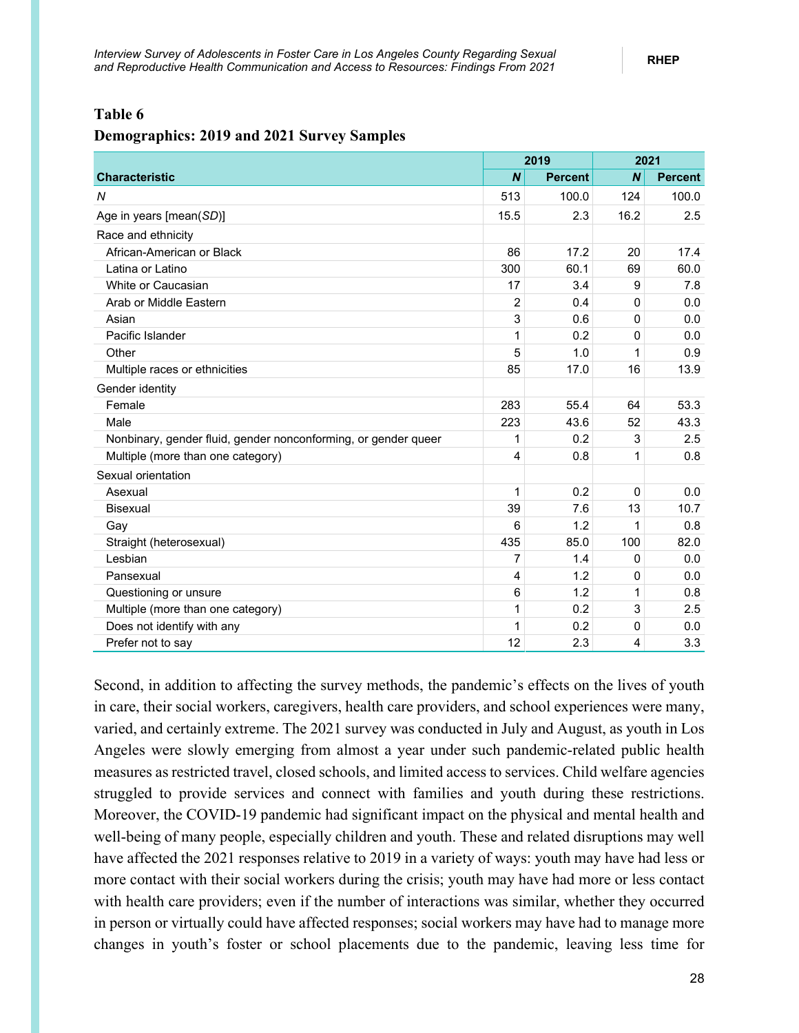**Table 6**

**Demographics: 2019 and 2021 Survey Samples**

| Characteristic | 2019 | | 2021 | |
|---|---|---|---|---|
| | *N* | Percent | *N* | Percent |
| *N* | 513 | 100.0 | 124 | 100.0 |
| Age in years [mean(*SD*)] | 15.5 | 2.3 | 16.2 | 2.5 |
| Race and ethnicity | | | | |
| African-American or Black | 86 | 17.2 | 20 | 17.4 |
| Latina or Latino | 300 | 60.1 | 69 | 60.0 |
| White or Caucasian | 17 | 3.4 | 9 | 7.8 |
| Arab or Middle Eastern | 2 | 0.4 | 0 | 0.0 |
| Asian | 3 | 0.6 | 0 | 0.0 |
| Pacific Islander | 1 | 0.2 | 0 | 0.0 |
| Other | 5 | 1.0 | 1 | 0.9 |
| Multiple races or ethnicities | 85 | 17.0 | 16 | 13.9 |
| Gender identity | | | | |
| Female | 283 | 55.4 | 64 | 53.3 |
| Male | 223 | 43.6 | 52 | 43.3 |
| Nonbinary, gender fluid, gender nonconforming, or gender queer | 1 | 0.2 | 3 | 2.5 |
| Multiple (more than one category) | 4 | 0.8 | 1 | 0.8 |
| Sexual orientation | | | | |
| Asexual | 1 | 0.2 | 0 | 0.0 |
| Bisexual | 39 | 7.6 | 13 | 10.7 |
| Gay | 6 | 1.2 | 1 | 0.8 |
| Straight (heterosexual) | 435 | 85.0 | 100 | 82.0 |
| Lesbian | 7 | 1.4 | 0 | 0.0 |
| Pansexual | 4 | 1.2 | 0 | 0.0 |
| Questioning or unsure | 6 | 1.2 | 1 | 0.8 |
| Multiple (more than one category) | 1 | 0.2 | 3 | 2.5 |
| Does not identify with any | 1 | 0.2 | 0 | 0.0 |
| Prefer not to say | 12 | 2.3 | 4 | 3.3 |

Second, in addition to affecting the survey methods, the pandemic's effects on the lives of youth in care, their social workers, caregivers, health care providers, and school experiences were many, varied, and certainly extreme. The 2021 survey was conducted in July and August, as youth in Los Angeles were slowly emerging from almost a year under such pandemic-related public health measures as restricted travel, closed schools, and limited access to services. Child welfare agencies struggled to provide services and connect with families and youth during these restrictions. Moreover, the COVID-19 pandemic had significant impact on the physical and mental health and well-being of many people, especially children and youth. These and related disruptions may well have affected the 2021 responses relative to 2019 in a variety of ways: youth may have had less or more contact with their social workers during the crisis; youth may have had more or less contact with health care providers; even if the number of interactions was similar, whether they occurred in person or virtually could have affected responses; social workers may have had to manage more changes in youth's foster or school placements due to the pandemic, leaving less time for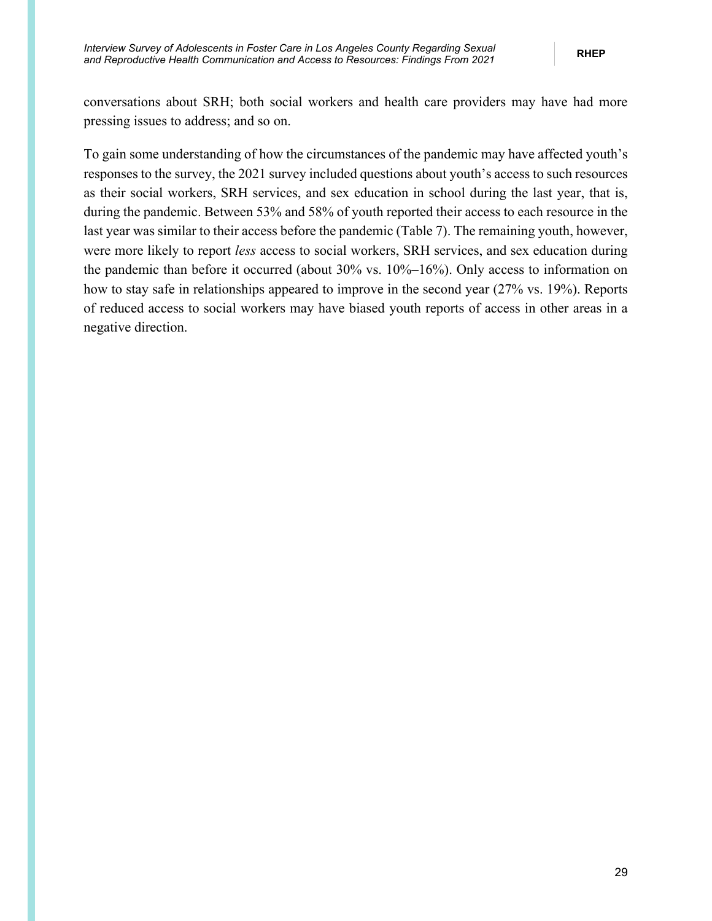conversations about SRH; both social workers and health care providers may have had more pressing issues to address; and so on.

To gain some understanding of how the circumstances of the pandemic may have affected youth's responses to the survey, the 2021 survey included questions about youth's access to such resources as their social workers, SRH services, and sex education in school during the last year, that is, during the pandemic. Between 53% and 58% of youth reported their access to each resource in the last year was similar to their access before the pandemic (Table 7). The remaining youth, however, were more likely to report *less* access to social workers, SRH services, and sex education during the pandemic than before it occurred (about 30% vs. 10%–16%). Only access to information on how to stay safe in relationships appeared to improve in the second year (27% vs. 19%). Reports of reduced access to social workers may have biased youth reports of access in other areas in a negative direction.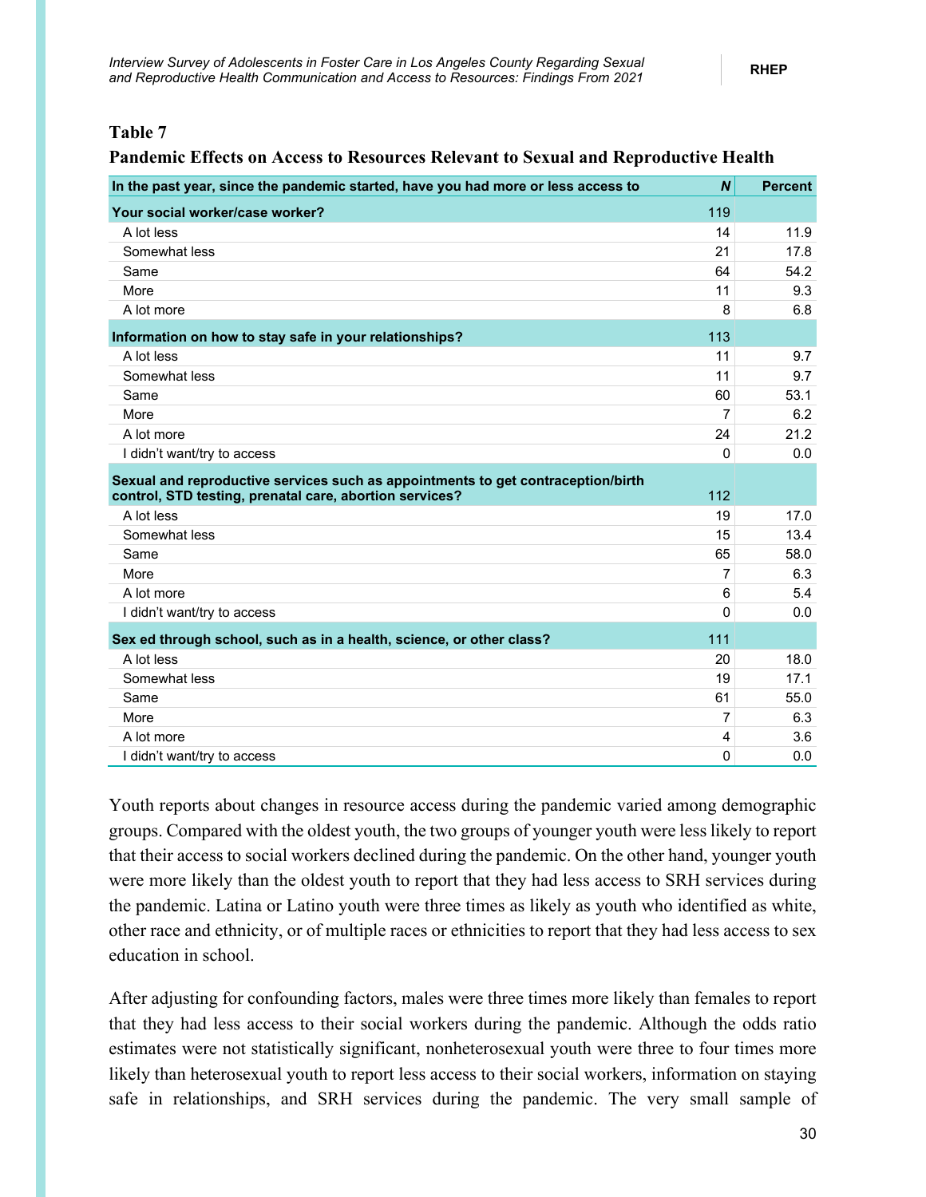**Table 7**

**Pandemic Effects on Access to Resources Relevant to Sexual and Reproductive Health**

| In the past year, since the pandemic started, have you had more or less access to | *N* | Percent |
|---|---|---|
| **Your social worker/case worker?** | 119 | |
| A lot less | 14 | 11.9 |
| Somewhat less | 21 | 17.8 |
| Same | 64 | 54.2 |
| More | 11 | 9.3 |
| A lot more | 8 | 6.8 |
| **Information on how to stay safe in your relationships?** | 113 | |
| A lot less | 11 | 9.7 |
| Somewhat less | 11 | 9.7 |
| Same | 60 | 53.1 |
| More | 7 | 6.2 |
| A lot more | 24 | 21.2 |
| I didn't want/try to access | 0 | 0.0 |
| **Sexual and reproductive services such as appointments to get contraception/birth control, STD testing, prenatal care, abortion services?** | 112 | |
| A lot less | 19 | 17.0 |
| Somewhat less | 15 | 13.4 |
| Same | 65 | 58.0 |
| More | 7 | 6.3 |
| A lot more | 6 | 5.4 |
| I didn't want/try to access | 0 | 0.0 |
| **Sex ed through school, such as in a health, science, or other class?** | 111 | |
| A lot less | 20 | 18.0 |
| Somewhat less | 19 | 17.1 |
| Same | 61 | 55.0 |
| More | 7 | 6.3 |
| A lot more | 4 | 3.6 |
| I didn't want/try to access | 0 | 0.0 |

Youth reports about changes in resource access during the pandemic varied among demographic groups. Compared with the oldest youth, the two groups of younger youth were less likely to report that their access to social workers declined during the pandemic. On the other hand, younger youth were more likely than the oldest youth to report that they had less access to SRH services during the pandemic. Latina or Latino youth were three times as likely as youth who identified as white, other race and ethnicity, or of multiple races or ethnicities to report that they had less access to sex education in school.

After adjusting for confounding factors, males were three times more likely than females to report that they had less access to their social workers during the pandemic. Although the odds ratio estimates were not statistically significant, nonheterosexual youth were three to four times more likely than heterosexual youth to report less access to their social workers, information on staying safe in relationships, and SRH services during the pandemic. The very small sample of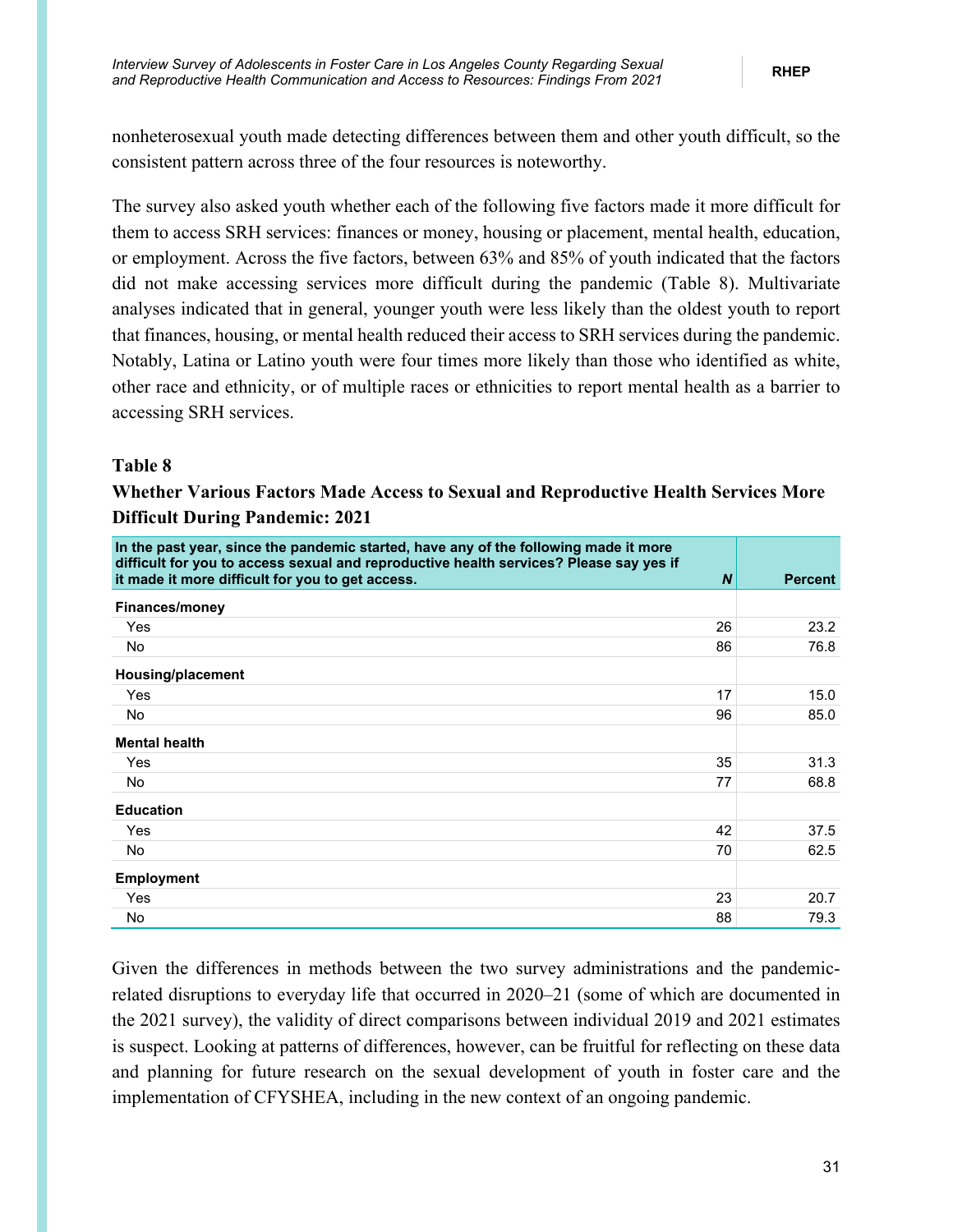nonheterosexual youth made detecting differences between them and other youth difficult, so the consistent pattern across three of the four resources is noteworthy.

The survey also asked youth whether each of the following five factors made it more difficult for them to access SRH services: finances or money, housing or placement, mental health, education, or employment. Across the five factors, between 63% and 85% of youth indicated that the factors did not make accessing services more difficult during the pandemic (Table 8). Multivariate analyses indicated that in general, younger youth were less likely than the oldest youth to report that finances, housing, or mental health reduced their access to SRH services during the pandemic. Notably, Latina or Latino youth were four times more likely than those who identified as white, other race and ethnicity, or of multiple races or ethnicities to report mental health as a barrier to accessing SRH services.

**Table 8**

**Whether Various Factors Made Access to Sexual and Reproductive Health Services More Difficult During Pandemic: 2021**

| In the past year, since the pandemic started, have any of the following made it more difficult for you to access sexual and reproductive health services? Please say yes if it made it more difficult for you to get access. | *N* | Percent |
|---|---|---|
| **Finances/money** | | |
| Yes | 26 | 23.2 |
| No | 86 | 76.8 |
| **Housing/placement** | | |
| Yes | 17 | 15.0 |
| No | 96 | 85.0 |
| **Mental health** | | |
| Yes | 35 | 31.3 |
| No | 77 | 68.8 |
| **Education** | | |
| Yes | 42 | 37.5 |
| No | 70 | 62.5 |
| **Employment** | | |
| Yes | 23 | 20.7 |
| No | 88 | 79.3 |

Given the differences in methods between the two survey administrations and the pandemic-related disruptions to everyday life that occurred in 2020–21 (some of which are documented in the 2021 survey), the validity of direct comparisons between individual 2019 and 2021 estimates is suspect. Looking at patterns of differences, however, can be fruitful for reflecting on these data and planning for future research on the sexual development of youth in foster care and the implementation of CFYSHEA, including in the new context of an ongoing pandemic.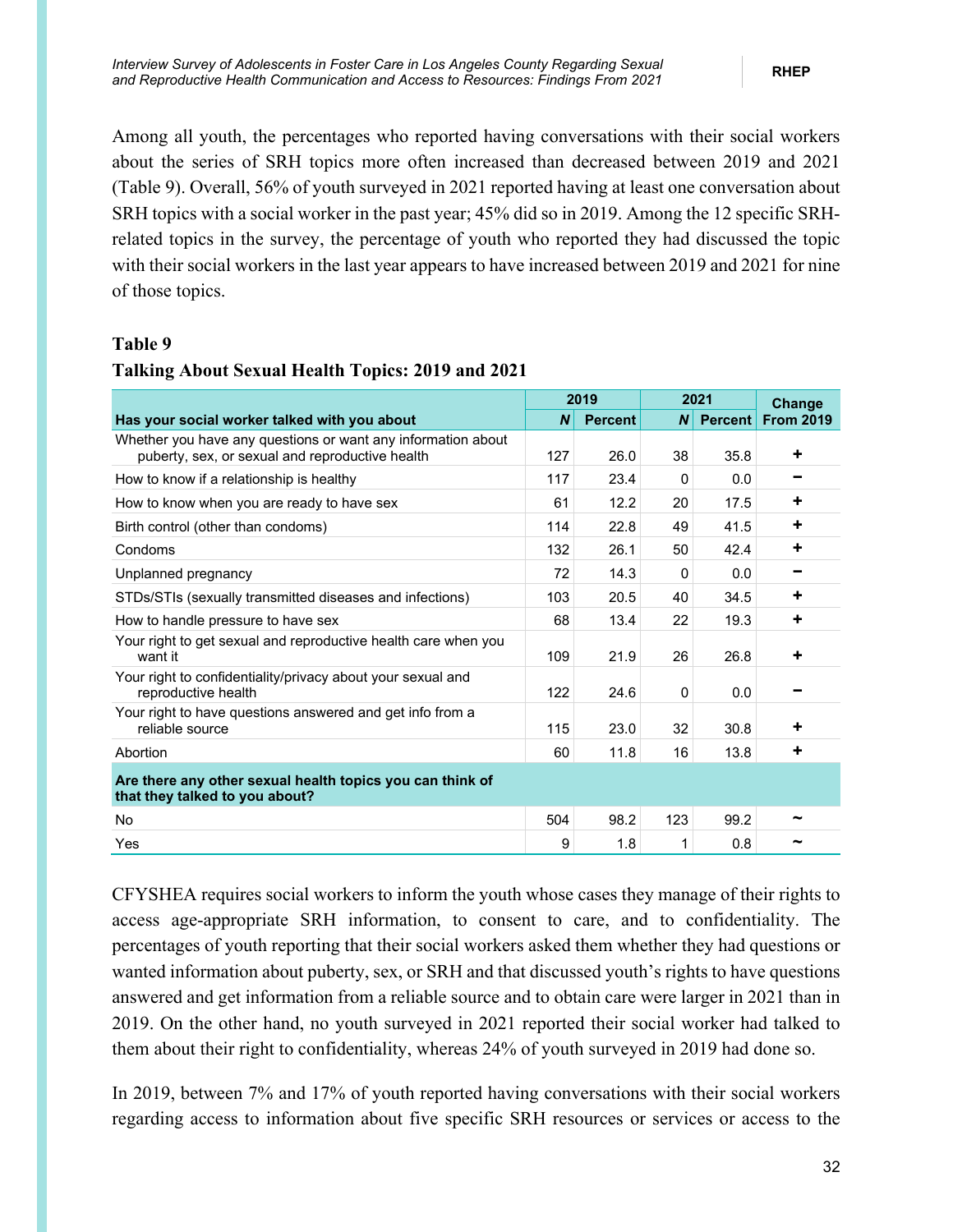Among all youth, the percentages who reported having conversations with their social workers about the series of SRH topics more often increased than decreased between 2019 and 2021 (Table 9). Overall, 56% of youth surveyed in 2021 reported having at least one conversation about SRH topics with a social worker in the past year; 45% did so in 2019. Among the 12 specific SRH-related topics in the survey, the percentage of youth who reported they had discussed the topic with their social workers in the last year appears to have increased between 2019 and 2021 for nine of those topics.

**Table 9**

**Talking About Sexual Health Topics: 2019 and 2021**

| | 2019 | | 2021 | | Change |
|---|---|---|---|---|---|
| **Has your social worker talked with you about** | ***N*** | **Percent** | ***N*** | **Percent** | **From 2019** |
| Whether you have any questions or want any information about puberty, sex, or sexual and reproductive health | 127 | 26.0 | 38 | 35.8 | + |
| How to know if a relationship is healthy | 117 | 23.4 | 0 | 0.0 | − |
| How to know when you are ready to have sex | 61 | 12.2 | 20 | 17.5 | + |
| Birth control (other than condoms) | 114 | 22.8 | 49 | 41.5 | + |
| Condoms | 132 | 26.1 | 50 | 42.4 | + |
| Unplanned pregnancy | 72 | 14.3 | 0 | 0.0 | − |
| STDs/STIs (sexually transmitted diseases and infections) | 103 | 20.5 | 40 | 34.5 | + |
| How to handle pressure to have sex | 68 | 13.4 | 22 | 19.3 | + |
| Your right to get sexual and reproductive health care when you want it | 109 | 21.9 | 26 | 26.8 | + |
| Your right to confidentiality/privacy about your sexual and reproductive health | 122 | 24.6 | 0 | 0.0 | − |
| Your right to have questions answered and get info from a reliable source | 115 | 23.0 | 32 | 30.8 | + |
| Abortion | 60 | 11.8 | 16 | 13.8 | + |
| **Are there any other sexual health topics you can think of that they talked to you about?** | | | | | |
| No | 504 | 98.2 | 123 | 99.2 | ~ |
| Yes | 9 | 1.8 | 1 | 0.8 | ~ |

CFYSHEA requires social workers to inform the youth whose cases they manage of their rights to access age-appropriate SRH information, to consent to care, and to confidentiality. The percentages of youth reporting that their social workers asked them whether they had questions or wanted information about puberty, sex, or SRH and that discussed youth's rights to have questions answered and get information from a reliable source and to obtain care were larger in 2021 than in 2019. On the other hand, no youth surveyed in 2021 reported their social worker had talked to them about their right to confidentiality, whereas 24% of youth surveyed in 2019 had done so.

In 2019, between 7% and 17% of youth reported having conversations with their social workers regarding access to information about five specific SRH resources or services or access to the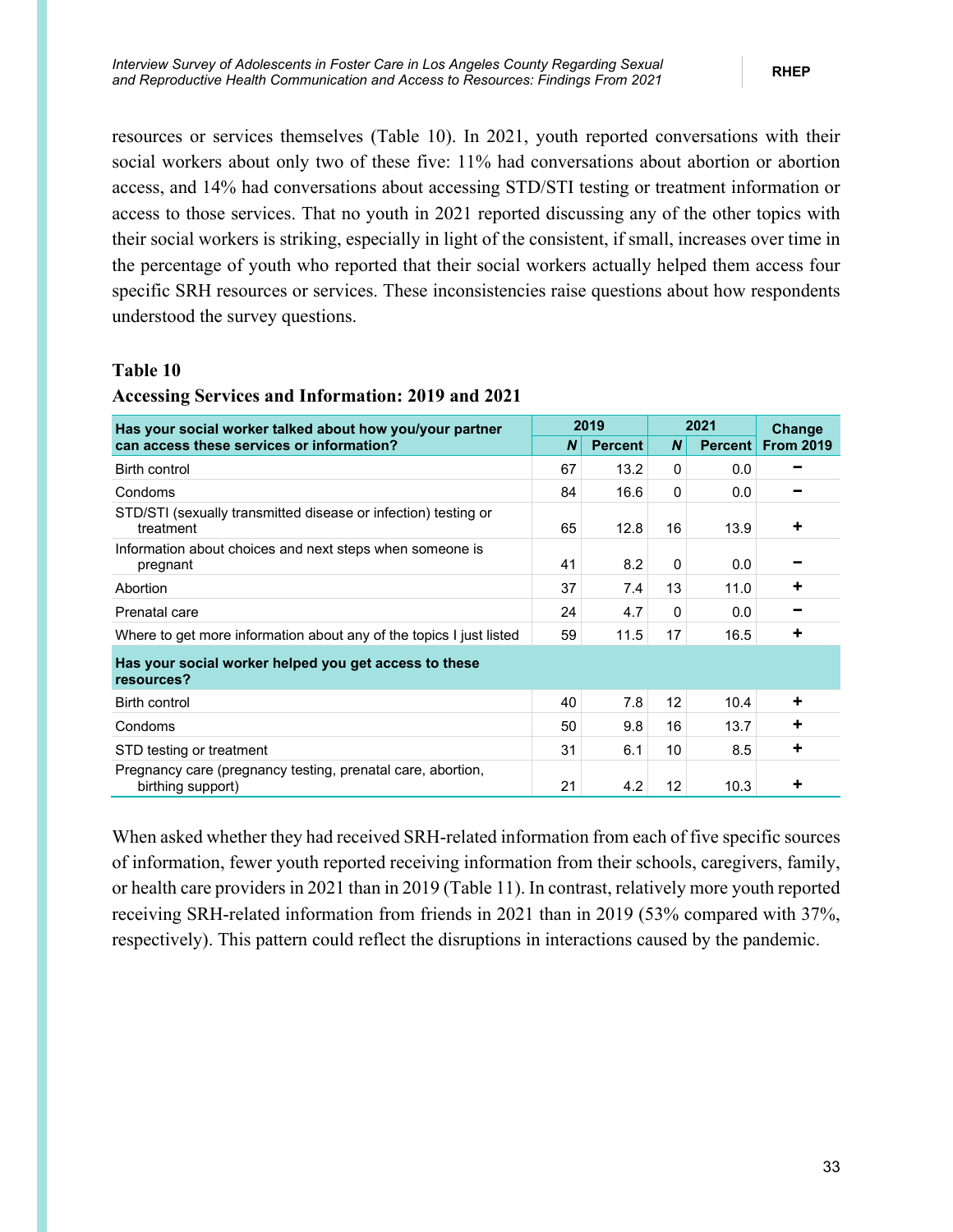resources or services themselves (Table 10). In 2021, youth reported conversations with their social workers about only two of these five: 11% had conversations about abortion or abortion access, and 14% had conversations about accessing STD/STI testing or treatment information or access to those services. That no youth in 2021 reported discussing any of the other topics with their social workers is striking, especially in light of the consistent, if small, increases over time in the percentage of youth who reported that their social workers actually helped them access four specific SRH resources or services. These inconsistencies raise questions about how respondents understood the survey questions.

**Table 10**

**Accessing Services and Information: 2019 and 2021**

| Has your social worker talked about how you/your partner can access these services or information? | 2019 | | 2021 | | Change From 2019 |
|---|---|---|---|---|---|
| | *N* | Percent | *N* | Percent | |
| Birth control | 67 | 13.2 | 0 | 0.0 | − |
| Condoms | 84 | 16.6 | 0 | 0.0 | − |
| STD/STI (sexually transmitted disease or infection) testing or treatment | 65 | 12.8 | 16 | 13.9 | + |
| Information about choices and next steps when someone is pregnant | 41 | 8.2 | 0 | 0.0 | − |
| Abortion | 37 | 7.4 | 13 | 11.0 | + |
| Prenatal care | 24 | 4.7 | 0 | 0.0 | − |
| Where to get more information about any of the topics I just listed | 59 | 11.5 | 17 | 16.5 | + |
| **Has your social worker helped you get access to these resources?** | | | | | |
| Birth control | 40 | 7.8 | 12 | 10.4 | + |
| Condoms | 50 | 9.8 | 16 | 13.7 | + |
| STD testing or treatment | 31 | 6.1 | 10 | 8.5 | + |
| Pregnancy care (pregnancy testing, prenatal care, abortion, birthing support) | 21 | 4.2 | 12 | 10.3 | + |

When asked whether they had received SRH-related information from each of five specific sources of information, fewer youth reported receiving information from their schools, caregivers, family, or health care providers in 2021 than in 2019 (Table 11). In contrast, relatively more youth reported receiving SRH-related information from friends in 2021 than in 2019 (53% compared with 37%, respectively). This pattern could reflect the disruptions in interactions caused by the pandemic.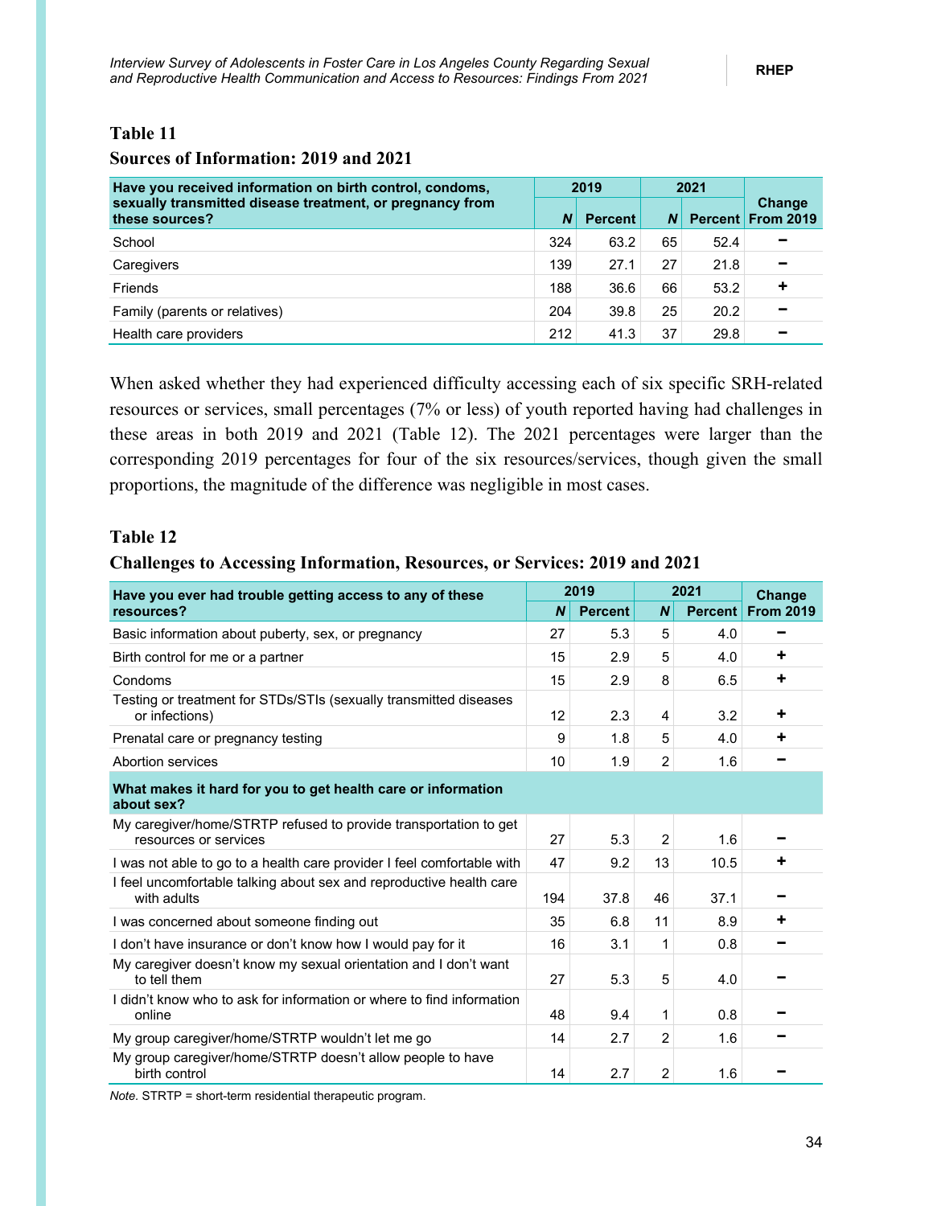**Table 11**

**Sources of Information: 2019 and 2021**

| Have you received information on birth control, condoms, sexually transmitted disease treatment, or pregnancy from these sources? | 2019 | | 2021 | | Change From 2019 |
|---|---|---|---|---|---|
| | *N* | Percent | *N* | Percent | |
| School | 324 | 63.2 | 65 | 52.4 | − |
| Caregivers | 139 | 27.1 | 27 | 21.8 | − |
| Friends | 188 | 36.6 | 66 | 53.2 | + |
| Family (parents or relatives) | 204 | 39.8 | 25 | 20.2 | − |
| Health care providers | 212 | 41.3 | 37 | 29.8 | − |

When asked whether they had experienced difficulty accessing each of six specific SRH-related resources or services, small percentages (7% or less) of youth reported having had challenges in these areas in both 2019 and 2021 (Table 12). The 2021 percentages were larger than the corresponding 2019 percentages for four of the six resources/services, though given the small proportions, the magnitude of the difference was negligible in most cases.

**Table 12**

**Challenges to Accessing Information, Resources, or Services: 2019 and 2021**

| Have you ever had trouble getting access to any of these resources? | 2019 | | 2021 | | Change From 2019 |
|---|---|---|---|---|---|
| | *N* | Percent | *N* | Percent | |
| Basic information about puberty, sex, or pregnancy | 27 | 5.3 | 5 | 4.0 | − |
| Birth control for me or a partner | 15 | 2.9 | 5 | 4.0 | + |
| Condoms | 15 | 2.9 | 8 | 6.5 | + |
| Testing or treatment for STDs/STIs (sexually transmitted diseases or infections) | 12 | 2.3 | 4 | 3.2 | + |
| Prenatal care or pregnancy testing | 9 | 1.8 | 5 | 4.0 | + |
| Abortion services | 10 | 1.9 | 2 | 1.6 | − |
| **What makes it hard for you to get health care or information about sex?** | | | | | |
| My caregiver/home/STRTP refused to provide transportation to get resources or services | 27 | 5.3 | 2 | 1.6 | − |
| I was not able to go to a health care provider I feel comfortable with | 47 | 9.2 | 13 | 10.5 | + |
| I feel uncomfortable talking about sex and reproductive health care with adults | 194 | 37.8 | 46 | 37.1 | − |
| I was concerned about someone finding out | 35 | 6.8 | 11 | 8.9 | + |
| I don't have insurance or don't know how I would pay for it | 16 | 3.1 | 1 | 0.8 | − |
| My caregiver doesn't know my sexual orientation and I don't want to tell them | 27 | 5.3 | 5 | 4.0 | − |
| I didn't know who to ask for information or where to find information online | 48 | 9.4 | 1 | 0.8 | − |
| My group caregiver/home/STRTP wouldn't let me go | 14 | 2.7 | 2 | 1.6 | − |
| My group caregiver/home/STRTP doesn't allow people to have birth control | 14 | 2.7 | 2 | 1.6 | − |

*Note.* STRTP = short-term residential therapeutic program.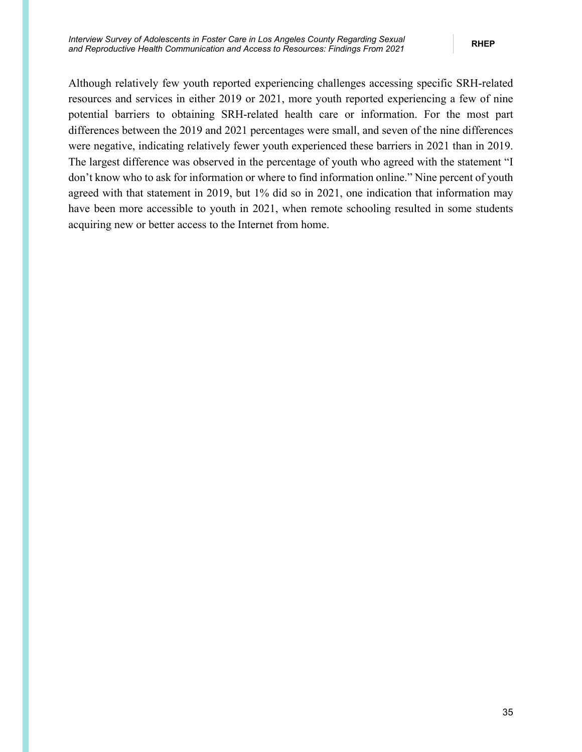Although relatively few youth reported experiencing challenges accessing specific SRH-related resources and services in either 2019 or 2021, more youth reported experiencing a few of nine potential barriers to obtaining SRH-related health care or information. For the most part differences between the 2019 and 2021 percentages were small, and seven of the nine differences were negative, indicating relatively fewer youth experienced these barriers in 2021 than in 2019. The largest difference was observed in the percentage of youth who agreed with the statement "I don't know who to ask for information or where to find information online." Nine percent of youth agreed with that statement in 2019, but 1% did so in 2021, one indication that information may have been more accessible to youth in 2021, when remote schooling resulted in some students acquiring new or better access to the Internet from home.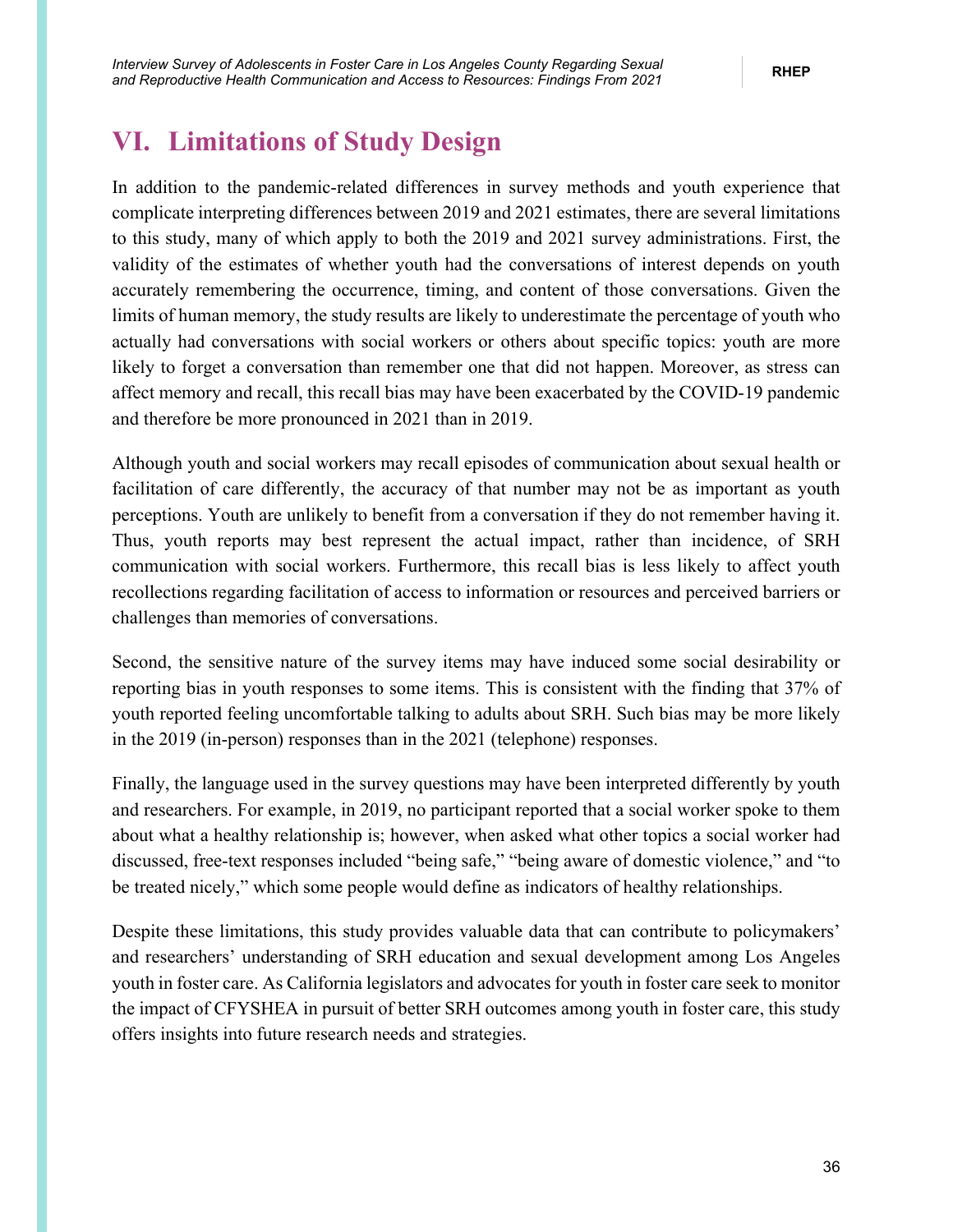# VI. Limitations of Study Design

In addition to the pandemic-related differences in survey methods and youth experience that complicate interpreting differences between 2019 and 2021 estimates, there are several limitations to this study, many of which apply to both the 2019 and 2021 survey administrations. First, the validity of the estimates of whether youth had the conversations of interest depends on youth accurately remembering the occurrence, timing, and content of those conversations. Given the limits of human memory, the study results are likely to underestimate the percentage of youth who actually had conversations with social workers or others about specific topics: youth are more likely to forget a conversation than remember one that did not happen. Moreover, as stress can affect memory and recall, this recall bias may have been exacerbated by the COVID-19 pandemic and therefore be more pronounced in 2021 than in 2019.

Although youth and social workers may recall episodes of communication about sexual health or facilitation of care differently, the accuracy of that number may not be as important as youth perceptions. Youth are unlikely to benefit from a conversation if they do not remember having it. Thus, youth reports may best represent the actual impact, rather than incidence, of SRH communication with social workers. Furthermore, this recall bias is less likely to affect youth recollections regarding facilitation of access to information or resources and perceived barriers or challenges than memories of conversations.

Second, the sensitive nature of the survey items may have induced some social desirability or reporting bias in youth responses to some items. This is consistent with the finding that 37% of youth reported feeling uncomfortable talking to adults about SRH. Such bias may be more likely in the 2019 (in-person) responses than in the 2021 (telephone) responses.

Finally, the language used in the survey questions may have been interpreted differently by youth and researchers. For example, in 2019, no participant reported that a social worker spoke to them about what a healthy relationship is; however, when asked what other topics a social worker had discussed, free-text responses included "being safe," "being aware of domestic violence," and "to be treated nicely," which some people would define as indicators of healthy relationships.

Despite these limitations, this study provides valuable data that can contribute to policymakers' and researchers' understanding of SRH education and sexual development among Los Angeles youth in foster care. As California legislators and advocates for youth in foster care seek to monitor the impact of CFYSHEA in pursuit of better SRH outcomes among youth in foster care, this study offers insights into future research needs and strategies.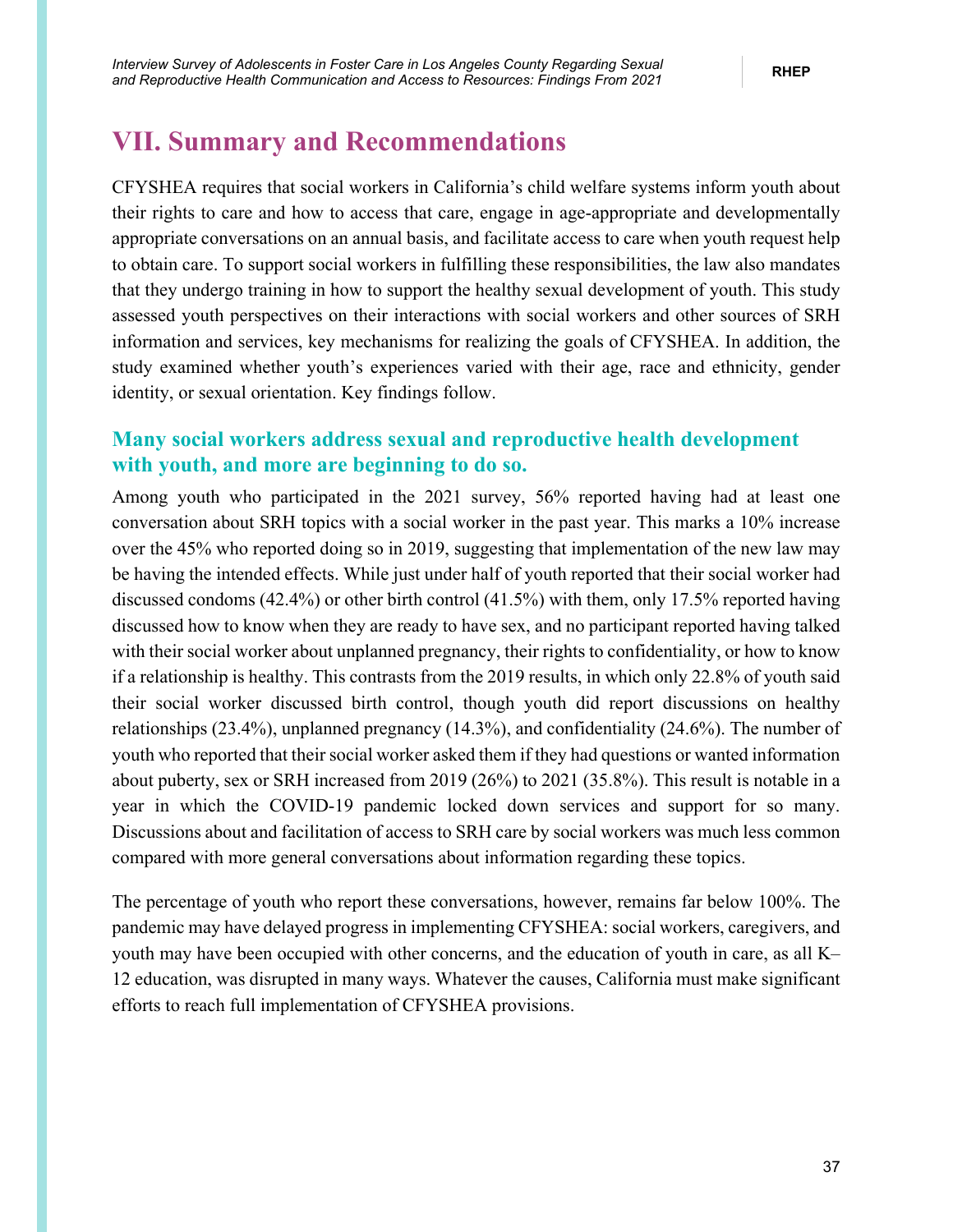# VII. Summary and Recommendations

CFYSHEA requires that social workers in California's child welfare systems inform youth about their rights to care and how to access that care, engage in age-appropriate and developmentally appropriate conversations on an annual basis, and facilitate access to care when youth request help to obtain care. To support social workers in fulfilling these responsibilities, the law also mandates that they undergo training in how to support the healthy sexual development of youth. This study assessed youth perspectives on their interactions with social workers and other sources of SRH information and services, key mechanisms for realizing the goals of CFYSHEA. In addition, the study examined whether youth's experiences varied with their age, race and ethnicity, gender identity, or sexual orientation. Key findings follow.

## Many social workers address sexual and reproductive health development with youth, and more are beginning to do so.

Among youth who participated in the 2021 survey, 56% reported having had at least one conversation about SRH topics with a social worker in the past year. This marks a 10% increase over the 45% who reported doing so in 2019, suggesting that implementation of the new law may be having the intended effects. While just under half of youth reported that their social worker had discussed condoms (42.4%) or other birth control (41.5%) with them, only 17.5% reported having discussed how to know when they are ready to have sex, and no participant reported having talked with their social worker about unplanned pregnancy, their rights to confidentiality, or how to know if a relationship is healthy. This contrasts from the 2019 results, in which only 22.8% of youth said their social worker discussed birth control, though youth did report discussions on healthy relationships (23.4%), unplanned pregnancy (14.3%), and confidentiality (24.6%). The number of youth who reported that their social worker asked them if they had questions or wanted information about puberty, sex or SRH increased from 2019 (26%) to 2021 (35.8%). This result is notable in a year in which the COVID-19 pandemic locked down services and support for so many. Discussions about and facilitation of access to SRH care by social workers was much less common compared with more general conversations about information regarding these topics.

The percentage of youth who report these conversations, however, remains far below 100%. The pandemic may have delayed progress in implementing CFYSHEA: social workers, caregivers, and youth may have been occupied with other concerns, and the education of youth in care, as all K–12 education, was disrupted in many ways. Whatever the causes, California must make significant efforts to reach full implementation of CFYSHEA provisions.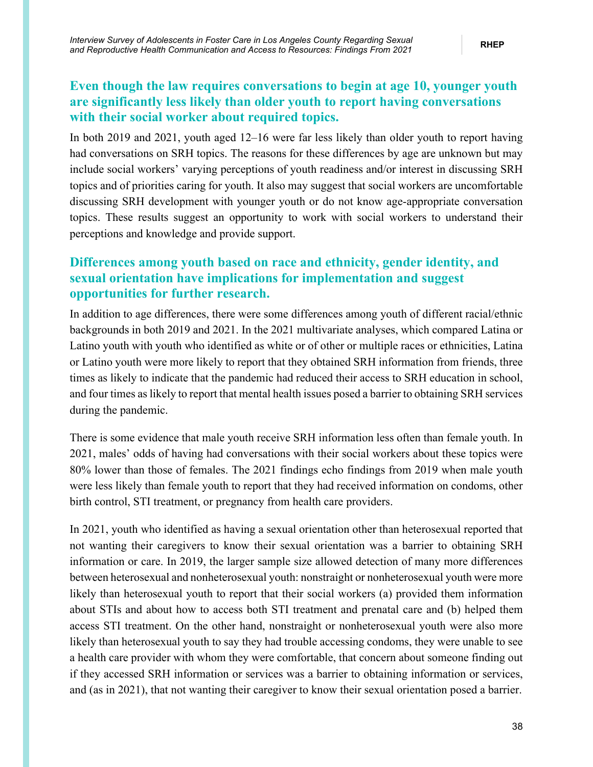## Even though the law requires conversations to begin at age 10, younger youth are significantly less likely than older youth to report having conversations with their social worker about required topics.

In both 2019 and 2021, youth aged 12–16 were far less likely than older youth to report having had conversations on SRH topics. The reasons for these differences by age are unknown but may include social workers' varying perceptions of youth readiness and/or interest in discussing SRH topics and of priorities caring for youth. It also may suggest that social workers are uncomfortable discussing SRH development with younger youth or do not know age-appropriate conversation topics. These results suggest an opportunity to work with social workers to understand their perceptions and knowledge and provide support.

## Differences among youth based on race and ethnicity, gender identity, and sexual orientation have implications for implementation and suggest opportunities for further research.

In addition to age differences, there were some differences among youth of different racial/ethnic backgrounds in both 2019 and 2021. In the 2021 multivariate analyses, which compared Latina or Latino youth with youth who identified as white or of other or multiple races or ethnicities, Latina or Latino youth were more likely to report that they obtained SRH information from friends, three times as likely to indicate that the pandemic had reduced their access to SRH education in school, and four times as likely to report that mental health issues posed a barrier to obtaining SRH services during the pandemic.

There is some evidence that male youth receive SRH information less often than female youth. In 2021, males' odds of having had conversations with their social workers about these topics were 80% lower than those of females. The 2021 findings echo findings from 2019 when male youth were less likely than female youth to report that they had received information on condoms, other birth control, STI treatment, or pregnancy from health care providers.

In 2021, youth who identified as having a sexual orientation other than heterosexual reported that not wanting their caregivers to know their sexual orientation was a barrier to obtaining SRH information or care. In 2019, the larger sample size allowed detection of many more differences between heterosexual and nonheterosexual youth: nonstraight or nonheterosexual youth were more likely than heterosexual youth to report that their social workers (a) provided them information about STIs and about how to access both STI treatment and prenatal care and (b) helped them access STI treatment. On the other hand, nonstraight or nonheterosexual youth were also more likely than heterosexual youth to say they had trouble accessing condoms, they were unable to see a health care provider with whom they were comfortable, that concern about someone finding out if they accessed SRH information or services was a barrier to obtaining information or services, and (as in 2021), that not wanting their caregiver to know their sexual orientation posed a barrier.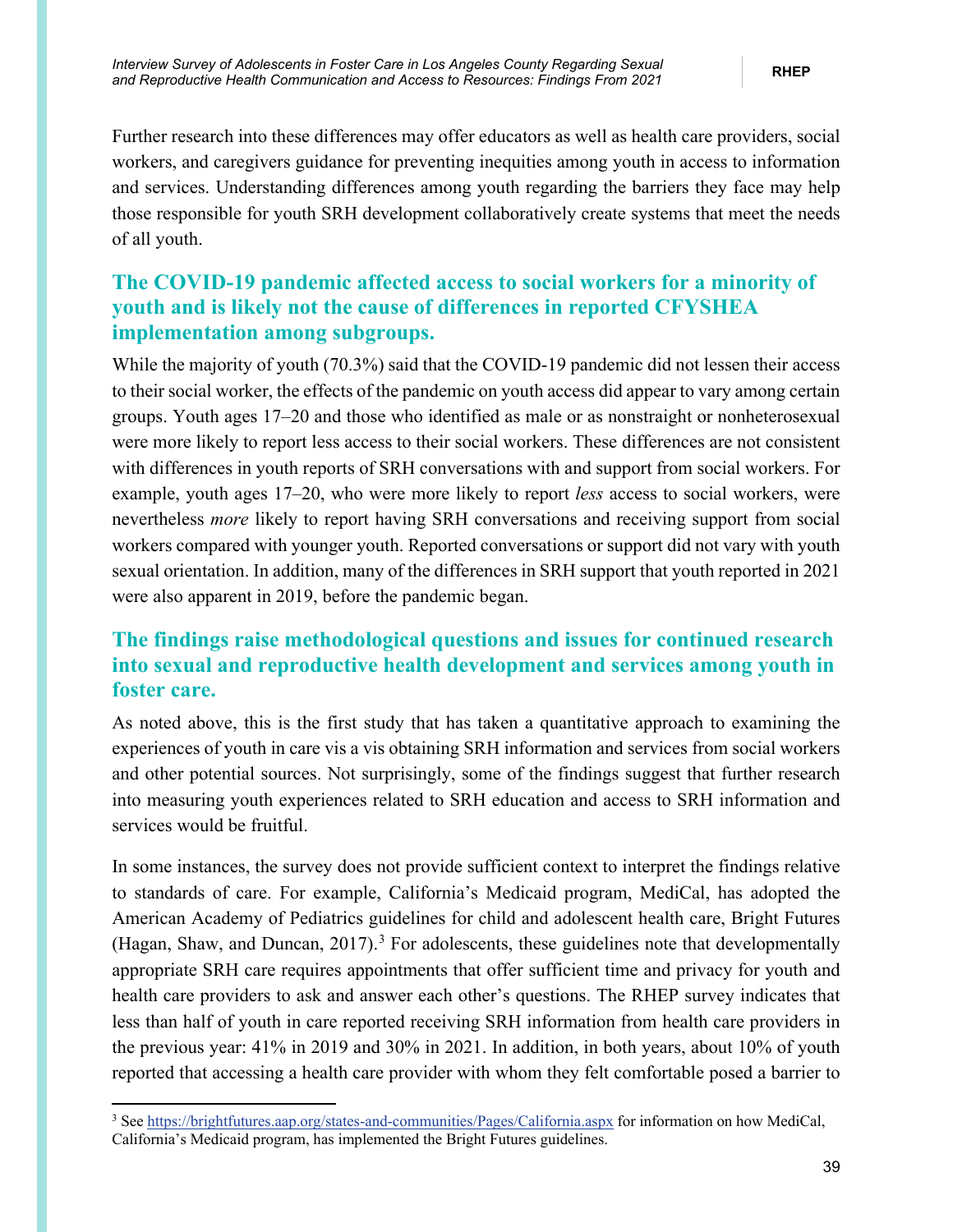Further research into these differences may offer educators as well as health care providers, social workers, and caregivers guidance for preventing inequities among youth in access to information and services. Understanding differences among youth regarding the barriers they face may help those responsible for youth SRH development collaboratively create systems that meet the needs of all youth.

## The COVID-19 pandemic affected access to social workers for a minority of youth and is likely not the cause of differences in reported CFYSHEA implementation among subgroups.

While the majority of youth (70.3%) said that the COVID-19 pandemic did not lessen their access to their social worker, the effects of the pandemic on youth access did appear to vary among certain groups. Youth ages 17–20 and those who identified as male or as nonstraight or nonheterosexual were more likely to report less access to their social workers. These differences are not consistent with differences in youth reports of SRH conversations with and support from social workers. For example, youth ages 17–20, who were more likely to report *less* access to social workers, were nevertheless *more* likely to report having SRH conversations and receiving support from social workers compared with younger youth. Reported conversations or support did not vary with youth sexual orientation. In addition, many of the differences in SRH support that youth reported in 2021 were also apparent in 2019, before the pandemic began.

## The findings raise methodological questions and issues for continued research into sexual and reproductive health development and services among youth in foster care.

As noted above, this is the first study that has taken a quantitative approach to examining the experiences of youth in care vis a vis obtaining SRH information and services from social workers and other potential sources. Not surprisingly, some of the findings suggest that further research into measuring youth experiences related to SRH education and access to SRH information and services would be fruitful.

In some instances, the survey does not provide sufficient context to interpret the findings relative to standards of care. For example, California's Medicaid program, MediCal, has adopted the American Academy of Pediatrics guidelines for child and adolescent health care, Bright Futures (Hagan, Shaw, and Duncan, 2017).[3] For adolescents, these guidelines note that developmentally appropriate SRH care requires appointments that offer sufficient time and privacy for youth and health care providers to ask and answer each other's questions. The RHEP survey indicates that less than half of youth in care reported receiving SRH information from health care providers in the previous year: 41% in 2019 and 30% in 2021. In addition, in both years, about 10% of youth reported that accessing a health care provider with whom they felt comfortable posed a barrier to

---

[3] See https://brightfutures.aap.org/states-and-communities/Pages/California.aspx for information on how MediCal, California's Medicaid program, has implemented the Bright Futures guidelines.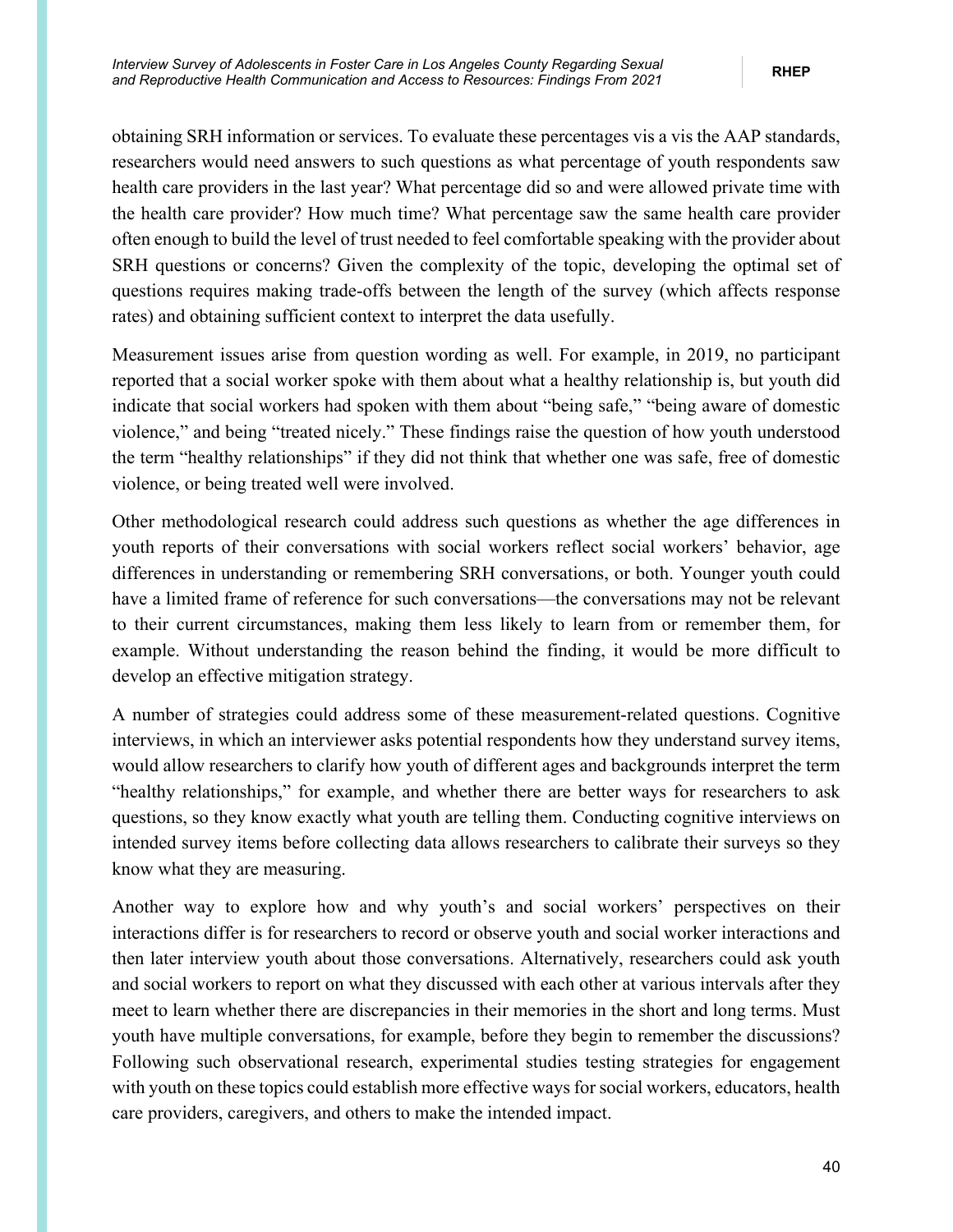obtaining SRH information or services. To evaluate these percentages vis a vis the AAP standards, researchers would need answers to such questions as what percentage of youth respondents saw health care providers in the last year? What percentage did so and were allowed private time with the health care provider? How much time? What percentage saw the same health care provider often enough to build the level of trust needed to feel comfortable speaking with the provider about SRH questions or concerns? Given the complexity of the topic, developing the optimal set of questions requires making trade-offs between the length of the survey (which affects response rates) and obtaining sufficient context to interpret the data usefully.

Measurement issues arise from question wording as well. For example, in 2019, no participant reported that a social worker spoke with them about what a healthy relationship is, but youth did indicate that social workers had spoken with them about "being safe," "being aware of domestic violence," and being "treated nicely." These findings raise the question of how youth understood the term "healthy relationships" if they did not think that whether one was safe, free of domestic violence, or being treated well were involved.

Other methodological research could address such questions as whether the age differences in youth reports of their conversations with social workers reflect social workers' behavior, age differences in understanding or remembering SRH conversations, or both. Younger youth could have a limited frame of reference for such conversations—the conversations may not be relevant to their current circumstances, making them less likely to learn from or remember them, for example. Without understanding the reason behind the finding, it would be more difficult to develop an effective mitigation strategy.

A number of strategies could address some of these measurement-related questions. Cognitive interviews, in which an interviewer asks potential respondents how they understand survey items, would allow researchers to clarify how youth of different ages and backgrounds interpret the term "healthy relationships," for example, and whether there are better ways for researchers to ask questions, so they know exactly what youth are telling them. Conducting cognitive interviews on intended survey items before collecting data allows researchers to calibrate their surveys so they know what they are measuring.

Another way to explore how and why youth's and social workers' perspectives on their interactions differ is for researchers to record or observe youth and social worker interactions and then later interview youth about those conversations. Alternatively, researchers could ask youth and social workers to report on what they discussed with each other at various intervals after they meet to learn whether there are discrepancies in their memories in the short and long terms. Must youth have multiple conversations, for example, before they begin to remember the discussions? Following such observational research, experimental studies testing strategies for engagement with youth on these topics could establish more effective ways for social workers, educators, health care providers, caregivers, and others to make the intended impact.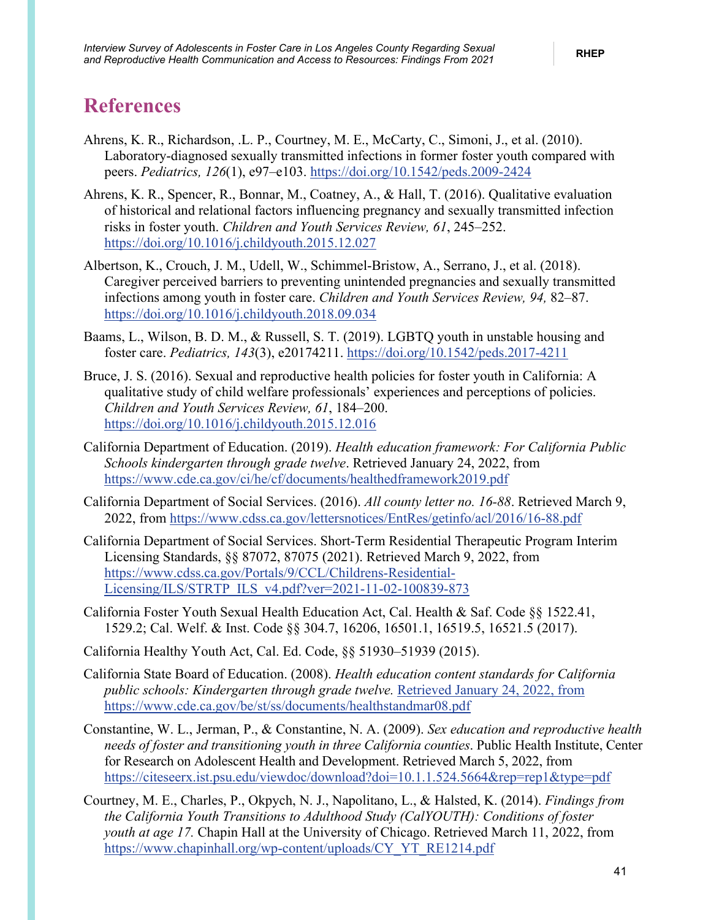# References

Ahrens, K. R., Richardson, .L. P., Courtney, M. E., McCarty, C., Simoni, J., et al. (2010). Laboratory-diagnosed sexually transmitted infections in former foster youth compared with peers. *Pediatrics, 126*(1), e97–e103. https://doi.org/10.1542/peds.2009-2424

Ahrens, K. R., Spencer, R., Bonnar, M., Coatney, A., & Hall, T. (2016). Qualitative evaluation of historical and relational factors influencing pregnancy and sexually transmitted infection risks in foster youth. *Children and Youth Services Review, 61*, 245–252. https://doi.org/10.1016/j.childyouth.2015.12.027

Albertson, K., Crouch, J. M., Udell, W., Schimmel-Bristow, A., Serrano, J., et al. (2018). Caregiver perceived barriers to preventing unintended pregnancies and sexually transmitted infections among youth in foster care. *Children and Youth Services Review, 94,* 82–87. https://doi.org/10.1016/j.childyouth.2018.09.034

Baams, L., Wilson, B. D. M., & Russell, S. T. (2019). LGBTQ youth in unstable housing and foster care. *Pediatrics, 143*(3), e20174211. https://doi.org/10.1542/peds.2017-4211

Bruce, J. S. (2016). Sexual and reproductive health policies for foster youth in California: A qualitative study of child welfare professionals' experiences and perceptions of policies. *Children and Youth Services Review, 61*, 184–200. https://doi.org/10.1016/j.childyouth.2015.12.016

California Department of Education. (2019). *Health education framework: For California Public Schools kindergarten through grade twelve*. Retrieved January 24, 2022, from https://www.cde.ca.gov/ci/he/cf/documents/healthedframework2019.pdf

California Department of Social Services. (2016). *All county letter no. 16-88*. Retrieved March 9, 2022, from https://www.cdss.ca.gov/lettersnotices/EntRes/getinfo/acl/2016/16-88.pdf

California Department of Social Services. Short-Term Residential Therapeutic Program Interim Licensing Standards, §§ 87072, 87075 (2021). Retrieved March 9, 2022, from https://www.cdss.ca.gov/Portals/9/CCL/Childrens-Residential-Licensing/ILS/STRTP_ILS_v4.pdf?ver=2021-11-02-100839-873

California Foster Youth Sexual Health Education Act, Cal. Health & Saf. Code §§ 1522.41, 1529.2; Cal. Welf. & Inst. Code §§ 304.7, 16206, 16501.1, 16519.5, 16521.5 (2017).

California Healthy Youth Act, Cal. Ed. Code, §§ 51930–51939 (2015).

California State Board of Education. (2008). *Health education content standards for California public schools: Kindergarten through grade twelve.* Retrieved January 24, 2022, from https://www.cde.ca.gov/be/st/ss/documents/healthstandmar08.pdf

Constantine, W. L., Jerman, P., & Constantine, N. A. (2009). *Sex education and reproductive health needs of foster and transitioning youth in three California counties*. Public Health Institute, Center for Research on Adolescent Health and Development. Retrieved March 5, 2022, from https://citeseerx.ist.psu.edu/viewdoc/download?doi=10.1.1.524.5664&rep=rep1&type=pdf

Courtney, M. E., Charles, P., Okpych, N. J., Napolitano, L., & Halsted, K. (2014). *Findings from the California Youth Transitions to Adulthood Study (CalYOUTH): Conditions of foster youth at age 17.* Chapin Hall at the University of Chicago. Retrieved March 11, 2022, from https://www.chapinhall.org/wp-content/uploads/CY_YT_RE1214.pdf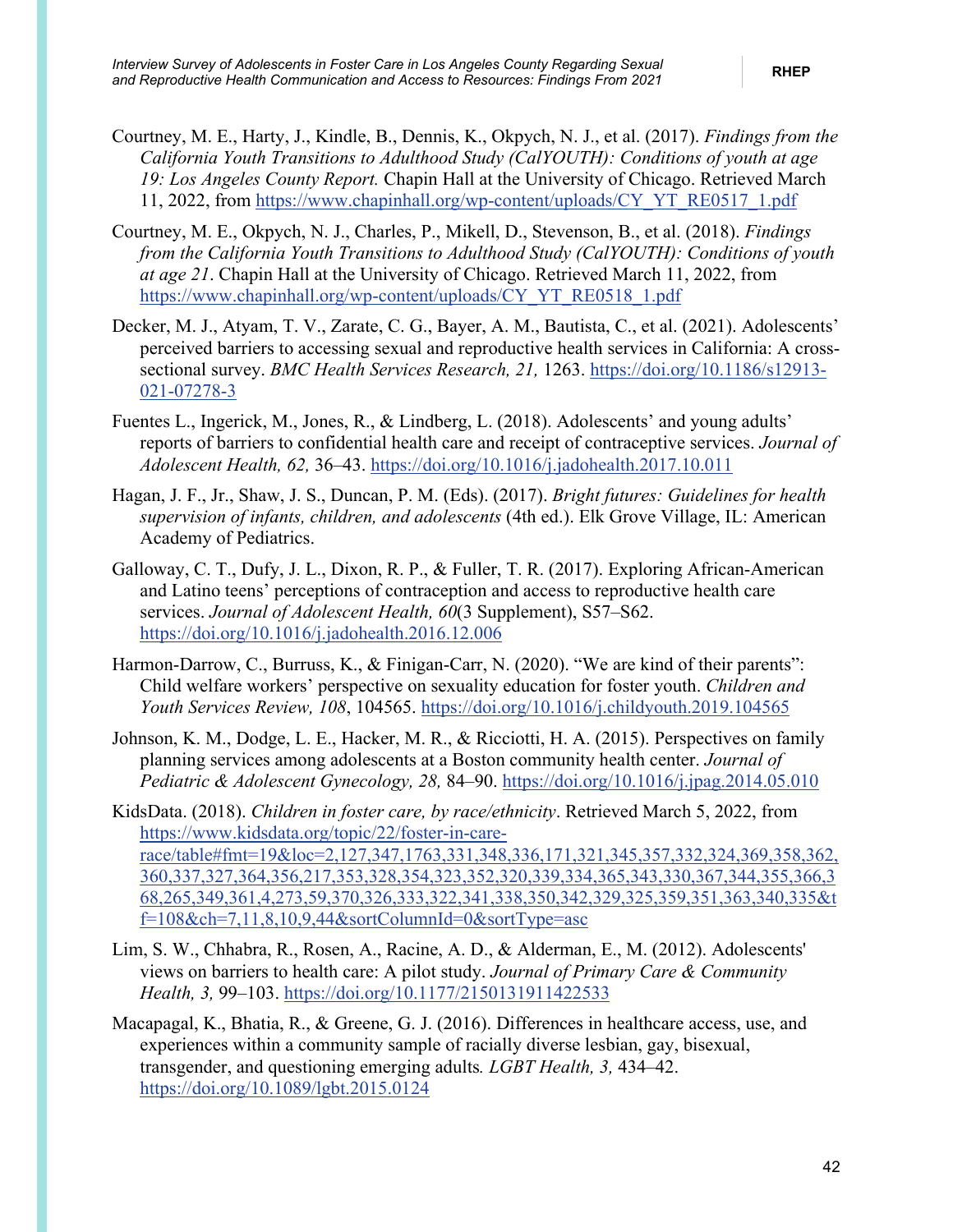Courtney, M. E., Harty, J., Kindle, B., Dennis, K., Okpych, N. J., et al. (2017). *Findings from the California Youth Transitions to Adulthood Study (CalYOUTH): Conditions of youth at age 19: Los Angeles County Report.* Chapin Hall at the University of Chicago. Retrieved March 11, 2022, from https://www.chapinhall.org/wp-content/uploads/CY_YT_RE0517_1.pdf

Courtney, M. E., Okpych, N. J., Charles, P., Mikell, D., Stevenson, B., et al. (2018). *Findings from the California Youth Transitions to Adulthood Study (CalYOUTH): Conditions of youth at age 21*. Chapin Hall at the University of Chicago. Retrieved March 11, 2022, from https://www.chapinhall.org/wp-content/uploads/CY_YT_RE0518_1.pdf

Decker, M. J., Atyam, T. V., Zarate, C. G., Bayer, A. M., Bautista, C., et al. (2021). Adolescents' perceived barriers to accessing sexual and reproductive health services in California: A cross-sectional survey. *BMC Health Services Research, 21,* 1263. https://doi.org/10.1186/s12913-021-07278-3

Fuentes L., Ingerick, M., Jones, R., & Lindberg, L. (2018). Adolescents' and young adults' reports of barriers to confidential health care and receipt of contraceptive services. *Journal of Adolescent Health, 62,* 36–43. https://doi.org/10.1016/j.jadohealth.2017.10.011

Hagan, J. F., Jr., Shaw, J. S., Duncan, P. M. (Eds). (2017). *Bright futures: Guidelines for health supervision of infants, children, and adolescents* (4th ed.). Elk Grove Village, IL: American Academy of Pediatrics.

Galloway, C. T., Dufy, J. L., Dixon, R. P., & Fuller, T. R. (2017). Exploring African-American and Latino teens' perceptions of contraception and access to reproductive health care services. *Journal of Adolescent Health, 60*(3 Supplement), S57–S62. https://doi.org/10.1016/j.jadohealth.2016.12.006

Harmon-Darrow, C., Burruss, K., & Finigan-Carr, N. (2020). "We are kind of their parents": Child welfare workers' perspective on sexuality education for foster youth. *Children and Youth Services Review, 108*, 104565. https://doi.org/10.1016/j.childyouth.2019.104565

Johnson, K. M., Dodge, L. E., Hacker, M. R., & Ricciotti, H. A. (2015). Perspectives on family planning services among adolescents at a Boston community health center. *Journal of Pediatric & Adolescent Gynecology, 28,* 84–90. https://doi.org/10.1016/j.jpag.2014.05.010

KidsData. (2018). *Children in foster care, by race/ethnicity*. Retrieved March 5, 2022, from https://www.kidsdata.org/topic/22/foster-in-care-race/table#fmt=19&loc=2,127,347,1763,331,348,336,171,321,345,357,332,324,369,358,362,360,337,327,364,356,217,353,328,354,323,352,320,339,334,365,343,330,367,344,355,366,368,265,349,361,4,273,59,370,326,333,322,341,338,350,342,329,325,359,351,363,340,335&tf=108&ch=7,11,8,10,9,44&sortColumnId=0&sortType=asc

Lim, S. W., Chhabra, R., Rosen, A., Racine, A. D., & Alderman, E., M. (2012). Adolescents' views on barriers to health care: A pilot study. *Journal of Primary Care & Community Health, 3,* 99–103. https://doi.org/10.1177/2150131911422533

Macapagal, K., Bhatia, R., & Greene, G. J. (2016). Differences in healthcare access, use, and experiences within a community sample of racially diverse lesbian, gay, bisexual, transgender, and questioning emerging adults*. LGBT Health, 3,* 434–42. https://doi.org/10.1089/lgbt.2015.0124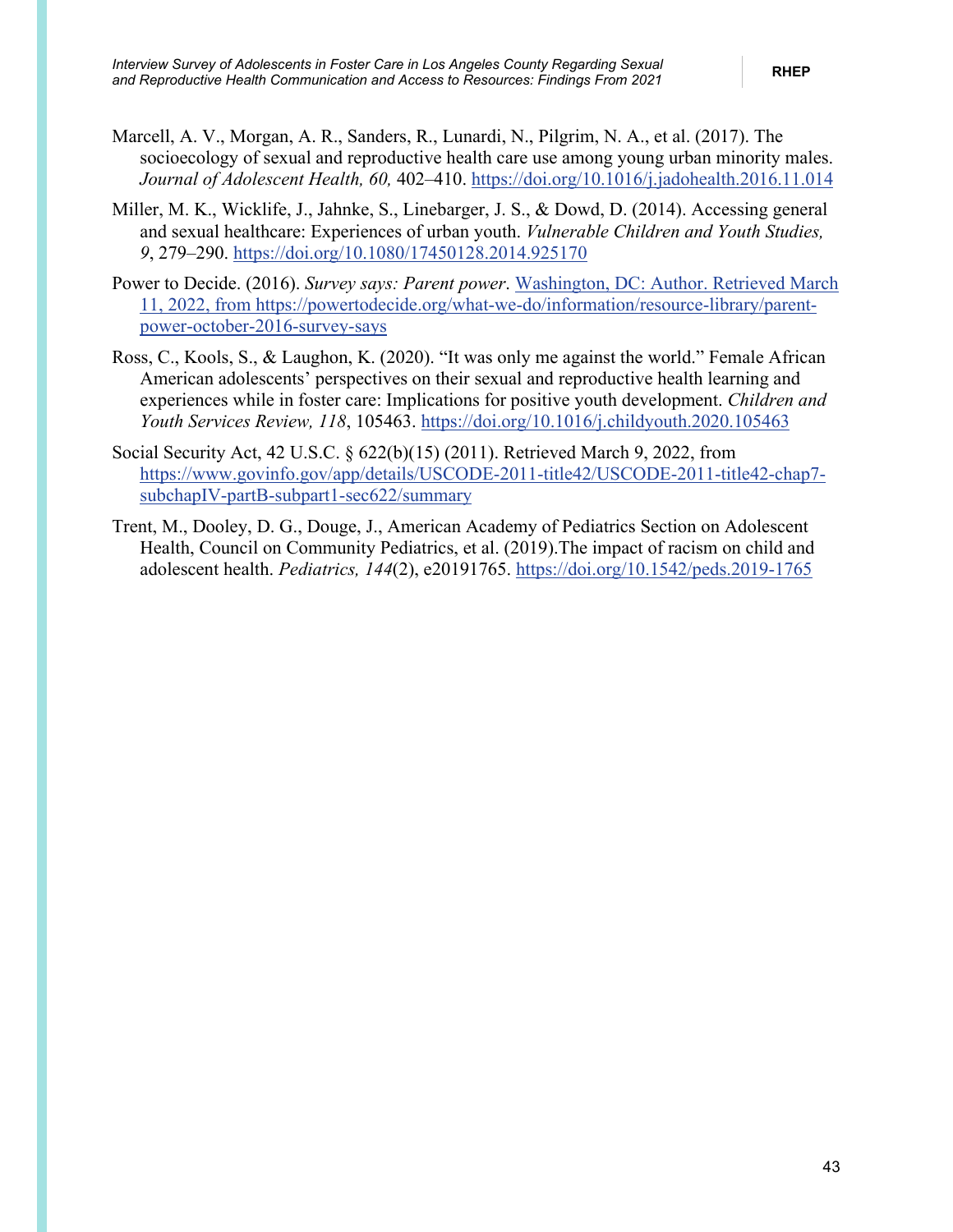Marcell, A. V., Morgan, A. R., Sanders, R., Lunardi, N., Pilgrim, N. A., et al. (2017). The socioecology of sexual and reproductive health care use among young urban minority males. *Journal of Adolescent Health, 60,* 402–410. https://doi.org/10.1016/j.jadohealth.2016.11.014

Miller, M. K., Wicklife, J., Jahnke, S., Linebarger, J. S., & Dowd, D. (2014). Accessing general and sexual healthcare: Experiences of urban youth. *Vulnerable Children and Youth Studies, 9*, 279–290. https://doi.org/10.1080/17450128.2014.925170

Power to Decide. (2016). *Survey says: Parent power*. Washington, DC: Author. Retrieved March 11, 2022, from https://powertodecide.org/what-we-do/information/resource-library/parent-power-october-2016-survey-says

Ross, C., Kools, S., & Laughon, K. (2020). "It was only me against the world." Female African American adolescents' perspectives on their sexual and reproductive health learning and experiences while in foster care: Implications for positive youth development. *Children and Youth Services Review, 118*, 105463. https://doi.org/10.1016/j.childyouth.2020.105463

Social Security Act, 42 U.S.C. § 622(b)(15) (2011). Retrieved March 9, 2022, from https://www.govinfo.gov/app/details/USCODE-2011-title42/USCODE-2011-title42-chap7-subchapIV-partB-subpart1-sec622/summary

Trent, M., Dooley, D. G., Douge, J., American Academy of Pediatrics Section on Adolescent Health, Council on Community Pediatrics, et al. (2019).The impact of racism on child and adolescent health. *Pediatrics, 144*(2), e20191765. https://doi.org/10.1542/peds.2019-1765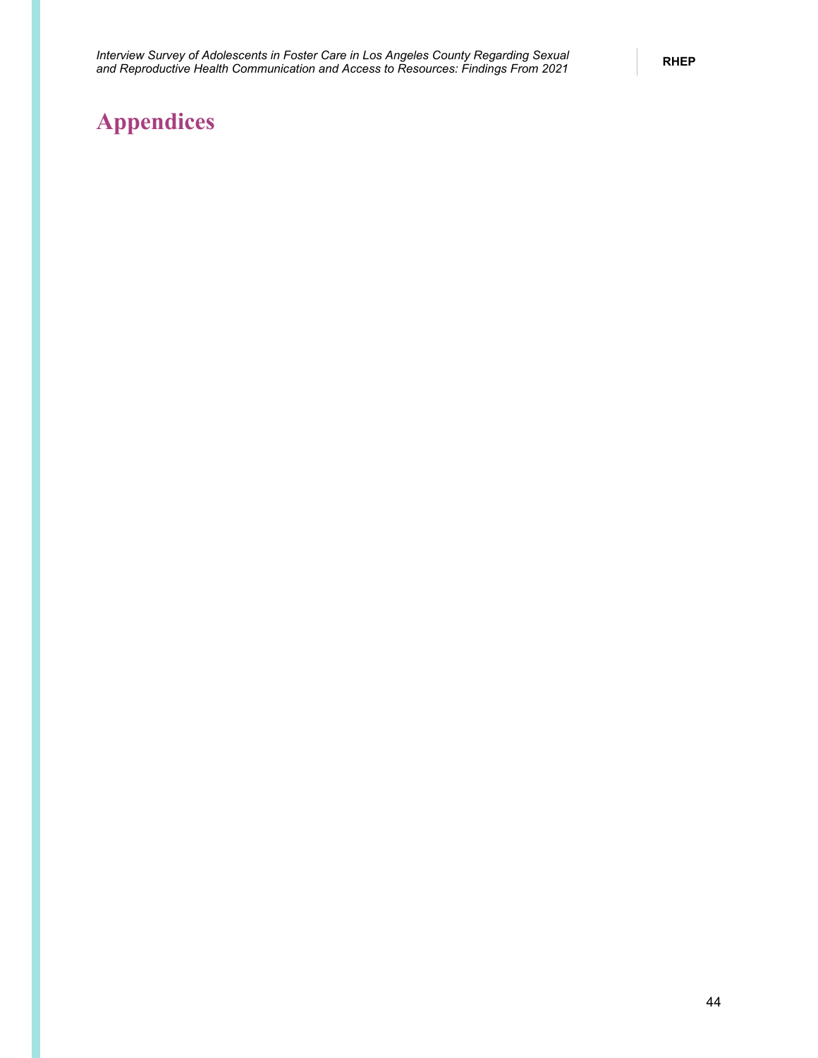# Appendices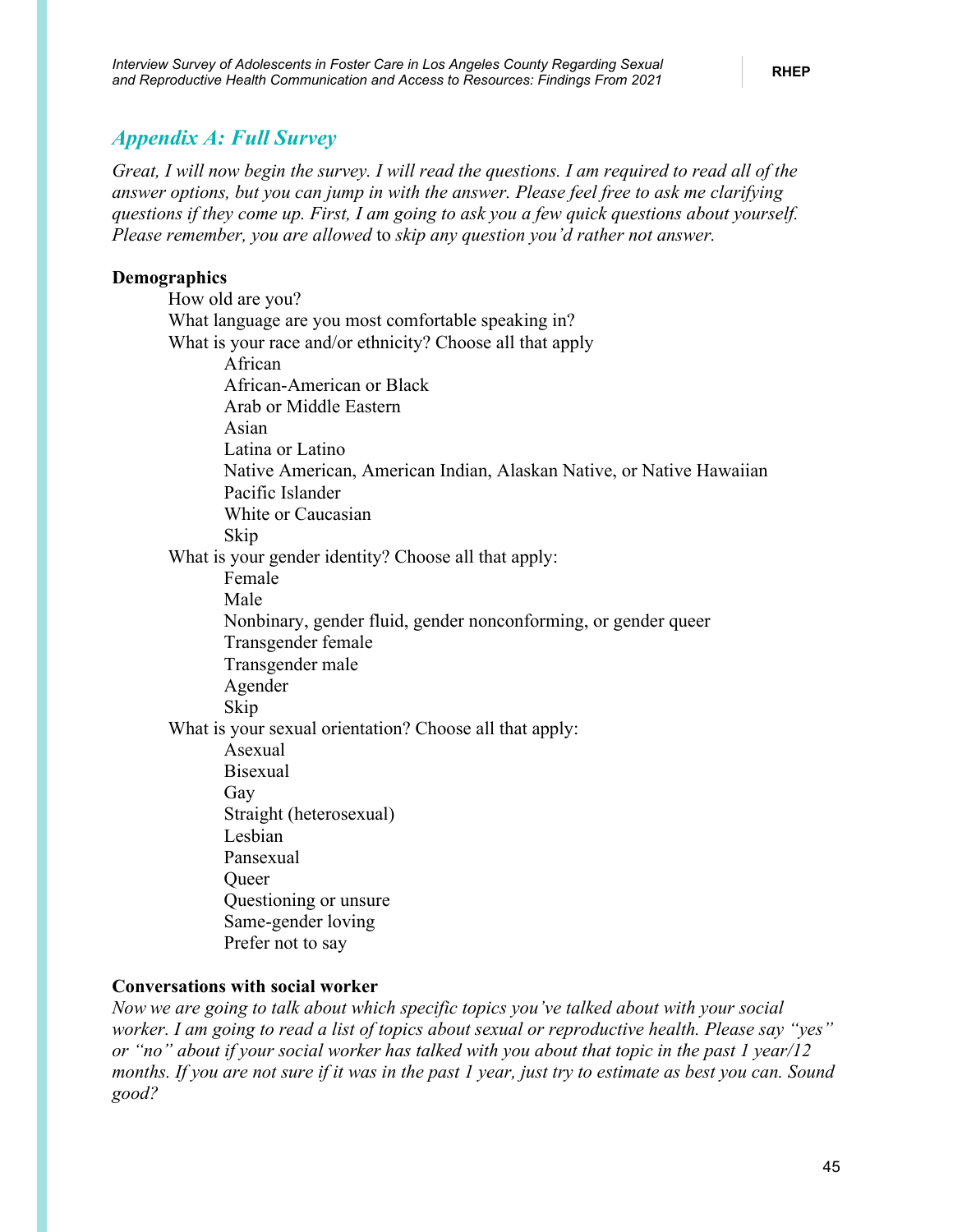## *Appendix A: Full Survey*

*Great, I will now begin the survey. I will read the questions. I am required to read all of the answer options, but you can jump in with the answer. Please feel free to ask me clarifying questions if they come up. First, I am going to ask you a few quick questions about yourself. Please remember, you are allowed* to *skip any question you'd rather not answer.*

**Demographics**

How old are you?

What language are you most comfortable speaking in?

What is your race and/or ethnicity? Choose all that apply

- African
- African-American or Black
- Arab or Middle Eastern
- Asian
- Latina or Latino
- Native American, American Indian, Alaskan Native, or Native Hawaiian
- Pacific Islander
- White or Caucasian
- Skip

What is your gender identity? Choose all that apply:

- Female
- Male
- Nonbinary, gender fluid, gender nonconforming, or gender queer
- Transgender female
- Transgender male
- Agender
- Skip

What is your sexual orientation? Choose all that apply:

- Asexual
- Bisexual
- Gay
- Straight (heterosexual)
- Lesbian
- Pansexual
- Queer
- Questioning or unsure
- Same-gender loving
- Prefer not to say

**Conversations with social worker**

*Now we are going to talk about which specific topics you've talked about with your social worker. I am going to read a list of topics about sexual or reproductive health. Please say "yes" or "no" about if your social worker has talked with you about that topic in the past 1 year/12 months. If you are not sure if it was in the past 1 year, just try to estimate as best you can. Sound good?*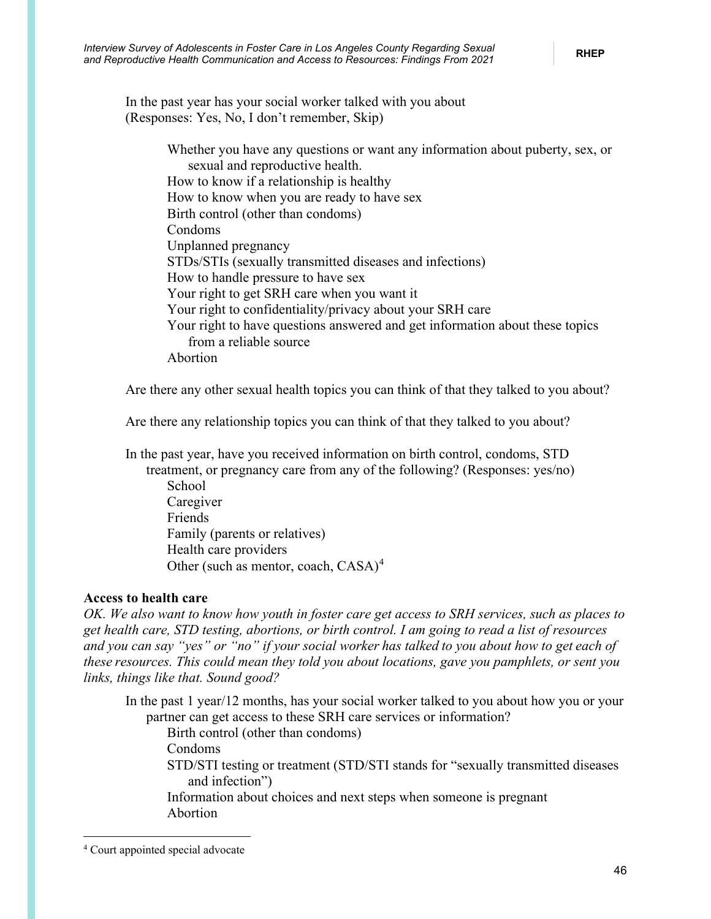In the past year has your social worker talked with you about (Responses: Yes, No, I don't remember, Skip)

- Whether you have any questions or want any information about puberty, sex, or sexual and reproductive health.
- How to know if a relationship is healthy
- How to know when you are ready to have sex
- Birth control (other than condoms)
- Condoms
- Unplanned pregnancy
- STDs/STIs (sexually transmitted diseases and infections)
- How to handle pressure to have sex
- Your right to get SRH care when you want it
- Your right to confidentiality/privacy about your SRH care
- Your right to have questions answered and get information about these topics from a reliable source
- Abortion

Are there any other sexual health topics you can think of that they talked to you about?

Are there any relationship topics you can think of that they talked to you about?

In the past year, have you received information on birth control, condoms, STD treatment, or pregnancy care from any of the following? (Responses: yes/no)

- School
- Caregiver
- Friends
- Family (parents or relatives)
- Health care providers
- Other (such as mentor, coach, CASA)[4]

**Access to health care**

*OK. We also want to know how youth in foster care get access to SRH services, such as places to get health care, STD testing, abortions, or birth control. I am going to read a list of resources and you can say "yes" or "no" if your social worker has talked to you about how to get each of these resources. This could mean they told you about locations, gave you pamphlets, or sent you links, things like that. Sound good?*

In the past 1 year/12 months, has your social worker talked to you about how you or your partner can get access to these SRH care services or information?

- Birth control (other than condoms)
- Condoms
- STD/STI testing or treatment (STD/STI stands for "sexually transmitted diseases and infection")
- Information about choices and next steps when someone is pregnant
- Abortion

[4] Court appointed special advocate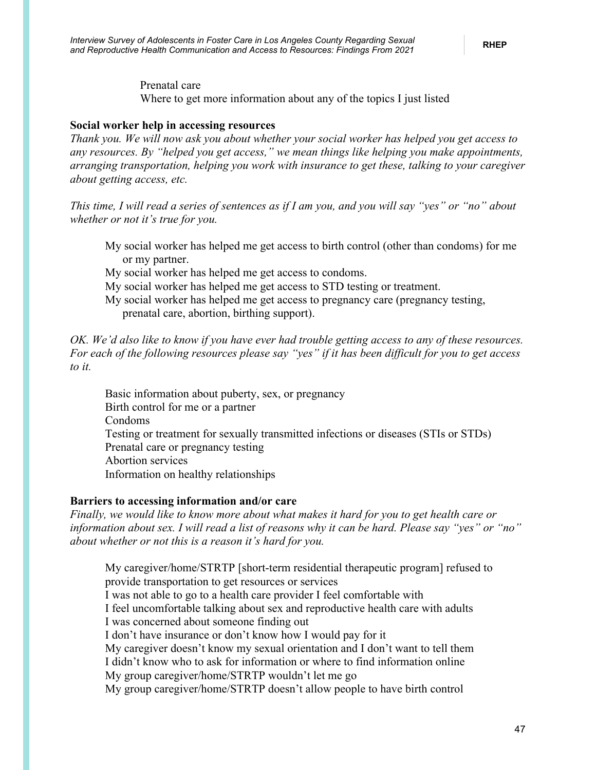Prenatal care
Where to get more information about any of the topics I just listed

**Social worker help in accessing resources**

*Thank you. We will now ask you about whether your social worker has helped you get access to any resources. By "helped you get access," we mean things like helping you make appointments, arranging transportation, helping you work with insurance to get these, talking to your caregiver about getting access, etc.*

*This time, I will read a series of sentences as if I am you, and you will say "yes" or "no" about whether or not it's true for you.*

My social worker has helped me get access to birth control (other than condoms) for me or my partner.
My social worker has helped me get access to condoms.
My social worker has helped me get access to STD testing or treatment.
My social worker has helped me get access to pregnancy care (pregnancy testing, prenatal care, abortion, birthing support).

*OK. We'd also like to know if you have ever had trouble getting access to any of these resources. For each of the following resources please say "yes" if it has been difficult for you to get access to it.*

Basic information about puberty, sex, or pregnancy
Birth control for me or a partner
Condoms
Testing or treatment for sexually transmitted infections or diseases (STIs or STDs)
Prenatal care or pregnancy testing
Abortion services
Information on healthy relationships

**Barriers to accessing information and/or care**

*Finally, we would like to know more about what makes it hard for you to get health care or information about sex. I will read a list of reasons why it can be hard. Please say "yes" or "no" about whether or not this is a reason it's hard for you.*

My caregiver/home/STRTP [short-term residential therapeutic program] refused to provide transportation to get resources or services
I was not able to go to a health care provider I feel comfortable with
I feel uncomfortable talking about sex and reproductive health care with adults
I was concerned about someone finding out
I don't have insurance or don't know how I would pay for it
My caregiver doesn't know my sexual orientation and I don't want to tell them
I didn't know who to ask for information or where to find information online
My group caregiver/home/STRTP wouldn't let me go
My group caregiver/home/STRTP doesn't allow people to have birth control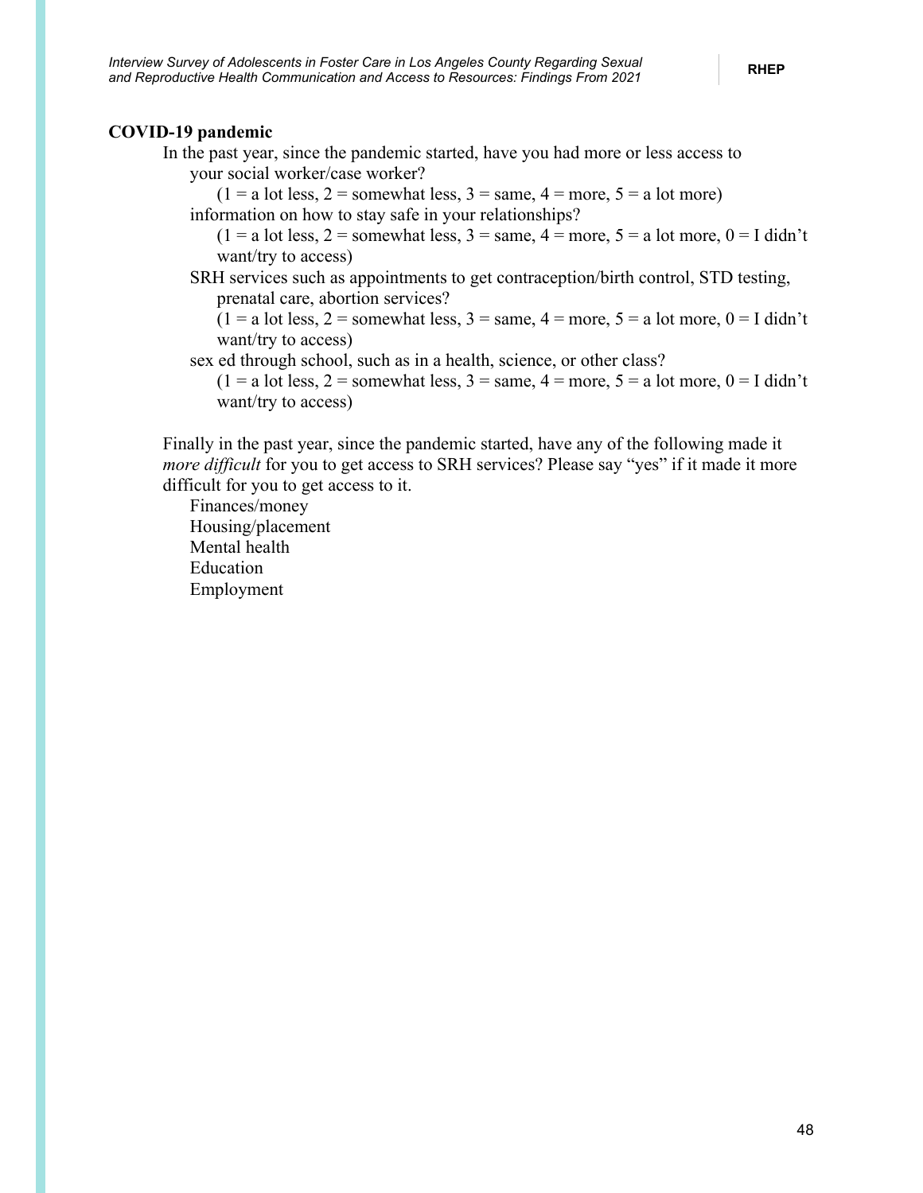**COVID-19 pandemic**

In the past year, since the pandemic started, have you had more or less access to

- your social worker/case worker?
  - (1 = a lot less, 2 = somewhat less, 3 = same, 4 = more, 5 = a lot more)
- information on how to stay safe in your relationships?
  - (1 = a lot less, 2 = somewhat less, 3 = same, 4 = more, 5 = a lot more, 0 = I didn't want/try to access)
- SRH services such as appointments to get contraception/birth control, STD testing, prenatal care, abortion services?
  - (1 = a lot less, 2 = somewhat less, 3 = same, 4 = more, 5 = a lot more, 0 = I didn't want/try to access)
- sex ed through school, such as in a health, science, or other class?
  - (1 = a lot less, 2 = somewhat less, 3 = same, 4 = more, 5 = a lot more, 0 = I didn't want/try to access)

Finally in the past year, since the pandemic started, have any of the following made it *more difficult* for you to get access to SRH services? Please say "yes" if it made it more difficult for you to get access to it.

- Finances/money
- Housing/placement
- Mental health
- Education
- Employment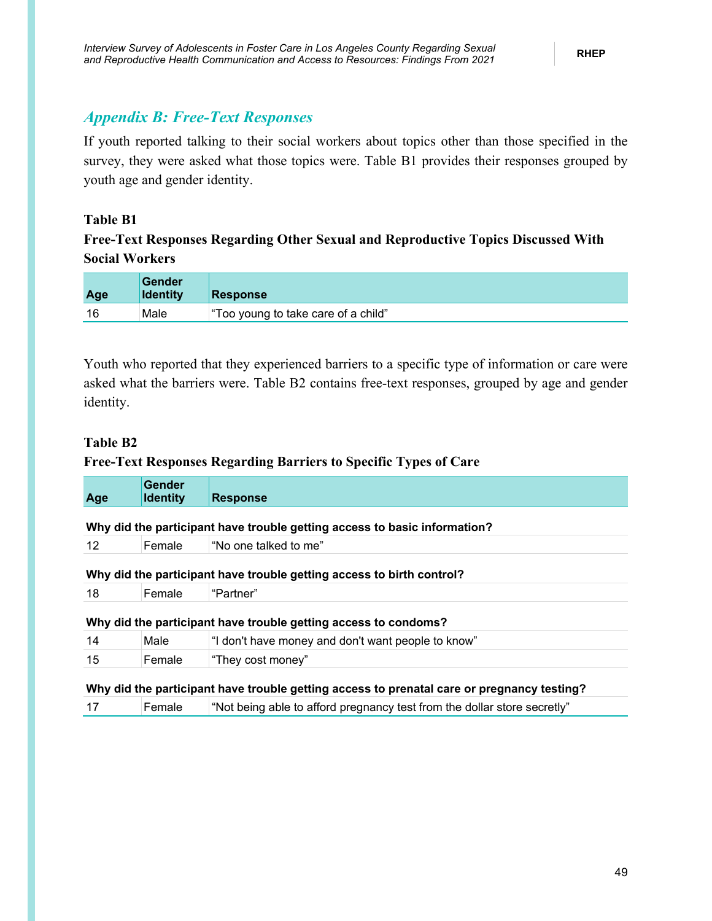## *Appendix B: Free-Text Responses*

If youth reported talking to their social workers about topics other than those specified in the survey, they were asked what those topics were. Table B1 provides their responses grouped by youth age and gender identity.

**Table B1**

**Free-Text Responses Regarding Other Sexual and Reproductive Topics Discussed With Social Workers**

| Age | Gender Identity | Response |
|---|---|---|
| 16 | Male | "Too young to take care of a child" |

Youth who reported that they experienced barriers to a specific type of information or care were asked what the barriers were. Table B2 contains free-text responses, grouped by age and gender identity.

**Table B2**

**Free-Text Responses Regarding Barriers to Specific Types of Care**

| Age | Gender Identity | Response |
|---|---|---|
| **Why did the participant have trouble getting access to basic information?** | | |
| 12 | Female | "No one talked to me" |
| **Why did the participant have trouble getting access to birth control?** | | |
| 18 | Female | "Partner" |
| **Why did the participant have trouble getting access to condoms?** | | |
| 14 | Male | "I don't have money and don't want people to know" |
| 15 | Female | "They cost money" |
| **Why did the participant have trouble getting access to prenatal care or pregnancy testing?** | | |
| 17 | Female | "Not being able to afford pregnancy test from the dollar store secretly" |